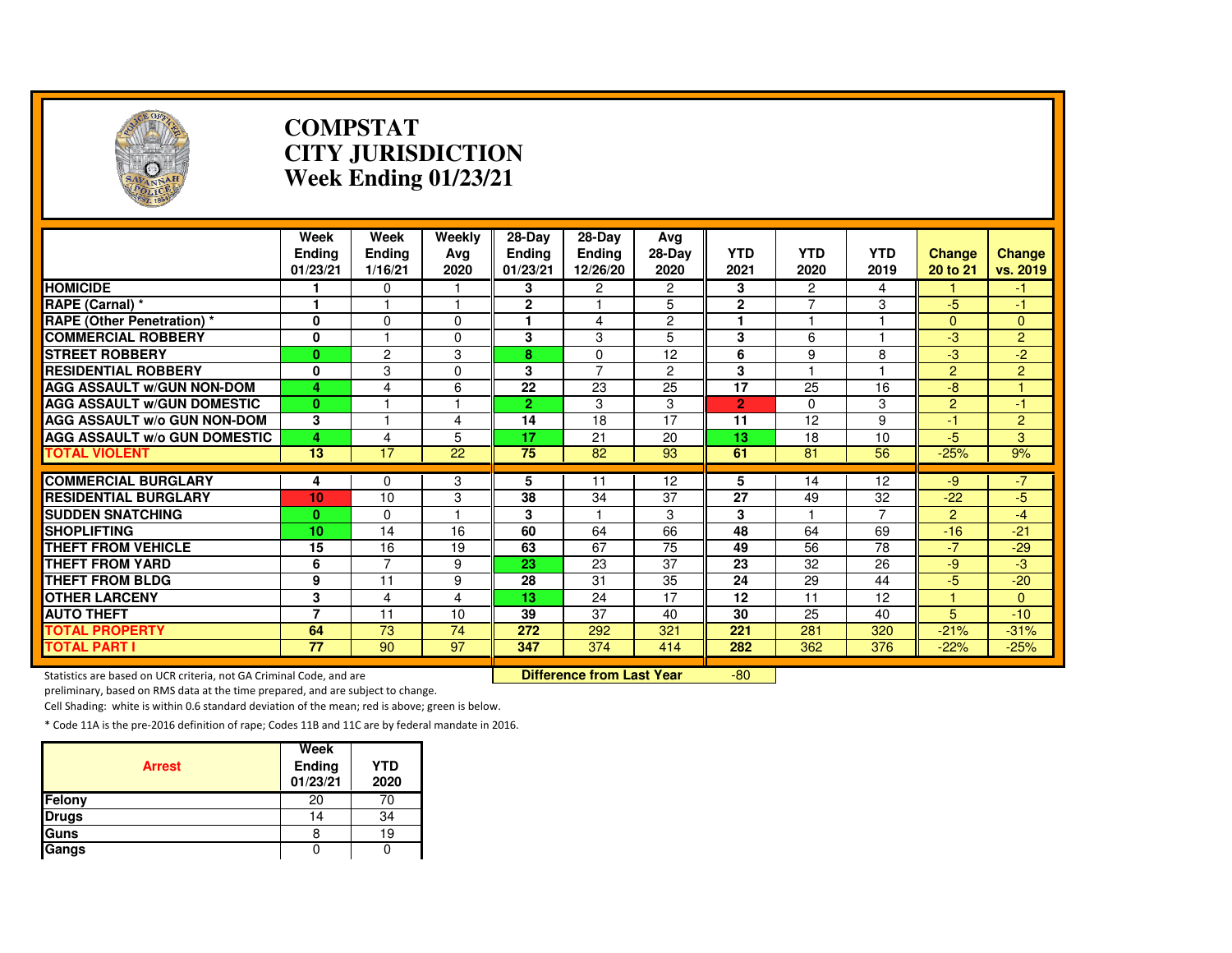# COMPSTAT
# CITY JURISDICTION
# Week Ending 01/23/21

| | Week Ending 01/23/21 | Week Ending 1/16/21 | Weekly Avg 2020 | 28-Day Ending 01/23/21 | 28-Day Ending 12/26/20 | Avg 28-Day 2020 | YTD 2021 | YTD 2020 | YTD 2019 | Change 20 to 21 | Change vs. 2019 |
|---|---|---|---|---|---|---|---|---|---|---|---|
| HOMICIDE | 1 | 0 | 1 | 3 | 2 | 2 | 3 | 2 | 4 | 1 | -1 |
| RAPE (Carnal) * | 1 | 1 | 1 | 2 | 1 | 5 | 2 | 7 | 3 | -5 | -1 |
| RAPE (Other Penetration) * | 0 | 0 | 0 | 1 | 4 | 2 | 1 | 1 | 1 | 0 | 0 |
| COMMERCIAL ROBBERY | 0 | 1 | 0 | 3 | 3 | 5 | 3 | 6 | 1 | -3 | 2 |
| STREET ROBBERY | 0 | 2 | 3 | 8 | 0 | 12 | 6 | 9 | 8 | -3 | -2 |
| RESIDENTIAL ROBBERY | 0 | 3 | 0 | 3 | 7 | 2 | 3 | 1 | 1 | 2 | 2 |
| AGG ASSAULT w/GUN NON-DOM | 4 | 4 | 6 | 22 | 23 | 25 | 17 | 25 | 16 | -8 | 1 |
| AGG ASSAULT w/GUN DOMESTIC | 0 | 1 | 1 | 2 | 3 | 3 | 2 | 0 | 3 | 2 | -1 |
| AGG ASSAULT w/o GUN NON-DOM | 3 | 1 | 4 | 14 | 18 | 17 | 11 | 12 | 9 | -1 | 2 |
| AGG ASSAULT w/o GUN DOMESTIC | 4 | 4 | 5 | 17 | 21 | 20 | 13 | 18 | 10 | -5 | 3 |
| TOTAL VIOLENT | 13 | 17 | 22 | 75 | 82 | 93 | 61 | 81 | 56 | -25% | 9% |
| COMMERCIAL BURGLARY | 4 | 0 | 3 | 5 | 11 | 12 | 5 | 14 | 12 | -9 | -7 |
| RESIDENTIAL BURGLARY | 10 | 10 | 3 | 38 | 34 | 37 | 27 | 49 | 32 | -22 | -5 |
| SUDDEN SNATCHING | 0 | 0 | 1 | 3 | 1 | 3 | 3 | 1 | 7 | 2 | -4 |
| SHOPLIFTING | 10 | 14 | 16 | 60 | 64 | 66 | 48 | 64 | 69 | -16 | -21 |
| THEFT FROM VEHICLE | 15 | 16 | 19 | 63 | 67 | 75 | 49 | 56 | 78 | -7 | -29 |
| THEFT FROM YARD | 6 | 7 | 9 | 23 | 23 | 37 | 23 | 32 | 26 | -9 | -3 |
| THEFT FROM BLDG | 9 | 11 | 9 | 28 | 31 | 35 | 24 | 29 | 44 | -5 | -20 |
| OTHER LARCENY | 3 | 4 | 4 | 13 | 24 | 17 | 12 | 11 | 12 | 1 | 0 |
| AUTO THEFT | 7 | 11 | 10 | 39 | 37 | 40 | 30 | 25 | 40 | 5 | -10 |
| TOTAL PROPERTY | 64 | 73 | 74 | 272 | 292 | 321 | 221 | 281 | 320 | -21% | -31% |
| TOTAL PART I | 77 | 90 | 97 | 347 | 374 | 414 | 282 | 362 | 376 | -22% | -25% |

**Difference from Last Year** -80

Statistics are based on UCR criteria, not GA Criminal Code, and are preliminary, based on RMS data at the time prepared, and are subject to change.

Cell Shading: white is within 0.6 standard deviation of the mean; red is above; green is below.

* Code 11A is the pre-2016 definition of rape; Codes 11B and 11C are by federal mandate in 2016.

| Arrest | Week Ending 01/23/21 | YTD 2020 |
|---|---|---|
| Felony | 20 | 70 |
| Drugs | 14 | 34 |
| Guns | 8 | 19 |
| Gangs | 0 | 0 |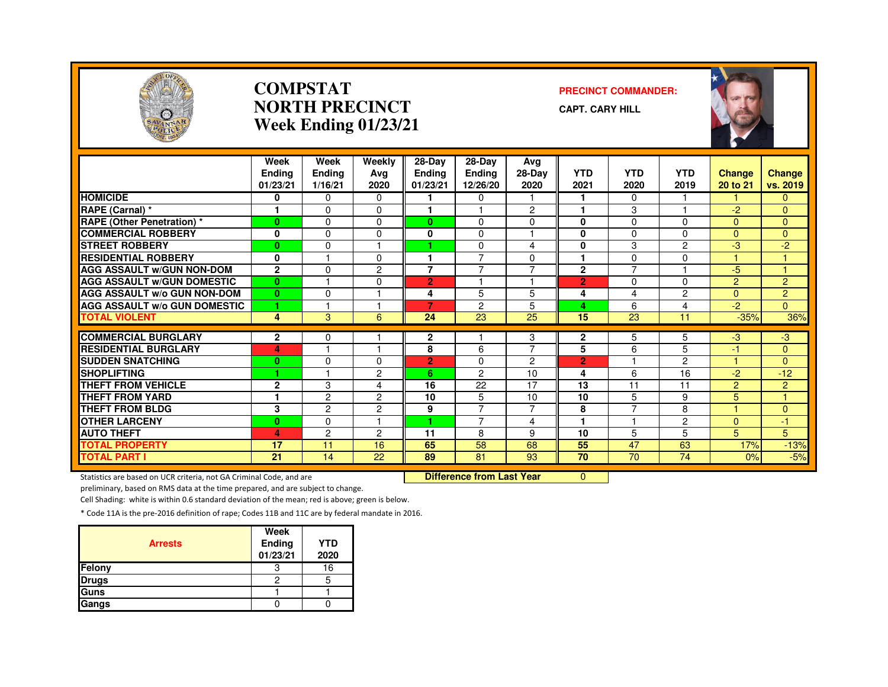# COMPSTAT
# NORTH PRECINCT
# Week Ending 01/23/21

**PRECINCT COMMANDER:**

**CAPT. CARY HILL**

| | Week Ending 01/23/21 | Week Ending 1/16/21 | Weekly Avg 2020 | 28-Day Ending 01/23/21 | 28-Day Ending 12/26/20 | Avg 28-Day 2020 | YTD 2021 | YTD 2020 | YTD 2019 | Change 20 to 21 | Change vs. 2019 |
|---|---|---|---|---|---|---|---|---|---|---|---|
| HOMICIDE | 0 | 0 | 0 | 1 | 0 | 1 | 1 | 0 | 1 | 1 | 0 |
| RAPE (Carnal) * | 1 | 0 | 0 | 1 | 1 | 2 | 1 | 3 | 1 | -2 | 0 |
| RAPE (Other Penetration) * | 0 | 0 | 0 | 0 | 0 | 0 | 0 | 0 | 0 | 0 | 0 |
| COMMERCIAL ROBBERY | 0 | 0 | 0 | 0 | 0 | 1 | 0 | 0 | 0 | 0 | 0 |
| STREET ROBBERY | 0 | 0 | 1 | 1 | 0 | 4 | 0 | 3 | 2 | -3 | -2 |
| RESIDENTIAL ROBBERY | 0 | 1 | 0 | 1 | 7 | 0 | 1 | 0 | 0 | 1 | 1 |
| AGG ASSAULT w/GUN NON-DOM | 2 | 0 | 2 | 7 | 7 | 7 | 2 | 7 | 1 | -5 | 1 |
| AGG ASSAULT w/GUN DOMESTIC | 0 | 1 | 0 | 2 | 1 | 1 | 2 | 0 | 0 | 2 | 2 |
| AGG ASSAULT w/o GUN NON-DOM | 0 | 0 | 1 | 4 | 5 | 5 | 4 | 4 | 2 | 0 | 2 |
| AGG ASSAULT w/o GUN DOMESTIC | 1 | 1 | 1 | 7 | 2 | 5 | 4 | 6 | 4 | -2 | 0 |
| TOTAL VIOLENT | 4 | 3 | 6 | 24 | 23 | 25 | 15 | 23 | 11 | -35% | 36% |
| COMMERCIAL BURGLARY | 2 | 0 | 1 | 2 | 1 | 3 | 2 | 5 | 5 | -3 | -3 |
| RESIDENTIAL BURGLARY | 4 | 1 | 1 | 8 | 6 | 7 | 5 | 6 | 5 | -1 | 0 |
| SUDDEN SNATCHING | 0 | 0 | 0 | 2 | 0 | 2 | 2 | 1 | 2 | 1 | 0 |
| SHOPLIFTING | 1 | 1 | 2 | 6 | 2 | 10 | 4 | 6 | 16 | -2 | -12 |
| THEFT FROM VEHICLE | 2 | 3 | 4 | 16 | 22 | 17 | 13 | 11 | 11 | 2 | 2 |
| THEFT FROM YARD | 1 | 2 | 2 | 10 | 5 | 10 | 10 | 5 | 9 | 5 | 1 |
| THEFT FROM BLDG | 3 | 2 | 2 | 9 | 7 | 7 | 8 | 7 | 8 | 1 | 0 |
| OTHER LARCENY | 0 | 0 | 1 | 1 | 7 | 4 | 1 | 1 | 2 | 0 | -1 |
| AUTO THEFT | 4 | 2 | 2 | 11 | 8 | 9 | 10 | 5 | 5 | 5 | 5 |
| TOTAL PROPERTY | 17 | 11 | 16 | 65 | 58 | 68 | 55 | 47 | 63 | 17% | -13% |
| TOTAL PART I | 21 | 14 | 22 | 89 | 81 | 93 | 70 | 70 | 74 | 0% | -5% |

**Difference from Last Year** 0

Statistics are based on UCR criteria, not GA Criminal Code, and are preliminary, based on RMS data at the time prepared, and are subject to change.

Cell Shading: white is within 0.6 standard deviation of the mean; red is above; green is below.

* Code 11A is the pre-2016 definition of rape; Codes 11B and 11C are by federal mandate in 2016.

| Arrests | Week Ending 01/23/21 | YTD 2020 |
|---|---|---|
| Felony | 3 | 16 |
| Drugs | 2 | 5 |
| Guns | 1 | 1 |
| Gangs | 0 | 0 |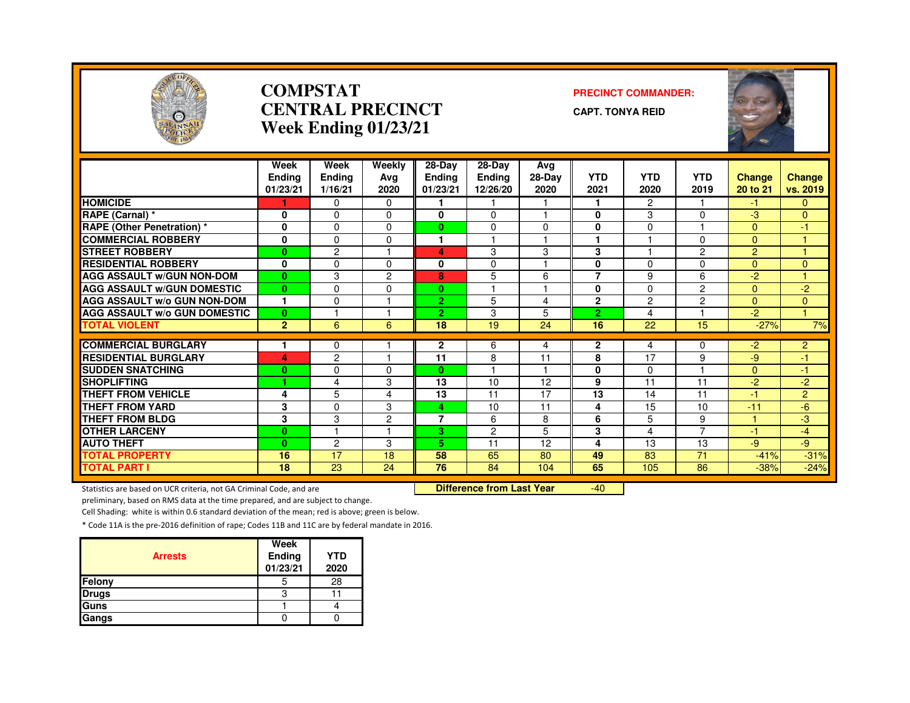# COMPSTAT
# CENTRAL PRECINCT
## Week Ending 01/23/21

**PRECINCT COMMANDER:**

**CAPT. TONYA REID**

| | Week Ending 01/23/21 | Week Ending 1/16/21 | Weekly Avg 2020 | 28-Day Ending 01/23/21 | 28-Day Ending 12/26/20 | Avg 28-Day 2020 | YTD 2021 | YTD 2020 | YTD 2019 | Change 20 to 21 | Change vs. 2019 |
|---|---|---|---|---|---|---|---|---|---|---|---|
| HOMICIDE | 1 | 0 | 0 | 1 | 1 | 1 | 1 | 2 | 1 | -1 | 0 |
| RAPE (Carnal) * | 0 | 0 | 0 | 0 | 0 | 1 | 0 | 3 | 0 | -3 | 0 |
| RAPE (Other Penetration) * | 0 | 0 | 0 | 0 | 0 | 0 | 0 | 0 | 1 | 0 | -1 |
| COMMERCIAL ROBBERY | 0 | 0 | 0 | 1 | 1 | 1 | 1 | 1 | 0 | 0 | 1 |
| STREET ROBBERY | 0 | 2 | 1 | 4 | 3 | 3 | 3 | 1 | 2 | 2 | 1 |
| RESIDENTIAL ROBBERY | 0 | 0 | 0 | 0 | 0 | 1 | 0 | 0 | 0 | 0 | 0 |
| AGG ASSAULT w/GUN NON-DOM | 0 | 3 | 2 | 8 | 5 | 6 | 7 | 9 | 6 | -2 | 1 |
| AGG ASSAULT w/GUN DOMESTIC | 0 | 0 | 0 | 0 | 1 | 1 | 0 | 0 | 2 | 0 | -2 |
| AGG ASSAULT w/o GUN NON-DOM | 1 | 0 | 1 | 2 | 5 | 4 | 2 | 2 | 2 | 0 | 0 |
| AGG ASSAULT w/o GUN DOMESTIC | 0 | 1 | 1 | 2 | 3 | 5 | 2 | 4 | 1 | -2 | 1 |
| TOTAL VIOLENT | 2 | 6 | 6 | 18 | 19 | 24 | 16 | 22 | 15 | -27% | 7% |
| COMMERCIAL BURGLARY | 1 | 0 | 1 | 2 | 6 | 4 | 2 | 4 | 0 | -2 | 2 |
| RESIDENTIAL BURGLARY | 4 | 2 | 1 | 11 | 8 | 11 | 8 | 17 | 9 | -9 | -1 |
| SUDDEN SNATCHING | 0 | 0 | 0 | 0 | 1 | 1 | 0 | 0 | 1 | 0 | -1 |
| SHOPLIFTING | 1 | 4 | 3 | 13 | 10 | 12 | 9 | 11 | 11 | -2 | -2 |
| THEFT FROM VEHICLE | 4 | 5 | 4 | 13 | 11 | 17 | 13 | 14 | 11 | -1 | 2 |
| THEFT FROM YARD | 3 | 0 | 3 | 4 | 10 | 11 | 4 | 15 | 10 | -11 | -6 |
| THEFT FROM BLDG | 3 | 3 | 2 | 7 | 6 | 8 | 6 | 5 | 9 | 1 | -3 |
| OTHER LARCENY | 0 | 1 | 1 | 3 | 2 | 5 | 3 | 4 | 7 | -1 | -4 |
| AUTO THEFT | 0 | 2 | 3 | 5 | 11 | 12 | 4 | 13 | 13 | -9 | -9 |
| TOTAL PROPERTY | 16 | 17 | 18 | 58 | 65 | 80 | 49 | 83 | 71 | -41% | -31% |
| TOTAL PART I | 18 | 23 | 24 | 76 | 84 | 104 | 65 | 105 | 86 | -38% | -24% |

**Difference from Last Year** -40

Statistics are based on UCR criteria, not GA Criminal Code, and are preliminary, based on RMS data at the time prepared, and are subject to change.

Cell Shading: white is within 0.6 standard deviation of the mean; red is above; green is below.

* Code 11A is the pre-2016 definition of rape; Codes 11B and 11C are by federal mandate in 2016.

| Arrests | Week Ending 01/23/21 | YTD 2020 |
|---|---|---|
| Felony | 5 | 28 |
| Drugs | 3 | 11 |
| Guns | 1 | 4 |
| Gangs | 0 | 0 |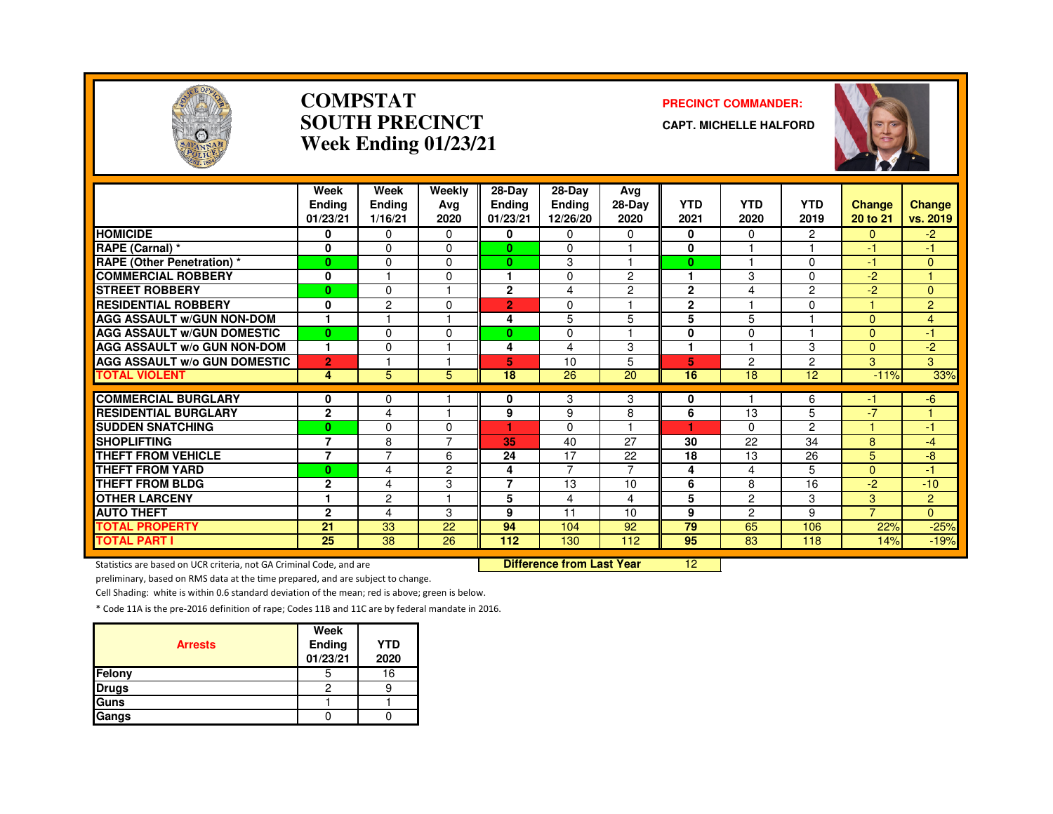# COMPSTAT
# SOUTH PRECINCT
# Week Ending 01/23/21

**PRECINCT COMMANDER:**

**CAPT. MICHELLE HALFORD**

| | Week Ending 01/23/21 | Week Ending 1/16/21 | Weekly Avg 2020 | 28-Day Ending 01/23/21 | 28-Day Ending 12/26/20 | Avg 28-Day 2020 | YTD 2021 | YTD 2020 | YTD 2019 | Change 20 to 21 | Change vs. 2019 |
|---|---|---|---|---|---|---|---|---|---|---|---|
| HOMICIDE | 0 | 0 | 0 | 0 | 0 | 0 | 0 | 0 | 2 | 0 | -2 |
| RAPE (Carnal) * | 0 | 0 | 0 | 0 | 0 | 1 | 0 | 1 | 1 | -1 | -1 |
| RAPE (Other Penetration) * | 0 | 0 | 0 | 0 | 3 | 1 | 0 | 1 | 0 | -1 | 0 |
| COMMERCIAL ROBBERY | 0 | 1 | 0 | 1 | 0 | 2 | 1 | 3 | 0 | -2 | 1 |
| STREET ROBBERY | 0 | 0 | 1 | 2 | 4 | 2 | 2 | 4 | 2 | -2 | 0 |
| RESIDENTIAL ROBBERY | 0 | 2 | 0 | 2 | 0 | 1 | 2 | 1 | 0 | 1 | 2 |
| AGG ASSAULT w/GUN NON-DOM | 1 | 1 | 1 | 4 | 5 | 5 | 5 | 5 | 1 | 0 | 4 |
| AGG ASSAULT w/GUN DOMESTIC | 0 | 0 | 0 | 0 | 0 | 1 | 0 | 0 | 1 | 0 | -1 |
| AGG ASSAULT w/o GUN NON-DOM | 1 | 0 | 1 | 4 | 4 | 3 | 1 | 1 | 3 | 0 | -2 |
| AGG ASSAULT w/o GUN DOMESTIC | 2 | 1 | 1 | 5 | 10 | 5 | 5 | 2 | 2 | 3 | 3 |
| TOTAL VIOLENT | 4 | 5 | 5 | 18 | 26 | 20 | 16 | 18 | 12 | -11% | 33% |
| COMMERCIAL BURGLARY | 0 | 0 | 1 | 0 | 3 | 3 | 0 | 1 | 6 | -1 | -6 |
| RESIDENTIAL BURGLARY | 2 | 4 | 1 | 9 | 9 | 8 | 6 | 13 | 5 | -7 | 1 |
| SUDDEN SNATCHING | 0 | 0 | 0 | 1 | 0 | 1 | 1 | 0 | 2 | 1 | -1 |
| SHOPLIFTING | 7 | 8 | 7 | 35 | 40 | 27 | 30 | 22 | 34 | 8 | -4 |
| THEFT FROM VEHICLE | 7 | 7 | 6 | 24 | 17 | 22 | 18 | 13 | 26 | 5 | -8 |
| THEFT FROM YARD | 0 | 4 | 2 | 4 | 7 | 7 | 4 | 4 | 5 | 0 | -1 |
| THEFT FROM BLDG | 2 | 4 | 3 | 7 | 13 | 10 | 6 | 8 | 16 | -2 | -10 |
| OTHER LARCENY | 1 | 2 | 1 | 5 | 4 | 4 | 5 | 2 | 3 | 3 | 2 |
| AUTO THEFT | 2 | 4 | 3 | 9 | 11 | 10 | 9 | 2 | 9 | 7 | 0 |
| TOTAL PROPERTY | 21 | 33 | 22 | 94 | 104 | 92 | 79 | 65 | 106 | 22% | -25% |
| TOTAL PART I | 25 | 38 | 26 | 112 | 130 | 112 | 95 | 83 | 118 | 14% | -19% |

**Difference from Last Year** 12

Statistics are based on UCR criteria, not GA Criminal Code, and are preliminary, based on RMS data at the time prepared, and are subject to change.

Cell Shading: white is within 0.6 standard deviation of the mean; red is above; green is below.

* Code 11A is the pre-2016 definition of rape; Codes 11B and 11C are by federal mandate in 2016.

| Arrests | Week Ending 01/23/21 | YTD 2020 |
|---|---|---|
| Felony | 5 | 16 |
| Drugs | 2 | 9 |
| Guns | 1 | 1 |
| Gangs | 0 | 0 |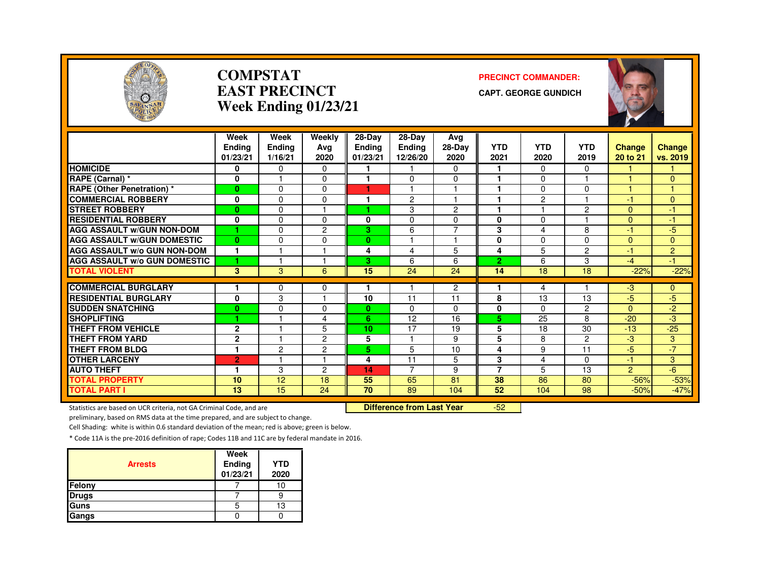# COMPSTAT
# EAST PRECINCT
## Week Ending 01/23/21

**PRECINCT COMMANDER:**
**CAPT. GEORGE GUNDICH**

| | Week Ending 01/23/21 | Week Ending 1/16/21 | Weekly Avg 2020 | 28-Day Ending 01/23/21 | 28-Day Ending 12/26/20 | Avg 28-Day 2020 | YTD 2021 | YTD 2020 | YTD 2019 | Change 20 to 21 | Change vs. 2019 |
|---|---|---|---|---|---|---|---|---|---|---|---|
| HOMICIDE | 0 | 0 | 0 | 1 | 1 | 0 | 1 | 0 | 0 | 1 | 1 |
| RAPE (Carnal) * | 0 | 1 | 0 | 1 | 0 | 0 | 1 | 0 | 1 | 1 | 0 |
| RAPE (Other Penetration) * | 0 | 0 | 0 | 1 | 1 | 1 | 1 | 0 | 0 | 1 | 1 |
| COMMERCIAL ROBBERY | 0 | 0 | 0 | 1 | 2 | 1 | 1 | 2 | 1 | -1 | 0 |
| STREET ROBBERY | 0 | 0 | 1 | 1 | 3 | 2 | 1 | 1 | 2 | 0 | -1 |
| RESIDENTIAL ROBBERY | 0 | 0 | 0 | 0 | 0 | 0 | 0 | 0 | 1 | 0 | -1 |
| AGG ASSAULT w/GUN NON-DOM | 1 | 0 | 2 | 3 | 6 | 7 | 3 | 4 | 8 | -1 | -5 |
| AGG ASSAULT w/GUN DOMESTIC | 0 | 0 | 0 | 0 | 1 | 1 | 0 | 0 | 0 | 0 | 0 |
| AGG ASSAULT w/o GUN NON-DOM | 1 | 1 | 1 | 4 | 4 | 5 | 4 | 5 | 2 | -1 | 2 |
| AGG ASSAULT w/o GUN DOMESTIC | 1 | 1 | 1 | 3 | 6 | 6 | 2 | 6 | 3 | -4 | -1 |
| TOTAL VIOLENT | 3 | 3 | 6 | 15 | 24 | 24 | 14 | 18 | 18 | -22% | -22% |
| COMMERCIAL BURGLARY | 1 | 0 | 0 | 1 | 1 | 2 | 1 | 4 | 1 | -3 | 0 |
| RESIDENTIAL BURGLARY | 0 | 3 | 1 | 10 | 11 | 11 | 8 | 13 | 13 | -5 | -5 |
| SUDDEN SNATCHING | 0 | 0 | 0 | 0 | 0 | 0 | 0 | 0 | 2 | 0 | -2 |
| SHOPLIFTING | 1 | 1 | 4 | 6 | 12 | 16 | 5 | 25 | 8 | -20 | -3 |
| THEFT FROM VEHICLE | 2 | 1 | 5 | 10 | 17 | 19 | 5 | 18 | 30 | -13 | -25 |
| THEFT FROM YARD | 2 | 1 | 2 | 5 | 1 | 9 | 5 | 8 | 2 | -3 | 3 |
| THEFT FROM BLDG | 1 | 2 | 2 | 5 | 5 | 10 | 4 | 9 | 11 | -5 | -7 |
| OTHER LARCENY | 2 | 1 | 1 | 4 | 11 | 5 | 3 | 4 | 0 | -1 | 3 |
| AUTO THEFT | 1 | 3 | 2 | 14 | 7 | 9 | 7 | 5 | 13 | 2 | -6 |
| TOTAL PROPERTY | 10 | 12 | 18 | 55 | 65 | 81 | 38 | 86 | 80 | -56% | -53% |
| TOTAL PART I | 13 | 15 | 24 | 70 | 89 | 104 | 52 | 104 | 98 | -50% | -47% |

**Difference from Last Year** -52

Statistics are based on UCR criteria, not GA Criminal Code, and are preliminary, based on RMS data at the time prepared, and are subject to change.

Cell Shading: white is within 0.6 standard deviation of the mean; red is above; green is below.

* Code 11A is the pre-2016 definition of rape; Codes 11B and 11C are by federal mandate in 2016.

| Arrests | Week Ending 01/23/21 | YTD 2020 |
|---|---|---|
| Felony | 7 | 10 |
| Drugs | 7 | 9 |
| Guns | 5 | 13 |
| Gangs | 0 | 0 |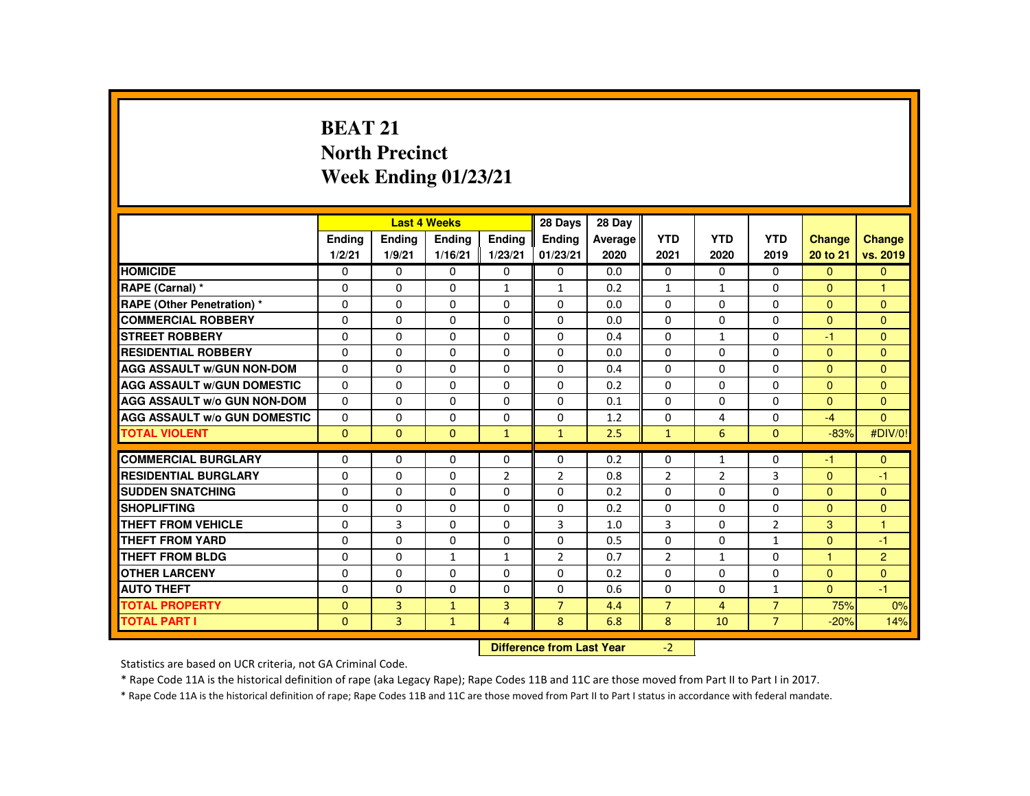# BEAT 21
## North Precinct
## Week Ending 01/23/21

| | Last 4 Weeks | | | | 28 Days | 28 Day | | | | | |
|---|---|---|---|---|---|---|---|---|---|---|---|
| | Ending 1/2/21 | Ending 1/9/21 | Ending 1/16/21 | Ending 1/23/21 | Ending 01/23/21 | Average 2020 | YTD 2021 | YTD 2020 | YTD 2019 | Change 20 to 21 | Change vs. 2019 |
| HOMICIDE | 0 | 0 | 0 | 0 | 0 | 0.0 | 0 | 0 | 0 | 0 | 0 |
| RAPE (Carnal) * | 0 | 0 | 0 | 1 | 1 | 0.2 | 1 | 1 | 0 | 0 | 1 |
| RAPE (Other Penetration) * | 0 | 0 | 0 | 0 | 0 | 0.0 | 0 | 0 | 0 | 0 | 0 |
| COMMERCIAL ROBBERY | 0 | 0 | 0 | 0 | 0 | 0.0 | 0 | 0 | 0 | 0 | 0 |
| STREET ROBBERY | 0 | 0 | 0 | 0 | 0 | 0.4 | 0 | 1 | 0 | -1 | 0 |
| RESIDENTIAL ROBBERY | 0 | 0 | 0 | 0 | 0 | 0.0 | 0 | 0 | 0 | 0 | 0 |
| AGG ASSAULT w/GUN NON-DOM | 0 | 0 | 0 | 0 | 0 | 0.4 | 0 | 0 | 0 | 0 | 0 |
| AGG ASSAULT w/GUN DOMESTIC | 0 | 0 | 0 | 0 | 0 | 0.2 | 0 | 0 | 0 | 0 | 0 |
| AGG ASSAULT w/o GUN NON-DOM | 0 | 0 | 0 | 0 | 0 | 0.1 | 0 | 0 | 0 | 0 | 0 |
| AGG ASSAULT w/o GUN DOMESTIC | 0 | 0 | 0 | 0 | 0 | 1.2 | 0 | 4 | 0 | -4 | 0 |
| TOTAL VIOLENT | 0 | 0 | 0 | 1 | 1 | 2.5 | 1 | 6 | 0 | -83% | #DIV/0! |
| COMMERCIAL BURGLARY | 0 | 0 | 0 | 0 | 0 | 0.2 | 0 | 1 | 0 | -1 | 0 |
| RESIDENTIAL BURGLARY | 0 | 0 | 0 | 2 | 2 | 0.8 | 2 | 2 | 3 | 0 | -1 |
| SUDDEN SNATCHING | 0 | 0 | 0 | 0 | 0 | 0.2 | 0 | 0 | 0 | 0 | 0 |
| SHOPLIFTING | 0 | 0 | 0 | 0 | 0 | 0.2 | 0 | 0 | 0 | 0 | 0 |
| THEFT FROM VEHICLE | 0 | 3 | 0 | 0 | 3 | 1.0 | 3 | 0 | 2 | 3 | 1 |
| THEFT FROM YARD | 0 | 0 | 0 | 0 | 0 | 0.5 | 0 | 0 | 1 | 0 | -1 |
| THEFT FROM BLDG | 0 | 0 | 1 | 1 | 2 | 0.7 | 2 | 1 | 0 | 1 | 2 |
| OTHER LARCENY | 0 | 0 | 0 | 0 | 0 | 0.2 | 0 | 0 | 0 | 0 | 0 |
| AUTO THEFT | 0 | 0 | 0 | 0 | 0 | 0.6 | 0 | 0 | 1 | 0 | -1 |
| TOTAL PROPERTY | 0 | 3 | 1 | 3 | 7 | 4.4 | 7 | 4 | 7 | 75% | 0% |
| TOTAL PART I | 0 | 3 | 1 | 4 | 8 | 6.8 | 8 | 10 | 7 | -20% | 14% |

**Difference from Last Year** -2

Statistics are based on UCR criteria, not GA Criminal Code.

* Rape Code 11A is the historical definition of rape (aka Legacy Rape); Rape Codes 11B and 11C are those moved from Part II to Part I in 2017.

* Rape Code 11A is the historical definition of rape; Rape Codes 11B and 11C are those moved from Part II to Part I status in accordance with federal mandate.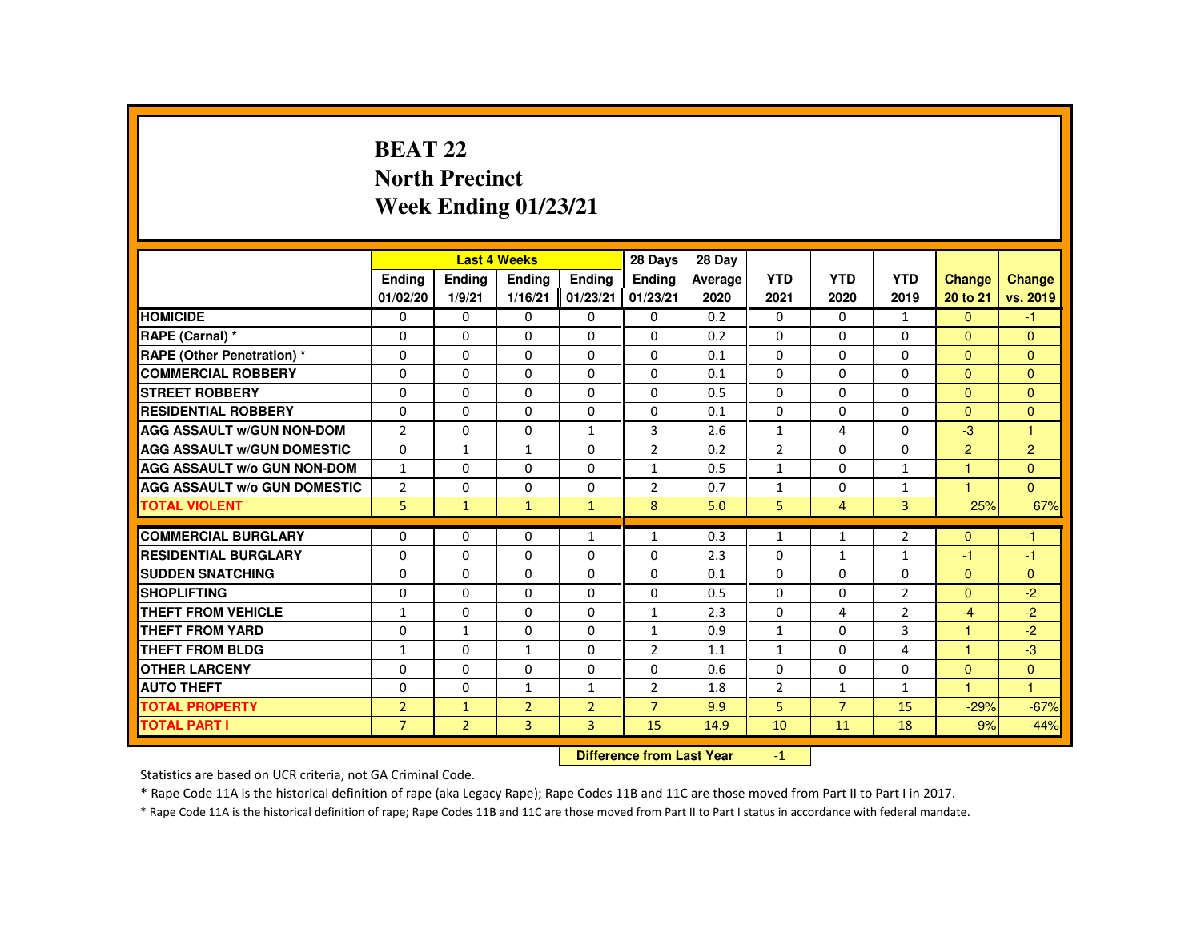# BEAT 22
## North Precinct
## Week Ending 01/23/21

| | Last 4 Weeks | | | | 28 Days | 28 Day | | | | | |
|---|---|---|---|---|---|---|---|---|---|---|---|
| | Ending 01/02/20 | Ending 1/9/21 | Ending 1/16/21 | Ending 01/23/21 | Ending 01/23/21 | Average 2020 | YTD 2021 | YTD 2020 | YTD 2019 | Change 20 to 21 | Change vs. 2019 |
| HOMICIDE | 0 | 0 | 0 | 0 | 0 | 0.2 | 0 | 0 | 1 | 0 | -1 |
| RAPE (Carnal) * | 0 | 0 | 0 | 0 | 0 | 0.2 | 0 | 0 | 0 | 0 | 0 |
| RAPE (Other Penetration) * | 0 | 0 | 0 | 0 | 0 | 0.1 | 0 | 0 | 0 | 0 | 0 |
| COMMERCIAL ROBBERY | 0 | 0 | 0 | 0 | 0 | 0.1 | 0 | 0 | 0 | 0 | 0 |
| STREET ROBBERY | 0 | 0 | 0 | 0 | 0 | 0.5 | 0 | 0 | 0 | 0 | 0 |
| RESIDENTIAL ROBBERY | 0 | 0 | 0 | 0 | 0 | 0.1 | 0 | 0 | 0 | 0 | 0 |
| AGG ASSAULT w/GUN NON-DOM | 2 | 0 | 0 | 1 | 3 | 2.6 | 1 | 4 | 0 | -3 | 1 |
| AGG ASSAULT w/GUN DOMESTIC | 0 | 1 | 1 | 0 | 2 | 0.2 | 2 | 0 | 0 | 2 | 2 |
| AGG ASSAULT w/o GUN NON-DOM | 1 | 0 | 0 | 0 | 1 | 0.5 | 1 | 0 | 1 | 1 | 0 |
| AGG ASSAULT w/o GUN DOMESTIC | 2 | 0 | 0 | 0 | 2 | 0.7 | 1 | 0 | 1 | 1 | 0 |
| TOTAL VIOLENT | 5 | 1 | 1 | 1 | 8 | 5.0 | 5 | 4 | 3 | 25% | 67% |
| COMMERCIAL BURGLARY | 0 | 0 | 0 | 1 | 1 | 0.3 | 1 | 1 | 2 | 0 | -1 |
| RESIDENTIAL BURGLARY | 0 | 0 | 0 | 0 | 0 | 2.3 | 0 | 1 | 1 | -1 | -1 |
| SUDDEN SNATCHING | 0 | 0 | 0 | 0 | 0 | 0.1 | 0 | 0 | 0 | 0 | 0 |
| SHOPLIFTING | 0 | 0 | 0 | 0 | 0 | 0.5 | 0 | 0 | 2 | 0 | -2 |
| THEFT FROM VEHICLE | 1 | 0 | 0 | 0 | 1 | 2.3 | 0 | 4 | 2 | -4 | -2 |
| THEFT FROM YARD | 0 | 1 | 0 | 0 | 1 | 0.9 | 1 | 0 | 3 | 1 | -2 |
| THEFT FROM BLDG | 1 | 0 | 1 | 0 | 2 | 1.1 | 1 | 0 | 4 | 1 | -3 |
| OTHER LARCENY | 0 | 0 | 0 | 0 | 0 | 0.6 | 0 | 0 | 0 | 0 | 0 |
| AUTO THEFT | 0 | 0 | 1 | 1 | 2 | 1.8 | 2 | 1 | 1 | 1 | 1 |
| TOTAL PROPERTY | 2 | 1 | 2 | 2 | 7 | 9.9 | 5 | 7 | 15 | -29% | -67% |
| TOTAL PART I | 7 | 2 | 3 | 3 | 15 | 14.9 | 10 | 11 | 18 | -9% | -44% |

**Difference from Last Year** -1

Statistics are based on UCR criteria, not GA Criminal Code.

* Rape Code 11A is the historical definition of rape (aka Legacy Rape); Rape Codes 11B and 11C are those moved from Part II to Part I in 2017.

* Rape Code 11A is the historical definition of rape; Rape Codes 11B and 11C are those moved from Part II to Part I status in accordance with federal mandate.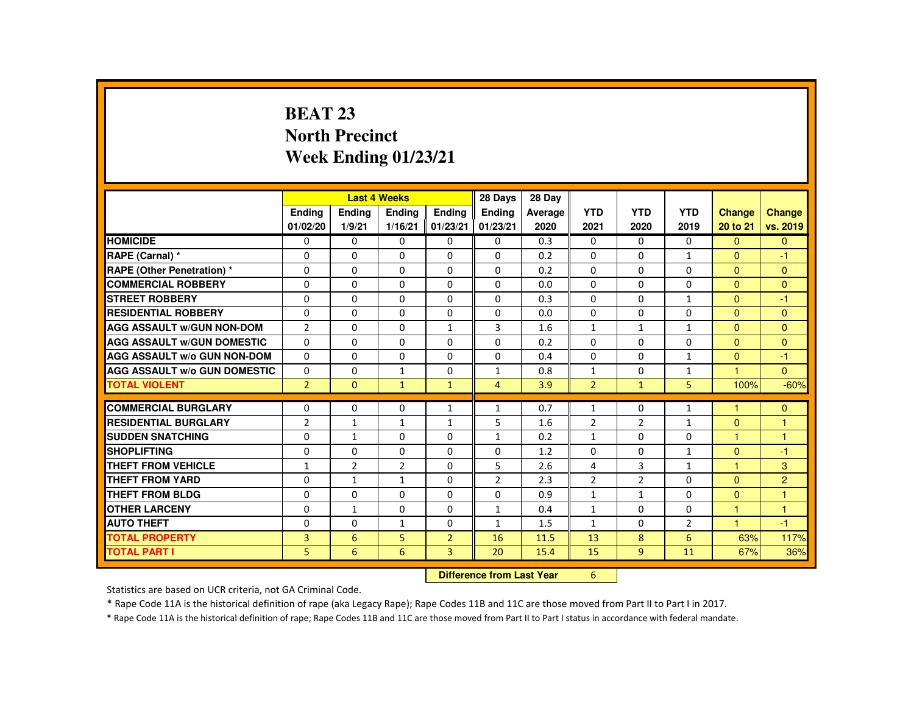# BEAT 23
## North Precinct
## Week Ending 01/23/21

| | Last 4 Weeks | | | | 28 Days | 28 Day | | | | | |
|---|---|---|---|---|---|---|---|---|---|---|---|
| | Ending 01/02/20 | Ending 1/9/21 | Ending 1/16/21 | Ending 01/23/21 | Ending 01/23/21 | Average 2020 | YTD 2021 | YTD 2020 | YTD 2019 | Change 20 to 21 | Change vs. 2019 |
| HOMICIDE | 0 | 0 | 0 | 0 | 0 | 0.3 | 0 | 0 | 0 | 0 | 0 |
| RAPE (Carnal) * | 0 | 0 | 0 | 0 | 0 | 0.2 | 0 | 0 | 1 | 0 | -1 |
| RAPE (Other Penetration) * | 0 | 0 | 0 | 0 | 0 | 0.2 | 0 | 0 | 0 | 0 | 0 |
| COMMERCIAL ROBBERY | 0 | 0 | 0 | 0 | 0 | 0.0 | 0 | 0 | 0 | 0 | 0 |
| STREET ROBBERY | 0 | 0 | 0 | 0 | 0 | 0.3 | 0 | 0 | 1 | 0 | -1 |
| RESIDENTIAL ROBBERY | 0 | 0 | 0 | 0 | 0 | 0.0 | 0 | 0 | 0 | 0 | 0 |
| AGG ASSAULT w/GUN NON-DOM | 2 | 0 | 0 | 1 | 3 | 1.6 | 1 | 1 | 1 | 0 | 0 |
| AGG ASSAULT w/GUN DOMESTIC | 0 | 0 | 0 | 0 | 0 | 0.2 | 0 | 0 | 0 | 0 | 0 |
| AGG ASSAULT w/o GUN NON-DOM | 0 | 0 | 0 | 0 | 0 | 0.4 | 0 | 0 | 1 | 0 | -1 |
| AGG ASSAULT w/o GUN DOMESTIC | 0 | 0 | 1 | 0 | 1 | 0.8 | 1 | 0 | 1 | 1 | 0 |
| TOTAL VIOLENT | 2 | 0 | 1 | 1 | 4 | 3.9 | 2 | 1 | 5 | 100% | -60% |
| COMMERCIAL BURGLARY | 0 | 0 | 0 | 1 | 1 | 0.7 | 1 | 0 | 1 | 1 | 0 |
| RESIDENTIAL BURGLARY | 2 | 1 | 1 | 1 | 5 | 1.6 | 2 | 2 | 1 | 0 | 1 |
| SUDDEN SNATCHING | 0 | 1 | 0 | 0 | 1 | 0.2 | 1 | 0 | 0 | 1 | 1 |
| SHOPLIFTING | 0 | 0 | 0 | 0 | 0 | 1.2 | 0 | 0 | 1 | 0 | -1 |
| THEFT FROM VEHICLE | 1 | 2 | 2 | 0 | 5 | 2.6 | 4 | 3 | 1 | 1 | 3 |
| THEFT FROM YARD | 0 | 1 | 1 | 0 | 2 | 2.3 | 2 | 2 | 0 | 0 | 2 |
| THEFT FROM BLDG | 0 | 0 | 0 | 0 | 0 | 0.9 | 1 | 1 | 0 | 0 | 1 |
| OTHER LARCENY | 0 | 1 | 0 | 0 | 1 | 0.4 | 1 | 0 | 0 | 1 | 1 |
| AUTO THEFT | 0 | 0 | 1 | 0 | 1 | 1.5 | 1 | 0 | 2 | 1 | -1 |
| TOTAL PROPERTY | 3 | 6 | 5 | 2 | 16 | 11.5 | 13 | 8 | 6 | 63% | 117% |
| TOTAL PART I | 5 | 6 | 6 | 3 | 20 | 15.4 | 15 | 9 | 11 | 67% | 36% |

**Difference from Last Year** 6

Statistics are based on UCR criteria, not GA Criminal Code.

* Rape Code 11A is the historical definition of rape (aka Legacy Rape); Rape Codes 11B and 11C are those moved from Part II to Part I in 2017.

* Rape Code 11A is the historical definition of rape; Rape Codes 11B and 11C are those moved from Part II to Part I status in accordance with federal mandate.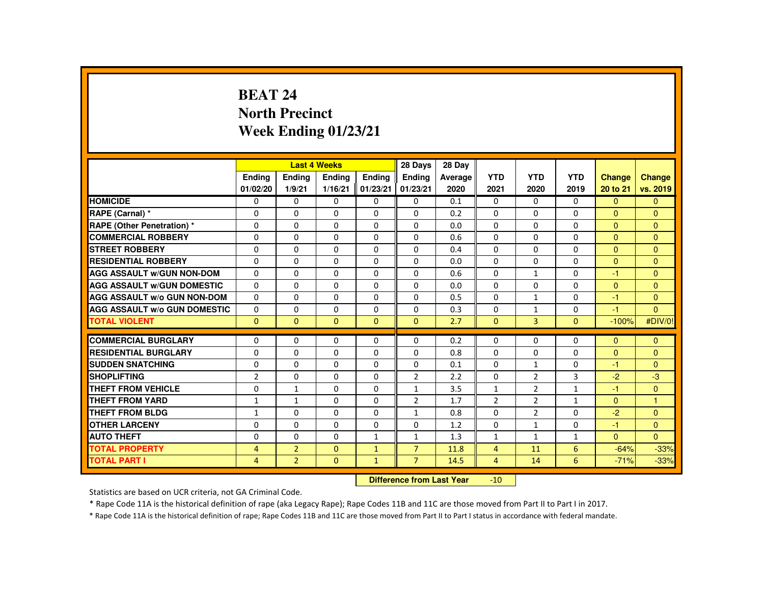# BEAT 24
## North Precinct
## Week Ending 01/23/21

| | Last 4 Weeks | | | | 28 Days | 28 Day | | | | | |
|---|---|---|---|---|---|---|---|---|---|---|---|
| | Ending 01/02/20 | Ending 1/9/21 | Ending 1/16/21 | Ending 01/23/21 | Ending 01/23/21 | Average 2020 | YTD 2021 | YTD 2020 | YTD 2019 | Change 20 to 21 | Change vs. 2019 |
| HOMICIDE | 0 | 0 | 0 | 0 | 0 | 0.1 | 0 | 0 | 0 | 0 | 0 |
| RAPE (Carnal) * | 0 | 0 | 0 | 0 | 0 | 0.2 | 0 | 0 | 0 | 0 | 0 |
| RAPE (Other Penetration) * | 0 | 0 | 0 | 0 | 0 | 0.0 | 0 | 0 | 0 | 0 | 0 |
| COMMERCIAL ROBBERY | 0 | 0 | 0 | 0 | 0 | 0.6 | 0 | 0 | 0 | 0 | 0 |
| STREET ROBBERY | 0 | 0 | 0 | 0 | 0 | 0.4 | 0 | 0 | 0 | 0 | 0 |
| RESIDENTIAL ROBBERY | 0 | 0 | 0 | 0 | 0 | 0.0 | 0 | 0 | 0 | 0 | 0 |
| AGG ASSAULT w/GUN NON-DOM | 0 | 0 | 0 | 0 | 0 | 0.6 | 0 | 1 | 0 | -1 | 0 |
| AGG ASSAULT w/GUN DOMESTIC | 0 | 0 | 0 | 0 | 0 | 0.0 | 0 | 0 | 0 | 0 | 0 |
| AGG ASSAULT w/o GUN NON-DOM | 0 | 0 | 0 | 0 | 0 | 0.5 | 0 | 1 | 0 | -1 | 0 |
| AGG ASSAULT w/o GUN DOMESTIC | 0 | 0 | 0 | 0 | 0 | 0.3 | 0 | 1 | 0 | -1 | 0 |
| TOTAL VIOLENT | 0 | 0 | 0 | 0 | 0 | 2.7 | 0 | 3 | 0 | -100% | #DIV/0! |
| COMMERCIAL BURGLARY | 0 | 0 | 0 | 0 | 0 | 0.2 | 0 | 0 | 0 | 0 | 0 |
| RESIDENTIAL BURGLARY | 0 | 0 | 0 | 0 | 0 | 0.8 | 0 | 0 | 0 | 0 | 0 |
| SUDDEN SNATCHING | 0 | 0 | 0 | 0 | 0 | 0.1 | 0 | 1 | 0 | -1 | 0 |
| SHOPLIFTING | 2 | 0 | 0 | 0 | 2 | 2.2 | 0 | 2 | 3 | -2 | -3 |
| THEFT FROM VEHICLE | 0 | 1 | 0 | 0 | 1 | 3.5 | 1 | 2 | 1 | -1 | 0 |
| THEFT FROM YARD | 1 | 1 | 0 | 0 | 2 | 1.7 | 2 | 2 | 1 | 0 | 1 |
| THEFT FROM BLDG | 1 | 0 | 0 | 0 | 1 | 0.8 | 0 | 2 | 0 | -2 | 0 |
| OTHER LARCENY | 0 | 0 | 0 | 0 | 0 | 1.2 | 0 | 1 | 0 | -1 | 0 |
| AUTO THEFT | 0 | 0 | 0 | 1 | 1 | 1.3 | 1 | 1 | 1 | 0 | 0 |
| TOTAL PROPERTY | 4 | 2 | 0 | 1 | 7 | 11.8 | 4 | 11 | 6 | -64% | -33% |
| TOTAL PART I | 4 | 2 | 0 | 1 | 7 | 14.5 | 4 | 14 | 6 | -71% | -33% |

**Difference from Last Year** -10

Statistics are based on UCR criteria, not GA Criminal Code.

* Rape Code 11A is the historical definition of rape (aka Legacy Rape); Rape Codes 11B and 11C are those moved from Part II to Part I in 2017.

* Rape Code 11A is the historical definition of rape; Rape Codes 11B and 11C are those moved from Part II to Part I status in accordance with federal mandate.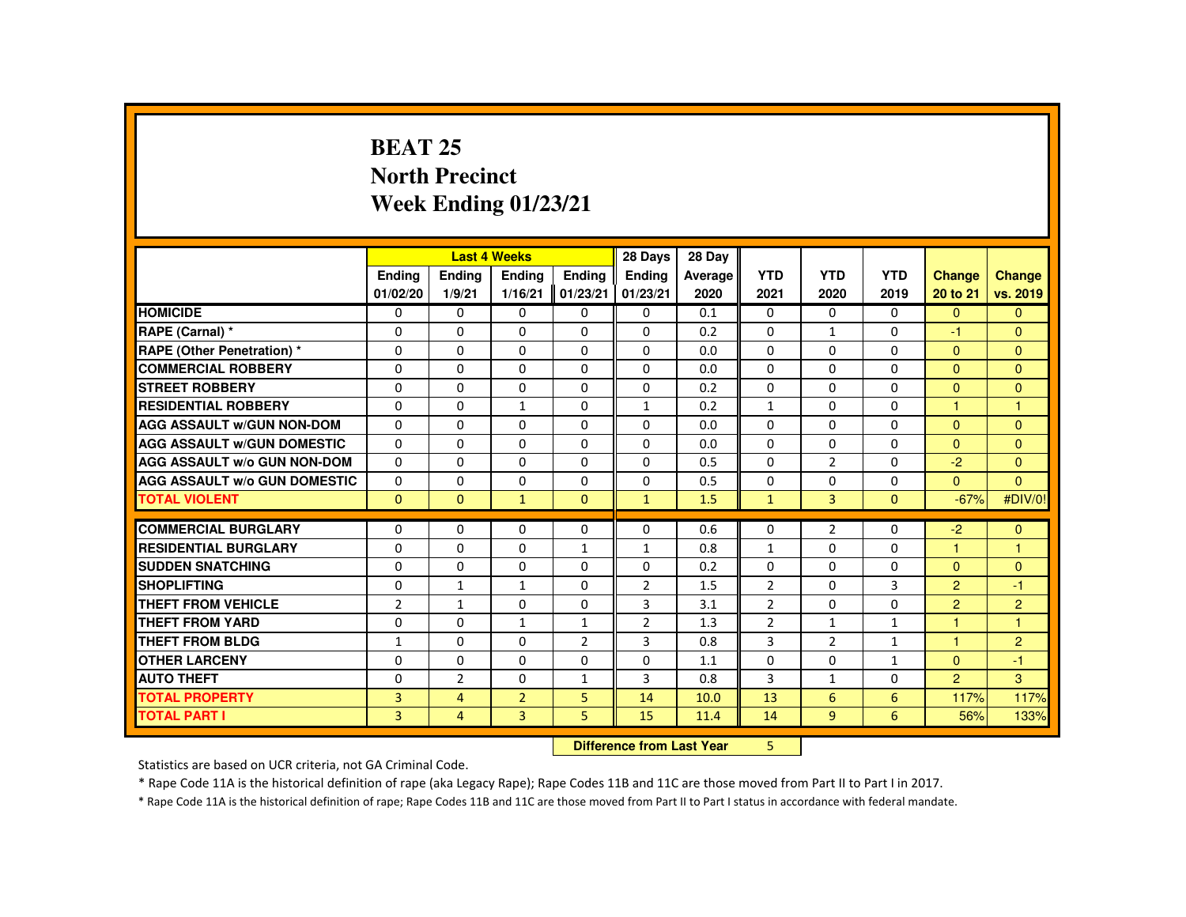# BEAT 25
## North Precinct
## Week Ending 01/23/21

| | Last 4 Weeks | | | | 28 Days | 28 Day | | | | | |
|---|---|---|---|---|---|---|---|---|---|---|---|
| | Ending 01/02/20 | Ending 1/9/21 | Ending 1/16/21 | Ending 01/23/21 | Ending 01/23/21 | Average 2020 | YTD 2021 | YTD 2020 | YTD 2019 | Change 20 to 21 | Change vs. 2019 |
| HOMICIDE | 0 | 0 | 0 | 0 | 0 | 0.1 | 0 | 0 | 0 | 0 | 0 |
| RAPE (Carnal) * | 0 | 0 | 0 | 0 | 0 | 0.2 | 0 | 1 | 0 | -1 | 0 |
| RAPE (Other Penetration) * | 0 | 0 | 0 | 0 | 0 | 0.0 | 0 | 0 | 0 | 0 | 0 |
| COMMERCIAL ROBBERY | 0 | 0 | 0 | 0 | 0 | 0.0 | 0 | 0 | 0 | 0 | 0 |
| STREET ROBBERY | 0 | 0 | 0 | 0 | 0 | 0.2 | 0 | 0 | 0 | 0 | 0 |
| RESIDENTIAL ROBBERY | 0 | 0 | 1 | 0 | 1 | 0.2 | 1 | 0 | 0 | 1 | 1 |
| AGG ASSAULT w/GUN NON-DOM | 0 | 0 | 0 | 0 | 0 | 0.0 | 0 | 0 | 0 | 0 | 0 |
| AGG ASSAULT w/GUN DOMESTIC | 0 | 0 | 0 | 0 | 0 | 0.0 | 0 | 0 | 0 | 0 | 0 |
| AGG ASSAULT w/o GUN NON-DOM | 0 | 0 | 0 | 0 | 0 | 0.5 | 0 | 2 | 0 | -2 | 0 |
| AGG ASSAULT w/o GUN DOMESTIC | 0 | 0 | 0 | 0 | 0 | 0.5 | 0 | 0 | 0 | 0 | 0 |
| TOTAL VIOLENT | 0 | 0 | 1 | 0 | 1 | 1.5 | 1 | 3 | 0 | -67% | #DIV/0! |
| COMMERCIAL BURGLARY | 0 | 0 | 0 | 0 | 0 | 0.6 | 0 | 2 | 0 | -2 | 0 |
| RESIDENTIAL BURGLARY | 0 | 0 | 0 | 1 | 1 | 0.8 | 1 | 0 | 0 | 1 | 1 |
| SUDDEN SNATCHING | 0 | 0 | 0 | 0 | 0 | 0.2 | 0 | 0 | 0 | 0 | 0 |
| SHOPLIFTING | 0 | 1 | 1 | 0 | 2 | 1.5 | 2 | 0 | 3 | 2 | -1 |
| THEFT FROM VEHICLE | 2 | 1 | 0 | 0 | 3 | 3.1 | 2 | 0 | 0 | 2 | 2 |
| THEFT FROM YARD | 0 | 0 | 1 | 1 | 2 | 1.3 | 2 | 1 | 1 | 1 | 1 |
| THEFT FROM BLDG | 1 | 0 | 0 | 2 | 3 | 0.8 | 3 | 2 | 1 | 1 | 2 |
| OTHER LARCENY | 0 | 0 | 0 | 0 | 0 | 1.1 | 0 | 0 | 1 | 0 | -1 |
| AUTO THEFT | 0 | 2 | 0 | 1 | 3 | 0.8 | 3 | 1 | 0 | 2 | 3 |
| TOTAL PROPERTY | 3 | 4 | 2 | 5 | 14 | 10.0 | 13 | 6 | 6 | 117% | 117% |
| TOTAL PART I | 3 | 4 | 3 | 5 | 15 | 11.4 | 14 | 9 | 6 | 56% | 133% |

**Difference from Last Year** 5

Statistics are based on UCR criteria, not GA Criminal Code.

* Rape Code 11A is the historical definition of rape (aka Legacy Rape); Rape Codes 11B and 11C are those moved from Part II to Part I in 2017.

* Rape Code 11A is the historical definition of rape; Rape Codes 11B and 11C are those moved from Part II to Part I status in accordance with federal mandate.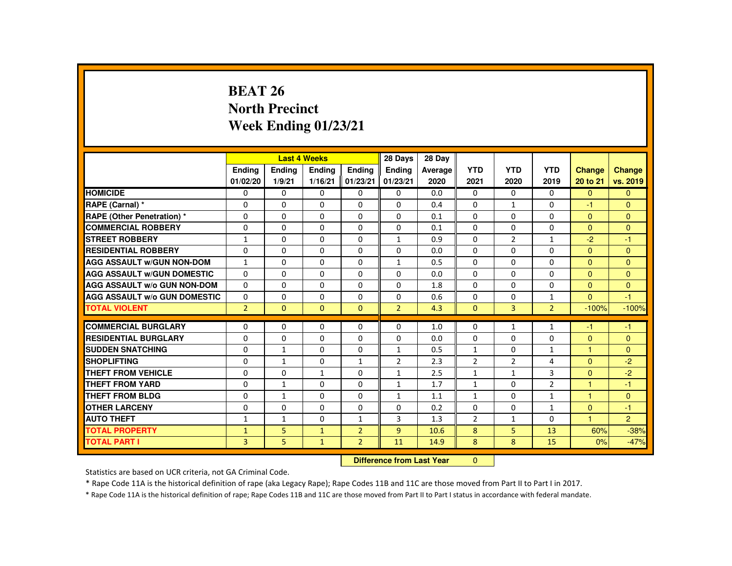# BEAT 26
## North Precinct
## Week Ending 01/23/21

| | Last 4 Weeks | | | | 28 Days | 28 Day | | | | | |
|---|---|---|---|---|---|---|---|---|---|---|---|
| | Ending 01/02/20 | Ending 1/9/21 | Ending 1/16/21 | Ending 01/23/21 | Ending 01/23/21 | Average 2020 | YTD 2021 | YTD 2020 | YTD 2019 | Change 20 to 21 | Change vs. 2019 |
| HOMICIDE | 0 | 0 | 0 | 0 | 0 | 0.0 | 0 | 0 | 0 | 0 | 0 |
| RAPE (Carnal) * | 0 | 0 | 0 | 0 | 0 | 0.4 | 0 | 1 | 0 | -1 | 0 |
| RAPE (Other Penetration) * | 0 | 0 | 0 | 0 | 0 | 0.1 | 0 | 0 | 0 | 0 | 0 |
| COMMERCIAL ROBBERY | 0 | 0 | 0 | 0 | 0 | 0.1 | 0 | 0 | 0 | 0 | 0 |
| STREET ROBBERY | 1 | 0 | 0 | 0 | 1 | 0.9 | 0 | 2 | 1 | -2 | -1 |
| RESIDENTIAL ROBBERY | 0 | 0 | 0 | 0 | 0 | 0.0 | 0 | 0 | 0 | 0 | 0 |
| AGG ASSAULT w/GUN NON-DOM | 1 | 0 | 0 | 0 | 1 | 0.5 | 0 | 0 | 0 | 0 | 0 |
| AGG ASSAULT w/GUN DOMESTIC | 0 | 0 | 0 | 0 | 0 | 0.0 | 0 | 0 | 0 | 0 | 0 |
| AGG ASSAULT w/o GUN NON-DOM | 0 | 0 | 0 | 0 | 0 | 1.8 | 0 | 0 | 0 | 0 | 0 |
| AGG ASSAULT w/o GUN DOMESTIC | 0 | 0 | 0 | 0 | 0 | 0.6 | 0 | 0 | 1 | 0 | -1 |
| TOTAL VIOLENT | 2 | 0 | 0 | 0 | 2 | 4.3 | 0 | 3 | 2 | -100% | -100% |
| COMMERCIAL BURGLARY | 0 | 0 | 0 | 0 | 0 | 1.0 | 0 | 1 | 1 | -1 | -1 |
| RESIDENTIAL BURGLARY | 0 | 0 | 0 | 0 | 0 | 0.0 | 0 | 0 | 0 | 0 | 0 |
| SUDDEN SNATCHING | 0 | 1 | 0 | 0 | 1 | 0.5 | 1 | 0 | 1 | 1 | 0 |
| SHOPLIFTING | 0 | 1 | 0 | 1 | 2 | 2.3 | 2 | 2 | 4 | 0 | -2 |
| THEFT FROM VEHICLE | 0 | 0 | 1 | 0 | 1 | 2.5 | 1 | 1 | 3 | 0 | -2 |
| THEFT FROM YARD | 0 | 1 | 0 | 0 | 1 | 1.7 | 1 | 0 | 2 | 1 | -1 |
| THEFT FROM BLDG | 0 | 1 | 0 | 0 | 1 | 1.1 | 1 | 0 | 1 | 1 | 0 |
| OTHER LARCENY | 0 | 0 | 0 | 0 | 0 | 0.2 | 0 | 0 | 1 | 0 | -1 |
| AUTO THEFT | 1 | 1 | 0 | 1 | 3 | 1.3 | 2 | 1 | 0 | 1 | 2 |
| TOTAL PROPERTY | 1 | 5 | 1 | 2 | 9 | 10.6 | 8 | 5 | 13 | 60% | -38% |
| TOTAL PART I | 3 | 5 | 1 | 2 | 11 | 14.9 | 8 | 8 | 15 | 0% | -47% |

**Difference from Last Year** 0

Statistics are based on UCR criteria, not GA Criminal Code.

* Rape Code 11A is the historical definition of rape (aka Legacy Rape); Rape Codes 11B and 11C are those moved from Part II to Part I in 2017.

* Rape Code 11A is the historical definition of rape; Rape Codes 11B and 11C are those moved from Part II to Part I status in accordance with federal mandate.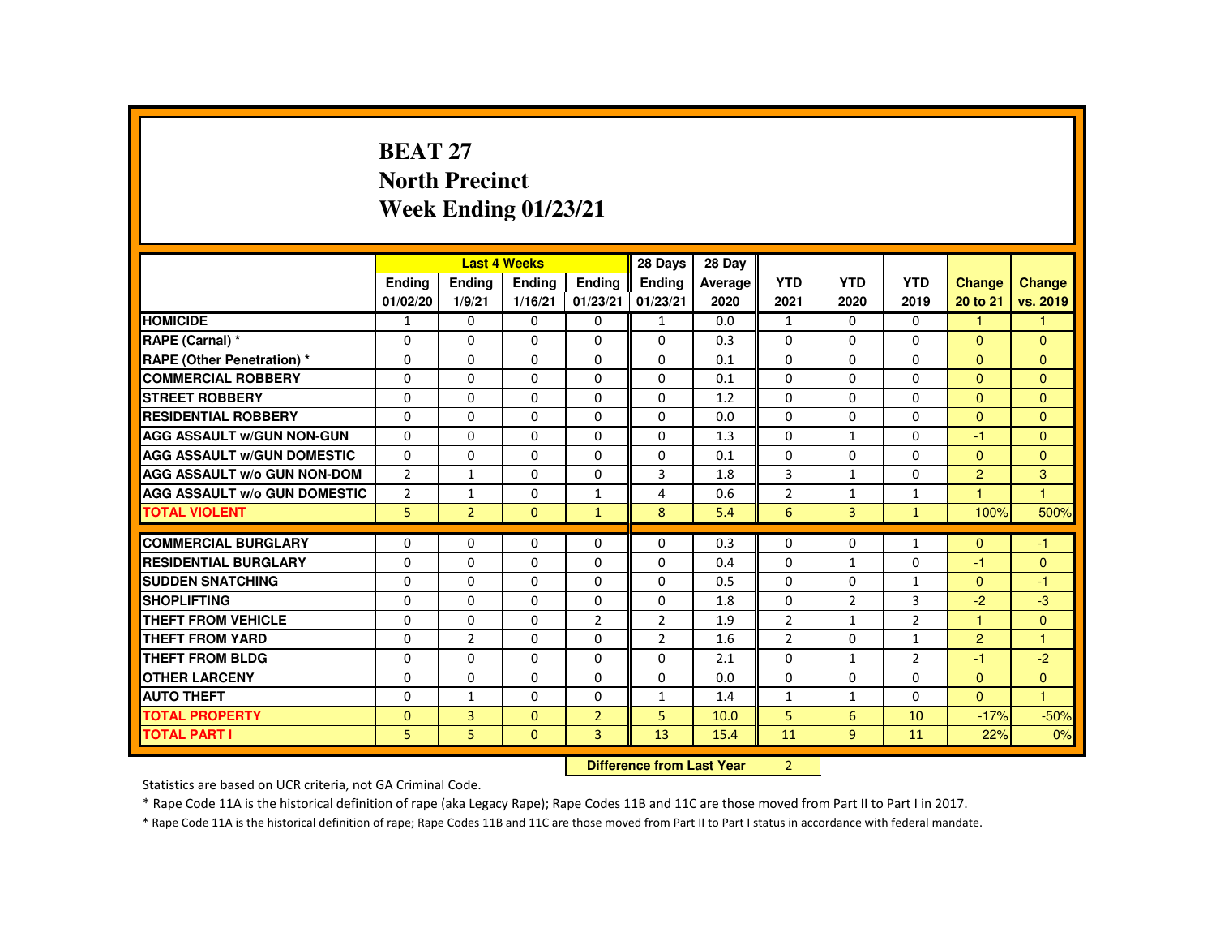# BEAT 27
## North Precinct
## Week Ending 01/23/21

| | Last 4 Weeks | | | | 28 Days | 28 Day | | | | | |
|---|---|---|---|---|---|---|---|---|---|---|---|
| | Ending 01/02/20 | Ending 1/9/21 | Ending 1/16/21 | Ending 01/23/21 | Ending 01/23/21 | Average 2020 | YTD 2021 | YTD 2020 | YTD 2019 | Change 20 to 21 | Change vs. 2019 |
| HOMICIDE | 1 | 0 | 0 | 0 | 1 | 0.0 | 1 | 0 | 0 | 1 | 1 |
| RAPE (Carnal) * | 0 | 0 | 0 | 0 | 0 | 0.3 | 0 | 0 | 0 | 0 | 0 |
| RAPE (Other Penetration) * | 0 | 0 | 0 | 0 | 0 | 0.1 | 0 | 0 | 0 | 0 | 0 |
| COMMERCIAL ROBBERY | 0 | 0 | 0 | 0 | 0 | 0.1 | 0 | 0 | 0 | 0 | 0 |
| STREET ROBBERY | 0 | 0 | 0 | 0 | 0 | 1.2 | 0 | 0 | 0 | 0 | 0 |
| RESIDENTIAL ROBBERY | 0 | 0 | 0 | 0 | 0 | 0.0 | 0 | 0 | 0 | 0 | 0 |
| AGG ASSAULT w/GUN NON-GUN | 0 | 0 | 0 | 0 | 0 | 1.3 | 0 | 1 | 0 | -1 | 0 |
| AGG ASSAULT w/GUN DOMESTIC | 0 | 0 | 0 | 0 | 0 | 0.1 | 0 | 0 | 0 | 0 | 0 |
| AGG ASSAULT w/o GUN NON-DOM | 2 | 1 | 0 | 0 | 3 | 1.8 | 3 | 1 | 0 | 2 | 3 |
| AGG ASSAULT w/o GUN DOMESTIC | 2 | 1 | 0 | 1 | 4 | 0.6 | 2 | 1 | 1 | 1 | 1 |
| TOTAL VIOLENT | 5 | 2 | 0 | 1 | 8 | 5.4 | 6 | 3 | 1 | 100% | 500% |
| COMMERCIAL BURGLARY | 0 | 0 | 0 | 0 | 0 | 0.3 | 0 | 0 | 1 | 0 | -1 |
| RESIDENTIAL BURGLARY | 0 | 0 | 0 | 0 | 0 | 0.4 | 0 | 1 | 0 | -1 | 0 |
| SUDDEN SNATCHING | 0 | 0 | 0 | 0 | 0 | 0.5 | 0 | 0 | 1 | 0 | -1 |
| SHOPLIFTING | 0 | 0 | 0 | 0 | 0 | 1.8 | 0 | 2 | 3 | -2 | -3 |
| THEFT FROM VEHICLE | 0 | 0 | 0 | 2 | 2 | 1.9 | 2 | 1 | 2 | 1 | 0 |
| THEFT FROM YARD | 0 | 2 | 0 | 0 | 2 | 1.6 | 2 | 0 | 1 | 2 | 1 |
| THEFT FROM BLDG | 0 | 0 | 0 | 0 | 0 | 2.1 | 0 | 1 | 2 | -1 | -2 |
| OTHER LARCENY | 0 | 0 | 0 | 0 | 0 | 0.0 | 0 | 0 | 0 | 0 | 0 |
| AUTO THEFT | 0 | 1 | 0 | 0 | 1 | 1.4 | 1 | 1 | 0 | 0 | 1 |
| TOTAL PROPERTY | 0 | 3 | 0 | 2 | 5 | 10.0 | 5 | 6 | 10 | -17% | -50% |
| TOTAL PART I | 5 | 5 | 0 | 3 | 13 | 15.4 | 11 | 9 | 11 | 22% | 0% |

**Difference from Last Year** 2

Statistics are based on UCR criteria, not GA Criminal Code.

* Rape Code 11A is the historical definition of rape (aka Legacy Rape); Rape Codes 11B and 11C are those moved from Part II to Part I in 2017.

* Rape Code 11A is the historical definition of rape; Rape Codes 11B and 11C are those moved from Part II to Part I status in accordance with federal mandate.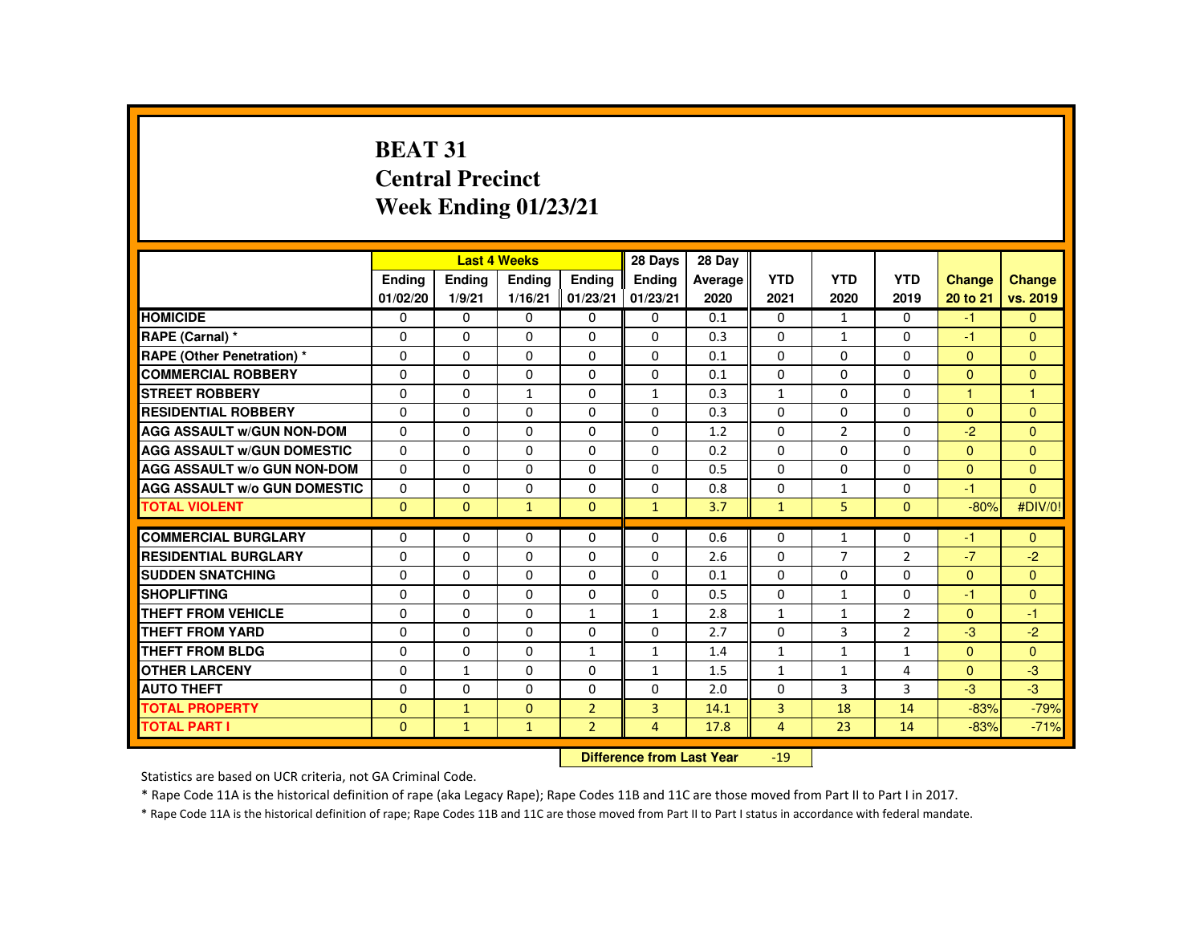# BEAT 31
## Central Precinct
## Week Ending 01/23/21

| | Last 4 Weeks | | | | 28 Days | 28 Day | | | | | |
|---|---|---|---|---|---|---|---|---|---|---|---|
| | Ending 01/02/20 | Ending 1/9/21 | Ending 1/16/21 | Ending 01/23/21 | Ending 01/23/21 | Average 2020 | YTD 2021 | YTD 2020 | YTD 2019 | Change 20 to 21 | Change vs. 2019 |
| **HOMICIDE** | 0 | 0 | 0 | 0 | 0 | 0.1 | 0 | 1 | 0 | -1 | 0 |
| **RAPE (Carnal) *** | 0 | 0 | 0 | 0 | 0 | 0.3 | 0 | 1 | 0 | -1 | 0 |
| **RAPE (Other Penetration) *** | 0 | 0 | 0 | 0 | 0 | 0.1 | 0 | 0 | 0 | 0 | 0 |
| **COMMERCIAL ROBBERY** | 0 | 0 | 0 | 0 | 0 | 0.1 | 0 | 0 | 0 | 0 | 0 |
| **STREET ROBBERY** | 0 | 0 | 1 | 0 | 1 | 0.3 | 1 | 0 | 0 | 1 | 1 |
| **RESIDENTIAL ROBBERY** | 0 | 0 | 0 | 0 | 0 | 0.3 | 0 | 0 | 0 | 0 | 0 |
| **AGG ASSAULT w/GUN NON-DOM** | 0 | 0 | 0 | 0 | 0 | 1.2 | 0 | 2 | 0 | -2 | 0 |
| **AGG ASSAULT w/GUN DOMESTIC** | 0 | 0 | 0 | 0 | 0 | 0.2 | 0 | 0 | 0 | 0 | 0 |
| **AGG ASSAULT w/o GUN NON-DOM** | 0 | 0 | 0 | 0 | 0 | 0.5 | 0 | 0 | 0 | 0 | 0 |
| **AGG ASSAULT w/o GUN DOMESTIC** | 0 | 0 | 0 | 0 | 0 | 0.8 | 0 | 1 | 0 | -1 | 0 |
| **TOTAL VIOLENT** | 0 | 0 | 1 | 0 | 1 | 3.7 | 1 | 5 | 0 | -80% | #DIV/0! |
| **COMMERCIAL BURGLARY** | 0 | 0 | 0 | 0 | 0 | 0.6 | 0 | 1 | 0 | -1 | 0 |
| **RESIDENTIAL BURGLARY** | 0 | 0 | 0 | 0 | 0 | 2.6 | 0 | 7 | 2 | -7 | -2 |
| **SUDDEN SNATCHING** | 0 | 0 | 0 | 0 | 0 | 0.1 | 0 | 0 | 0 | 0 | 0 |
| **SHOPLIFTING** | 0 | 0 | 0 | 0 | 0 | 0.5 | 0 | 1 | 0 | -1 | 0 |
| **THEFT FROM VEHICLE** | 0 | 0 | 0 | 1 | 1 | 2.8 | 1 | 1 | 2 | 0 | -1 |
| **THEFT FROM YARD** | 0 | 0 | 0 | 0 | 0 | 2.7 | 0 | 3 | 2 | -3 | -2 |
| **THEFT FROM BLDG** | 0 | 0 | 0 | 1 | 1 | 1.4 | 1 | 1 | 1 | 0 | 0 |
| **OTHER LARCENY** | 0 | 1 | 0 | 0 | 1 | 1.5 | 1 | 1 | 4 | 0 | -3 |
| **AUTO THEFT** | 0 | 0 | 0 | 0 | 0 | 2.0 | 0 | 3 | 3 | -3 | -3 |
| **TOTAL PROPERTY** | 0 | 1 | 0 | 2 | 3 | 14.1 | 3 | 18 | 14 | -83% | -79% |
| **TOTAL PART I** | 0 | 1 | 1 | 2 | 4 | 17.8 | 4 | 23 | 14 | -83% | -71% |

**Difference from Last Year** -19

Statistics are based on UCR criteria, not GA Criminal Code.

* Rape Code 11A is the historical definition of rape (aka Legacy Rape); Rape Codes 11B and 11C are those moved from Part II to Part I in 2017.

* Rape Code 11A is the historical definition of rape; Rape Codes 11B and 11C are those moved from Part II to Part I status in accordance with federal mandate.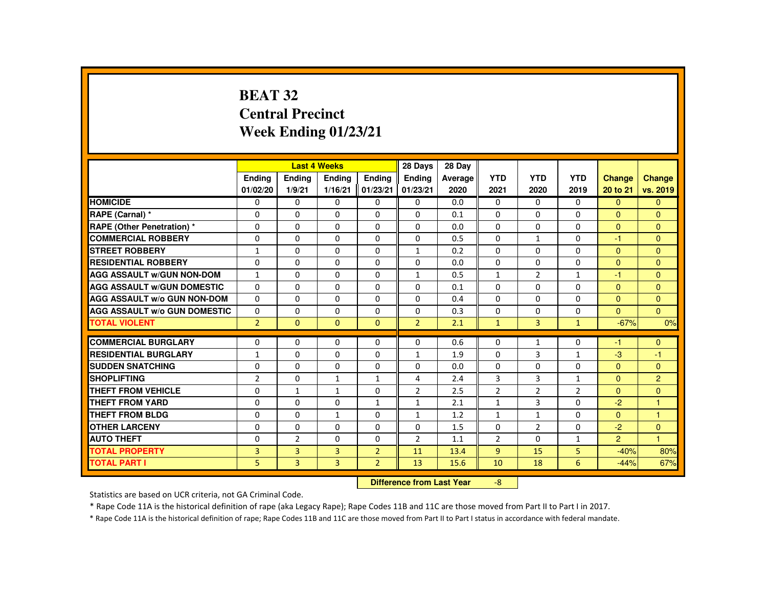# BEAT 32
## Central Precinct
## Week Ending 01/23/21

| | Last 4 Weeks | | | | 28 Days | 28 Day | YTD | YTD | YTD | Change | Change |
|---|---|---|---|---|---|---|---|---|---|---|---|
| | Ending 01/02/20 | Ending 1/9/21 | Ending 1/16/21 | Ending 01/23/21 | Ending 01/23/21 | Average 2020 | YTD 2021 | YTD 2020 | YTD 2019 | 20 to 21 | vs. 2019 |
| HOMICIDE | 0 | 0 | 0 | 0 | 0 | 0.0 | 0 | 0 | 0 | 0 | 0 |
| RAPE (Carnal) * | 0 | 0 | 0 | 0 | 0 | 0.1 | 0 | 0 | 0 | 0 | 0 |
| RAPE (Other Penetration) * | 0 | 0 | 0 | 0 | 0 | 0.0 | 0 | 0 | 0 | 0 | 0 |
| COMMERCIAL ROBBERY | 0 | 0 | 0 | 0 | 0 | 0.5 | 0 | 1 | 0 | -1 | 0 |
| STREET ROBBERY | 1 | 0 | 0 | 0 | 1 | 0.2 | 0 | 0 | 0 | 0 | 0 |
| RESIDENTIAL ROBBERY | 0 | 0 | 0 | 0 | 0 | 0.0 | 0 | 0 | 0 | 0 | 0 |
| AGG ASSAULT w/GUN NON-DOM | 1 | 0 | 0 | 0 | 1 | 0.5 | 1 | 2 | 1 | -1 | 0 |
| AGG ASSAULT w/GUN DOMESTIC | 0 | 0 | 0 | 0 | 0 | 0.1 | 0 | 0 | 0 | 0 | 0 |
| AGG ASSAULT w/o GUN NON-DOM | 0 | 0 | 0 | 0 | 0 | 0.4 | 0 | 0 | 0 | 0 | 0 |
| AGG ASSAULT w/o GUN DOMESTIC | 0 | 0 | 0 | 0 | 0 | 0.3 | 0 | 0 | 0 | 0 | 0 |
| TOTAL VIOLENT | 2 | 0 | 0 | 0 | 2 | 2.1 | 1 | 3 | 1 | -67% | 0% |
| COMMERCIAL BURGLARY | 0 | 0 | 0 | 0 | 0 | 0.6 | 0 | 1 | 0 | -1 | 0 |
| RESIDENTIAL BURGLARY | 1 | 0 | 0 | 0 | 1 | 1.9 | 0 | 3 | 1 | -3 | -1 |
| SUDDEN SNATCHING | 0 | 0 | 0 | 0 | 0 | 0.0 | 0 | 0 | 0 | 0 | 0 |
| SHOPLIFTING | 2 | 0 | 1 | 1 | 4 | 2.4 | 3 | 3 | 1 | 0 | 2 |
| THEFT FROM VEHICLE | 0 | 1 | 1 | 0 | 2 | 2.5 | 2 | 2 | 2 | 0 | 0 |
| THEFT FROM YARD | 0 | 0 | 0 | 1 | 1 | 2.1 | 1 | 3 | 0 | -2 | 1 |
| THEFT FROM BLDG | 0 | 0 | 1 | 0 | 1 | 1.2 | 1 | 1 | 0 | 0 | 1 |
| OTHER LARCENY | 0 | 0 | 0 | 0 | 0 | 1.5 | 0 | 2 | 0 | -2 | 0 |
| AUTO THEFT | 0 | 2 | 0 | 0 | 2 | 1.1 | 2 | 0 | 1 | 2 | 1 |
| TOTAL PROPERTY | 3 | 3 | 3 | 2 | 11 | 13.4 | 9 | 15 | 5 | -40% | 80% |
| TOTAL PART I | 5 | 3 | 3 | 2 | 13 | 15.6 | 10 | 18 | 6 | -44% | 67% |

**Difference from Last Year** -8

Statistics are based on UCR criteria, not GA Criminal Code.

* Rape Code 11A is the historical definition of rape (aka Legacy Rape); Rape Codes 11B and 11C are those moved from Part II to Part I in 2017.

* Rape Code 11A is the historical definition of rape; Rape Codes 11B and 11C are those moved from Part II to Part I status in accordance with federal mandate.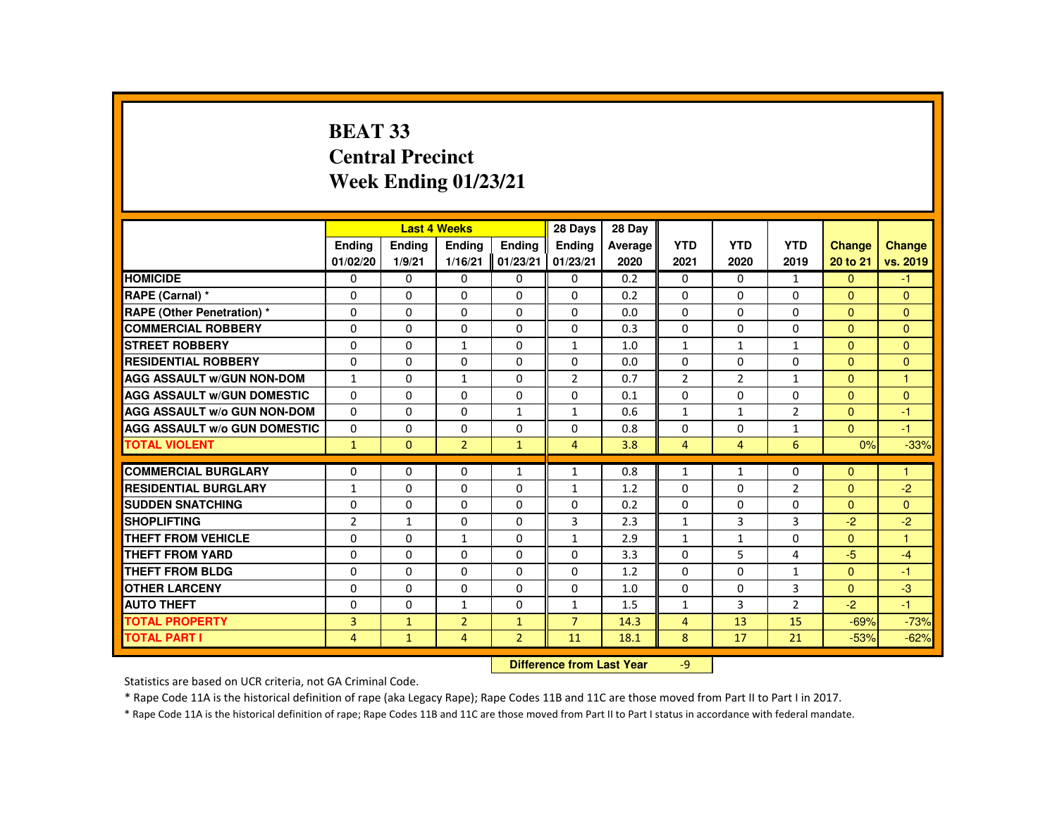# BEAT 33
## Central Precinct
## Week Ending 01/23/21

| | Last 4 Weeks | | | | 28 Days | 28 Day | YTD | YTD | YTD | Change | Change |
|---|---|---|---|---|---|---|---|---|---|---|---|
| | Ending 01/02/20 | Ending 1/9/21 | Ending 1/16/21 | Ending 01/23/21 | Ending 01/23/21 | Average 2020 | 2021 | 2020 | 2019 | 20 to 21 | vs. 2019 |
| HOMICIDE | 0 | 0 | 0 | 0 | 0 | 0.2 | 0 | 0 | 1 | 0 | -1 |
| RAPE (Carnal) * | 0 | 0 | 0 | 0 | 0 | 0.2 | 0 | 0 | 0 | 0 | 0 |
| RAPE (Other Penetration) * | 0 | 0 | 0 | 0 | 0 | 0.0 | 0 | 0 | 0 | 0 | 0 |
| COMMERCIAL ROBBERY | 0 | 0 | 0 | 0 | 0 | 0.3 | 0 | 0 | 0 | 0 | 0 |
| STREET ROBBERY | 0 | 0 | 1 | 0 | 1 | 1.0 | 1 | 1 | 1 | 0 | 0 |
| RESIDENTIAL ROBBERY | 0 | 0 | 0 | 0 | 0 | 0.0 | 0 | 0 | 0 | 0 | 0 |
| AGG ASSAULT w/GUN NON-DOM | 1 | 0 | 1 | 0 | 2 | 0.7 | 2 | 2 | 1 | 0 | 1 |
| AGG ASSAULT w/GUN DOMESTIC | 0 | 0 | 0 | 0 | 0 | 0.1 | 0 | 0 | 0 | 0 | 0 |
| AGG ASSAULT w/o GUN NON-DOM | 0 | 0 | 0 | 1 | 1 | 0.6 | 1 | 1 | 2 | 0 | -1 |
| AGG ASSAULT w/o GUN DOMESTIC | 0 | 0 | 0 | 0 | 0 | 0.8 | 0 | 0 | 1 | 0 | -1 |
| TOTAL VIOLENT | 1 | 0 | 2 | 1 | 4 | 3.8 | 4 | 4 | 6 | 0% | -33% |
| COMMERCIAL BURGLARY | 0 | 0 | 0 | 1 | 1 | 0.8 | 1 | 1 | 0 | 0 | 1 |
| RESIDENTIAL BURGLARY | 1 | 0 | 0 | 0 | 1 | 1.2 | 0 | 0 | 2 | 0 | -2 |
| SUDDEN SNATCHING | 0 | 0 | 0 | 0 | 0 | 0.2 | 0 | 0 | 0 | 0 | 0 |
| SHOPLIFTING | 2 | 1 | 0 | 0 | 3 | 2.3 | 1 | 3 | 3 | -2 | -2 |
| THEFT FROM VEHICLE | 0 | 0 | 1 | 0 | 1 | 2.9 | 1 | 1 | 0 | 0 | 1 |
| THEFT FROM YARD | 0 | 0 | 0 | 0 | 0 | 3.3 | 0 | 5 | 4 | -5 | -4 |
| THEFT FROM BLDG | 0 | 0 | 0 | 0 | 0 | 1.2 | 0 | 0 | 1 | 0 | -1 |
| OTHER LARCENY | 0 | 0 | 0 | 0 | 0 | 1.0 | 0 | 0 | 3 | 0 | -3 |
| AUTO THEFT | 0 | 0 | 1 | 0 | 1 | 1.5 | 1 | 3 | 2 | -2 | -1 |
| TOTAL PROPERTY | 3 | 1 | 2 | 1 | 7 | 14.3 | 4 | 13 | 15 | -69% | -73% |
| TOTAL PART I | 4 | 1 | 4 | 2 | 11 | 18.1 | 8 | 17 | 21 | -53% | -62% |

**Difference from Last Year** -9

Statistics are based on UCR criteria, not GA Criminal Code.

* Rape Code 11A is the historical definition of rape (aka Legacy Rape); Rape Codes 11B and 11C are those moved from Part II to Part I in 2017.

* Rape Code 11A is the historical definition of rape; Rape Codes 11B and 11C are those moved from Part II to Part I status in accordance with federal mandate.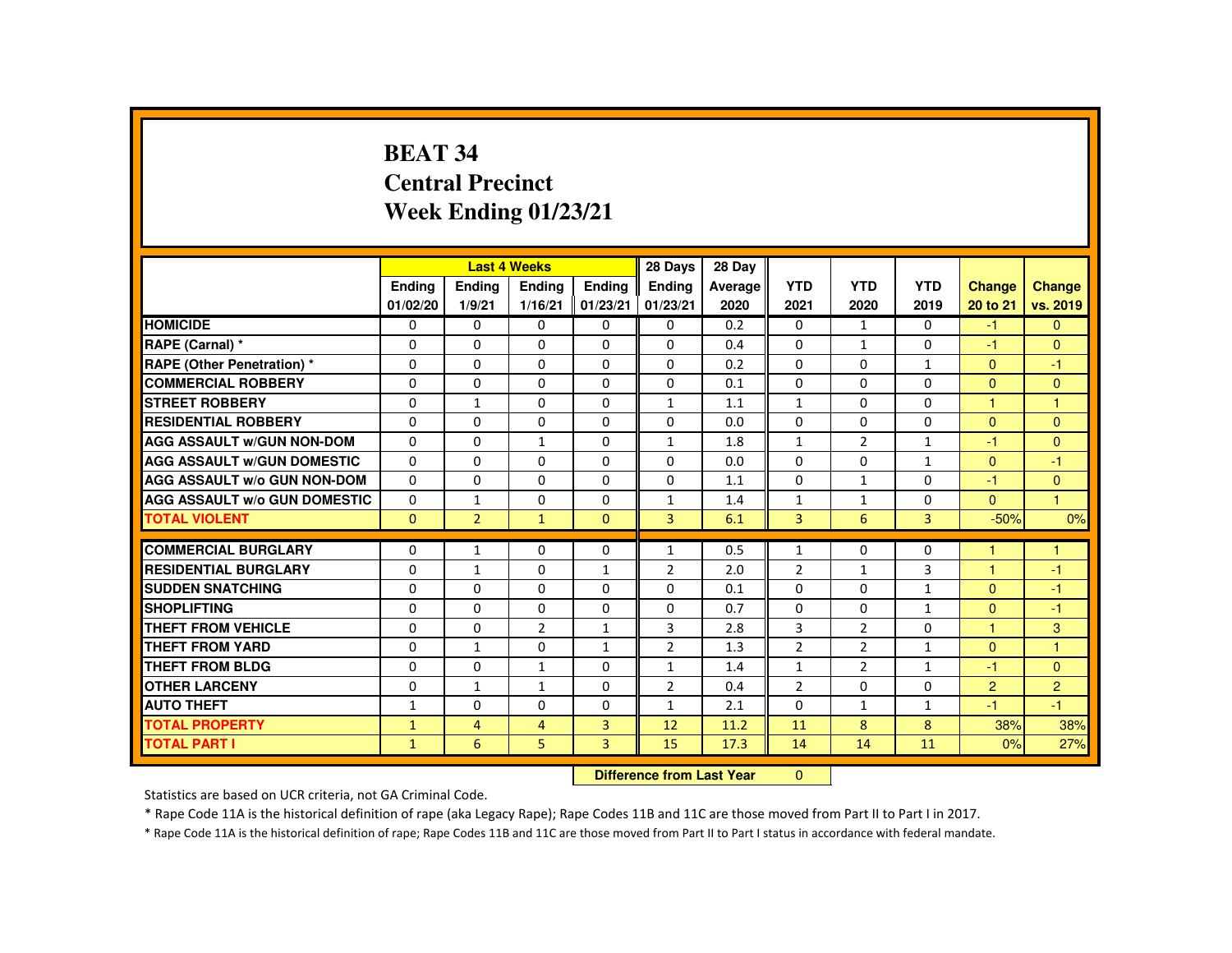# BEAT 34
## Central Precinct
## Week Ending 01/23/21

| | Last 4 Weeks | | | | 28 Days | 28 Day | | | | | |
|---|---|---|---|---|---|---|---|---|---|---|---|
| | Ending 01/02/20 | Ending 1/9/21 | Ending 1/16/21 | Ending 01/23/21 | Ending 01/23/21 | Average 2020 | YTD 2021 | YTD 2020 | YTD 2019 | Change 20 to 21 | Change vs. 2019 |
| **HOMICIDE** | 0 | 0 | 0 | 0 | 0 | 0.2 | 0 | 1 | 0 | -1 | 0 |
| **RAPE (Carnal) *** | 0 | 0 | 0 | 0 | 0 | 0.4 | 0 | 1 | 0 | -1 | 0 |
| **RAPE (Other Penetration) *** | 0 | 0 | 0 | 0 | 0 | 0.2 | 0 | 0 | 1 | 0 | -1 |
| **COMMERCIAL ROBBERY** | 0 | 0 | 0 | 0 | 0 | 0.1 | 0 | 0 | 0 | 0 | 0 |
| **STREET ROBBERY** | 0 | 1 | 0 | 0 | 1 | 1.1 | 1 | 0 | 0 | 1 | 1 |
| **RESIDENTIAL ROBBERY** | 0 | 0 | 0 | 0 | 0 | 0.0 | 0 | 0 | 0 | 0 | 0 |
| **AGG ASSAULT w/GUN NON-DOM** | 0 | 0 | 1 | 0 | 1 | 1.8 | 1 | 2 | 1 | -1 | 0 |
| **AGG ASSAULT w/GUN DOMESTIC** | 0 | 0 | 0 | 0 | 0 | 0.0 | 0 | 0 | 1 | 0 | -1 |
| **AGG ASSAULT w/o GUN NON-DOM** | 0 | 0 | 0 | 0 | 0 | 1.1 | 0 | 1 | 0 | -1 | 0 |
| **AGG ASSAULT w/o GUN DOMESTIC** | 0 | 1 | 0 | 0 | 1 | 1.4 | 1 | 1 | 0 | 0 | 1 |
| **TOTAL VIOLENT** | 0 | 2 | 1 | 0 | 3 | 6.1 | 3 | 6 | 3 | -50% | 0% |
| **COMMERCIAL BURGLARY** | 0 | 1 | 0 | 0 | 1 | 0.5 | 1 | 0 | 0 | 1 | 1 |
| **RESIDENTIAL BURGLARY** | 0 | 1 | 0 | 1 | 2 | 2.0 | 2 | 1 | 3 | 1 | -1 |
| **SUDDEN SNATCHING** | 0 | 0 | 0 | 0 | 0 | 0.1 | 0 | 0 | 1 | 0 | -1 |
| **SHOPLIFTING** | 0 | 0 | 0 | 0 | 0 | 0.7 | 0 | 0 | 1 | 0 | -1 |
| **THEFT FROM VEHICLE** | 0 | 0 | 2 | 1 | 3 | 2.8 | 3 | 2 | 0 | 1 | 3 |
| **THEFT FROM YARD** | 0 | 1 | 0 | 1 | 2 | 1.3 | 2 | 2 | 1 | 0 | 1 |
| **THEFT FROM BLDG** | 0 | 0 | 1 | 0 | 1 | 1.4 | 1 | 2 | 1 | -1 | 0 |
| **OTHER LARCENY** | 0 | 1 | 1 | 0 | 2 | 0.4 | 2 | 0 | 0 | 2 | 2 |
| **AUTO THEFT** | 1 | 0 | 0 | 0 | 1 | 2.1 | 0 | 1 | 1 | -1 | -1 |
| **TOTAL PROPERTY** | 1 | 4 | 4 | 3 | 12 | 11.2 | 11 | 8 | 8 | 38% | 38% |
| **TOTAL PART I** | 1 | 6 | 5 | 3 | 15 | 17.3 | 14 | 14 | 11 | 0% | 27% |

**Difference from Last Year** 0

Statistics are based on UCR criteria, not GA Criminal Code.

* Rape Code 11A is the historical definition of rape (aka Legacy Rape); Rape Codes 11B and 11C are those moved from Part II to Part I in 2017.

* Rape Code 11A is the historical definition of rape; Rape Codes 11B and 11C are those moved from Part II to Part I status in accordance with federal mandate.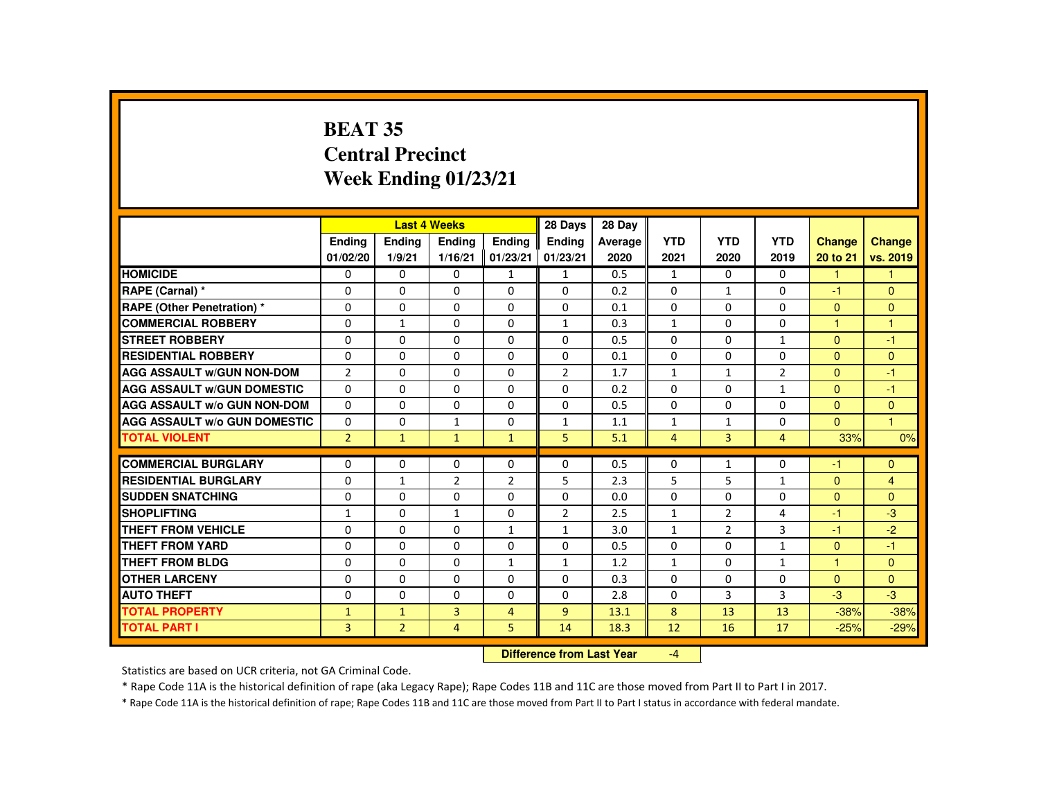# BEAT 35
# Central Precinct
# Week Ending 01/23/21

| | Last 4 Weeks | | | | 28 Days | 28 Day | | | | | |
|---|---|---|---|---|---|---|---|---|---|---|---|
| | Ending 01/02/20 | Ending 1/9/21 | Ending 1/16/21 | Ending 01/23/21 | Ending 01/23/21 | Average 2020 | YTD 2021 | YTD 2020 | YTD 2019 | Change 20 to 21 | Change vs. 2019 |
| HOMICIDE | 0 | 0 | 0 | 1 | 1 | 0.5 | 1 | 0 | 0 | 1 | 1 |
| RAPE (Carnal) * | 0 | 0 | 0 | 0 | 0 | 0.2 | 0 | 1 | 0 | -1 | 0 |
| RAPE (Other Penetration) * | 0 | 0 | 0 | 0 | 0 | 0.1 | 0 | 0 | 0 | 0 | 0 |
| COMMERCIAL ROBBERY | 0 | 1 | 0 | 0 | 1 | 0.3 | 1 | 0 | 0 | 1 | 1 |
| STREET ROBBERY | 0 | 0 | 0 | 0 | 0 | 0.5 | 0 | 0 | 1 | 0 | -1 |
| RESIDENTIAL ROBBERY | 0 | 0 | 0 | 0 | 0 | 0.1 | 0 | 0 | 0 | 0 | 0 |
| AGG ASSAULT w/GUN NON-DOM | 2 | 0 | 0 | 0 | 2 | 1.7 | 1 | 1 | 2 | 0 | -1 |
| AGG ASSAULT w/GUN DOMESTIC | 0 | 0 | 0 | 0 | 0 | 0.2 | 0 | 0 | 1 | 0 | -1 |
| AGG ASSAULT w/o GUN NON-DOM | 0 | 0 | 0 | 0 | 0 | 0.5 | 0 | 0 | 0 | 0 | 0 |
| AGG ASSAULT w/o GUN DOMESTIC | 0 | 0 | 1 | 0 | 1 | 1.1 | 1 | 1 | 0 | 0 | 1 |
| TOTAL VIOLENT | 2 | 1 | 1 | 1 | 5 | 5.1 | 4 | 3 | 4 | 33% | 0% |
| COMMERCIAL BURGLARY | 0 | 0 | 0 | 0 | 0 | 0.5 | 0 | 1 | 0 | -1 | 0 |
| RESIDENTIAL BURGLARY | 0 | 1 | 2 | 2 | 5 | 2.3 | 5 | 5 | 1 | 0 | 4 |
| SUDDEN SNATCHING | 0 | 0 | 0 | 0 | 0 | 0.0 | 0 | 0 | 0 | 0 | 0 |
| SHOPLIFTING | 1 | 0 | 1 | 0 | 2 | 2.5 | 1 | 2 | 4 | -1 | -3 |
| THEFT FROM VEHICLE | 0 | 0 | 0 | 1 | 1 | 3.0 | 1 | 2 | 3 | -1 | -2 |
| THEFT FROM YARD | 0 | 0 | 0 | 0 | 0 | 0.5 | 0 | 0 | 1 | 0 | -1 |
| THEFT FROM BLDG | 0 | 0 | 0 | 1 | 1 | 1.2 | 1 | 0 | 1 | 1 | 0 |
| OTHER LARCENY | 0 | 0 | 0 | 0 | 0 | 0.3 | 0 | 0 | 0 | 0 | 0 |
| AUTO THEFT | 0 | 0 | 0 | 0 | 0 | 2.8 | 0 | 3 | 3 | -3 | -3 |
| TOTAL PROPERTY | 1 | 1 | 3 | 4 | 9 | 13.1 | 8 | 13 | 13 | -38% | -38% |
| TOTAL PART I | 3 | 2 | 4 | 5 | 14 | 18.3 | 12 | 16 | 17 | -25% | -29% |

**Difference from Last Year** -4

Statistics are based on UCR criteria, not GA Criminal Code.

* Rape Code 11A is the historical definition of rape (aka Legacy Rape); Rape Codes 11B and 11C are those moved from Part II to Part I in 2017.

* Rape Code 11A is the historical definition of rape; Rape Codes 11B and 11C are those moved from Part II to Part I status in accordance with federal mandate.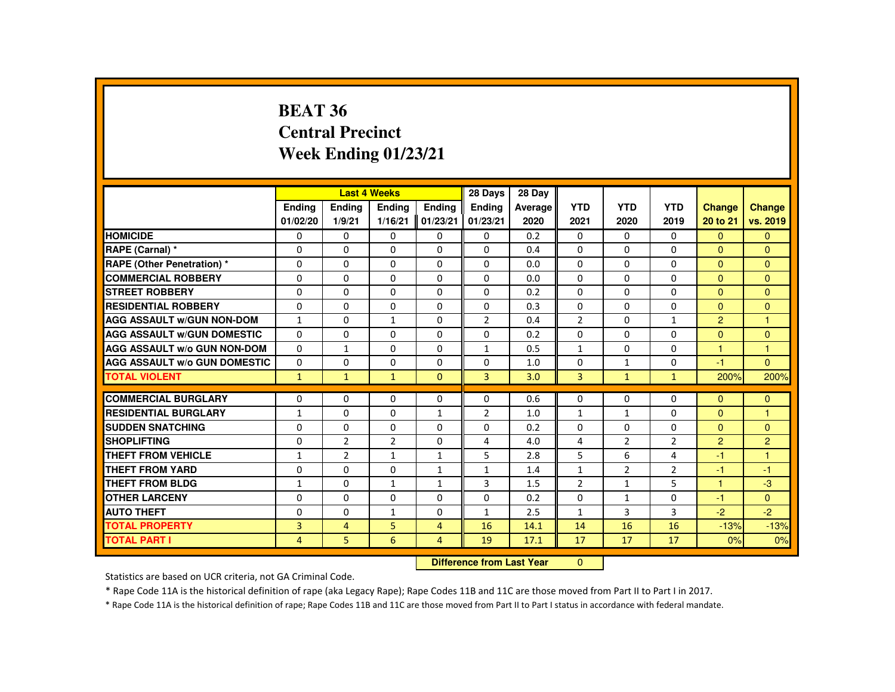# BEAT 36
## Central Precinct
## Week Ending 01/23/21

| | Last 4 Weeks | | | | 28 Days | 28 Day | | | | | |
|---|---|---|---|---|---|---|---|---|---|---|---|
| | Ending 01/02/20 | Ending 1/9/21 | Ending 1/16/21 | Ending 01/23/21 | Ending 01/23/21 | Average 2020 | YTD 2021 | YTD 2020 | YTD 2019 | Change 20 to 21 | Change vs. 2019 |
| HOMICIDE | 0 | 0 | 0 | 0 | 0 | 0.2 | 0 | 0 | 0 | 0 | 0 |
| RAPE (Carnal) * | 0 | 0 | 0 | 0 | 0 | 0.4 | 0 | 0 | 0 | 0 | 0 |
| RAPE (Other Penetration) * | 0 | 0 | 0 | 0 | 0 | 0.0 | 0 | 0 | 0 | 0 | 0 |
| COMMERCIAL ROBBERY | 0 | 0 | 0 | 0 | 0 | 0.0 | 0 | 0 | 0 | 0 | 0 |
| STREET ROBBERY | 0 | 0 | 0 | 0 | 0 | 0.2 | 0 | 0 | 0 | 0 | 0 |
| RESIDENTIAL ROBBERY | 0 | 0 | 0 | 0 | 0 | 0.3 | 0 | 0 | 0 | 0 | 0 |
| AGG ASSAULT w/GUN NON-DOM | 1 | 0 | 1 | 0 | 2 | 0.4 | 2 | 0 | 1 | 2 | 1 |
| AGG ASSAULT w/GUN DOMESTIC | 0 | 0 | 0 | 0 | 0 | 0.2 | 0 | 0 | 0 | 0 | 0 |
| AGG ASSAULT w/o GUN NON-DOM | 0 | 1 | 0 | 0 | 1 | 0.5 | 1 | 0 | 0 | 1 | 1 |
| AGG ASSAULT w/o GUN DOMESTIC | 0 | 0 | 0 | 0 | 0 | 1.0 | 0 | 1 | 0 | -1 | 0 |
| TOTAL VIOLENT | 1 | 1 | 1 | 0 | 3 | 3.0 | 3 | 1 | 1 | 200% | 200% |
| COMMERCIAL BURGLARY | 0 | 0 | 0 | 0 | 0 | 0.6 | 0 | 0 | 0 | 0 | 0 |
| RESIDENTIAL BURGLARY | 1 | 0 | 0 | 1 | 2 | 1.0 | 1 | 1 | 0 | 0 | 1 |
| SUDDEN SNATCHING | 0 | 0 | 0 | 0 | 0 | 0.2 | 0 | 0 | 0 | 0 | 0 |
| SHOPLIFTING | 0 | 2 | 2 | 0 | 4 | 4.0 | 4 | 2 | 2 | 2 | 2 |
| THEFT FROM VEHICLE | 1 | 2 | 1 | 1 | 5 | 2.8 | 5 | 6 | 4 | -1 | 1 |
| THEFT FROM YARD | 0 | 0 | 0 | 1 | 1 | 1.4 | 1 | 2 | 2 | -1 | -1 |
| THEFT FROM BLDG | 1 | 0 | 1 | 1 | 3 | 1.5 | 2 | 1 | 5 | 1 | -3 |
| OTHER LARCENY | 0 | 0 | 0 | 0 | 0 | 0.2 | 0 | 1 | 0 | -1 | 0 |
| AUTO THEFT | 0 | 0 | 1 | 0 | 1 | 2.5 | 1 | 3 | 3 | -2 | -2 |
| TOTAL PROPERTY | 3 | 4 | 5 | 4 | 16 | 14.1 | 14 | 16 | 16 | -13% | -13% |
| TOTAL PART I | 4 | 5 | 6 | 4 | 19 | 17.1 | 17 | 17 | 17 | 0% | 0% |

**Difference from Last Year** 0

Statistics are based on UCR criteria, not GA Criminal Code.

* Rape Code 11A is the historical definition of rape (aka Legacy Rape); Rape Codes 11B and 11C are those moved from Part II to Part I in 2017.

* Rape Code 11A is the historical definition of rape; Rape Codes 11B and 11C are those moved from Part II to Part I status in accordance with federal mandate.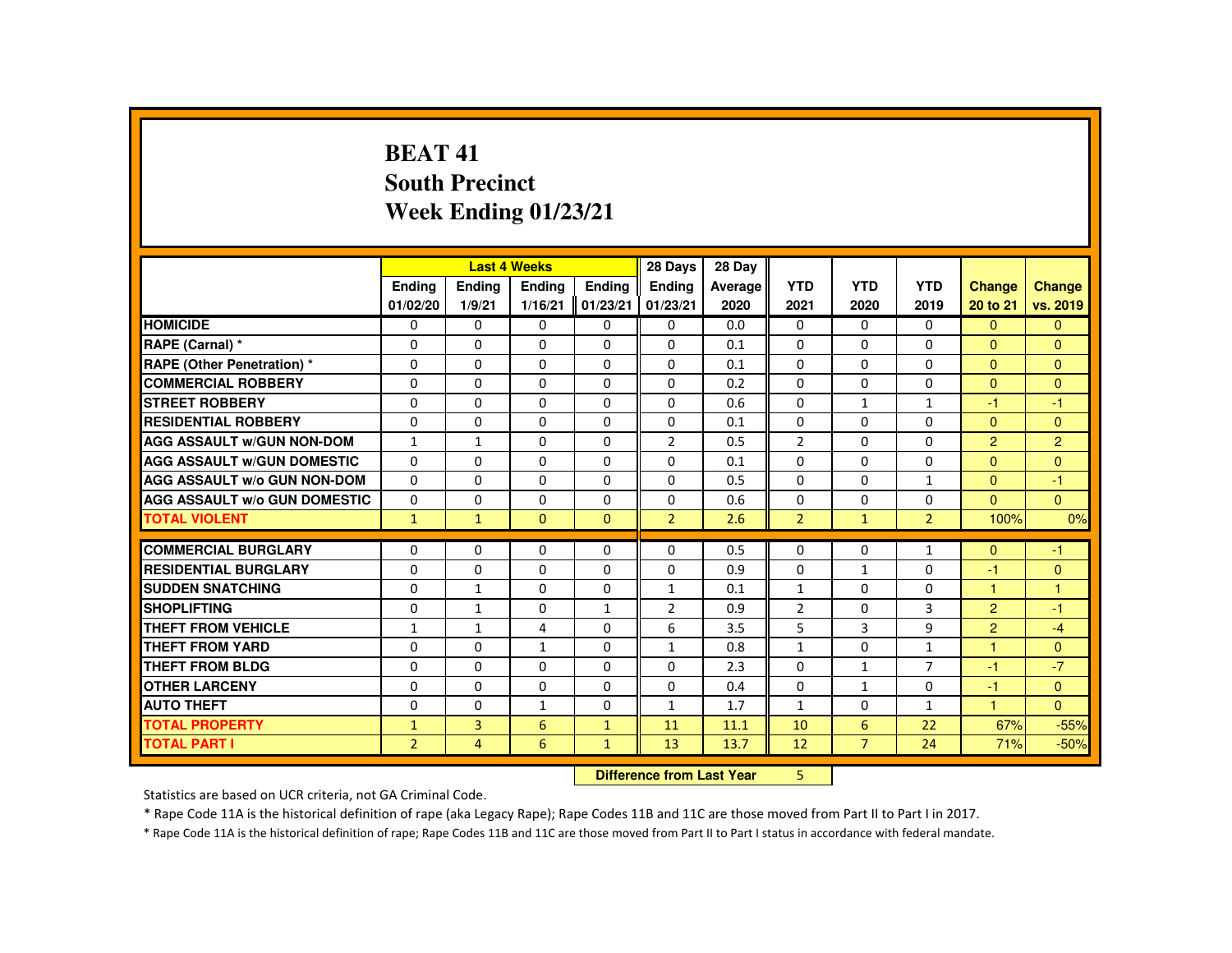# BEAT 41
## South Precinct
## Week Ending 01/23/21

| | Last 4 Weeks | | | | 28 Days | 28 Day | | | | | |
|---|---|---|---|---|---|---|---|---|---|---|---|
| | Ending 01/02/20 | Ending 1/9/21 | Ending 1/16/21 | Ending 01/23/21 | Ending 01/23/21 | Average 2020 | YTD 2021 | YTD 2020 | YTD 2019 | Change 20 to 21 | Change vs. 2019 |
| HOMICIDE | 0 | 0 | 0 | 0 | 0 | 0.0 | 0 | 0 | 0 | 0 | 0 |
| RAPE (Carnal) * | 0 | 0 | 0 | 0 | 0 | 0.1 | 0 | 0 | 0 | 0 | 0 |
| RAPE (Other Penetration) * | 0 | 0 | 0 | 0 | 0 | 0.1 | 0 | 0 | 0 | 0 | 0 |
| COMMERCIAL ROBBERY | 0 | 0 | 0 | 0 | 0 | 0.2 | 0 | 0 | 0 | 0 | 0 |
| STREET ROBBERY | 0 | 0 | 0 | 0 | 0 | 0.6 | 0 | 1 | 1 | -1 | -1 |
| RESIDENTIAL ROBBERY | 0 | 0 | 0 | 0 | 0 | 0.1 | 0 | 0 | 0 | 0 | 0 |
| AGG ASSAULT w/GUN NON-DOM | 1 | 1 | 0 | 0 | 2 | 0.5 | 2 | 0 | 0 | 2 | 2 |
| AGG ASSAULT w/GUN DOMESTIC | 0 | 0 | 0 | 0 | 0 | 0.1 | 0 | 0 | 0 | 0 | 0 |
| AGG ASSAULT w/o GUN NON-DOM | 0 | 0 | 0 | 0 | 0 | 0.5 | 0 | 0 | 1 | 0 | -1 |
| AGG ASSAULT w/o GUN DOMESTIC | 0 | 0 | 0 | 0 | 0 | 0.6 | 0 | 0 | 0 | 0 | 0 |
| TOTAL VIOLENT | 1 | 1 | 0 | 0 | 2 | 2.6 | 2 | 1 | 2 | 100% | 0% |
| COMMERCIAL BURGLARY | 0 | 0 | 0 | 0 | 0 | 0.5 | 0 | 0 | 1 | 0 | -1 |
| RESIDENTIAL BURGLARY | 0 | 0 | 0 | 0 | 0 | 0.9 | 0 | 1 | 0 | -1 | 0 |
| SUDDEN SNATCHING | 0 | 1 | 0 | 0 | 1 | 0.1 | 1 | 0 | 0 | 1 | 1 |
| SHOPLIFTING | 0 | 1 | 0 | 1 | 2 | 0.9 | 2 | 0 | 3 | 2 | -1 |
| THEFT FROM VEHICLE | 1 | 1 | 4 | 0 | 6 | 3.5 | 5 | 3 | 9 | 2 | -4 |
| THEFT FROM YARD | 0 | 0 | 1 | 0 | 1 | 0.8 | 1 | 0 | 1 | 1 | 0 |
| THEFT FROM BLDG | 0 | 0 | 0 | 0 | 0 | 2.3 | 0 | 1 | 7 | -1 | -7 |
| OTHER LARCENY | 0 | 0 | 0 | 0 | 0 | 0.4 | 0 | 1 | 0 | -1 | 0 |
| AUTO THEFT | 0 | 0 | 1 | 0 | 1 | 1.7 | 1 | 0 | 1 | 1 | 0 |
| TOTAL PROPERTY | 1 | 3 | 6 | 1 | 11 | 11.1 | 10 | 6 | 22 | 67% | -55% |
| TOTAL PART I | 2 | 4 | 6 | 1 | 13 | 13.7 | 12 | 7 | 24 | 71% | -50% |

**Difference from Last Year** 5

Statistics are based on UCR criteria, not GA Criminal Code.

* Rape Code 11A is the historical definition of rape (aka Legacy Rape); Rape Codes 11B and 11C are those moved from Part II to Part I in 2017.

* Rape Code 11A is the historical definition of rape; Rape Codes 11B and 11C are those moved from Part II to Part I status in accordance with federal mandate.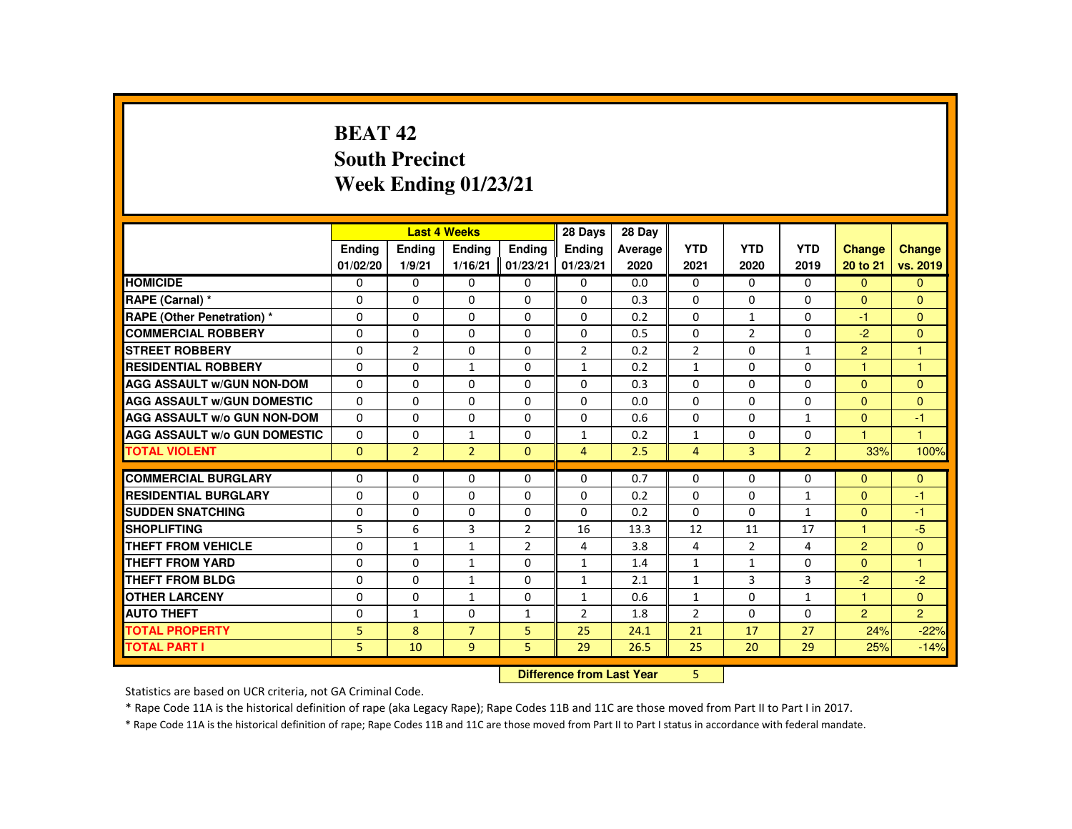# BEAT 42
## South Precinct
## Week Ending 01/23/21

| | Last 4 Weeks | | | | 28 Days | 28 Day | | | | | |
|---|---|---|---|---|---|---|---|---|---|---|---|
| | Ending 01/02/20 | Ending 1/9/21 | Ending 1/16/21 | Ending 01/23/21 | Ending 01/23/21 | Average 2020 | YTD 2021 | YTD 2020 | YTD 2019 | Change 20 to 21 | Change vs. 2019 |
| HOMICIDE | 0 | 0 | 0 | 0 | 0 | 0.0 | 0 | 0 | 0 | 0 | 0 |
| RAPE (Carnal) * | 0 | 0 | 0 | 0 | 0 | 0.3 | 0 | 0 | 0 | 0 | 0 |
| RAPE (Other Penetration) * | 0 | 0 | 0 | 0 | 0 | 0.2 | 0 | 1 | 0 | -1 | 0 |
| COMMERCIAL ROBBERY | 0 | 0 | 0 | 0 | 0 | 0.5 | 0 | 2 | 0 | -2 | 0 |
| STREET ROBBERY | 0 | 2 | 0 | 0 | 2 | 0.2 | 2 | 0 | 1 | 2 | 1 |
| RESIDENTIAL ROBBERY | 0 | 0 | 1 | 0 | 1 | 0.2 | 1 | 0 | 0 | 1 | 1 |
| AGG ASSAULT w/GUN NON-DOM | 0 | 0 | 0 | 0 | 0 | 0.3 | 0 | 0 | 0 | 0 | 0 |
| AGG ASSAULT w/GUN DOMESTIC | 0 | 0 | 0 | 0 | 0 | 0.0 | 0 | 0 | 0 | 0 | 0 |
| AGG ASSAULT w/o GUN NON-DOM | 0 | 0 | 0 | 0 | 0 | 0.6 | 0 | 0 | 1 | 0 | -1 |
| AGG ASSAULT w/o GUN DOMESTIC | 0 | 0 | 1 | 0 | 1 | 0.2 | 1 | 0 | 0 | 1 | 1 |
| TOTAL VIOLENT | 0 | 2 | 2 | 0 | 4 | 2.5 | 4 | 3 | 2 | 33% | 100% |
| COMMERCIAL BURGLARY | 0 | 0 | 0 | 0 | 0 | 0.7 | 0 | 0 | 0 | 0 | 0 |
| RESIDENTIAL BURGLARY | 0 | 0 | 0 | 0 | 0 | 0.2 | 0 | 0 | 1 | 0 | -1 |
| SUDDEN SNATCHING | 0 | 0 | 0 | 0 | 0 | 0.2 | 0 | 0 | 1 | 0 | -1 |
| SHOPLIFTING | 5 | 6 | 3 | 2 | 16 | 13.3 | 12 | 11 | 17 | 1 | -5 |
| THEFT FROM VEHICLE | 0 | 1 | 1 | 2 | 4 | 3.8 | 4 | 2 | 4 | 2 | 0 |
| THEFT FROM YARD | 0 | 0 | 1 | 0 | 1 | 1.4 | 1 | 1 | 0 | 0 | 1 |
| THEFT FROM BLDG | 0 | 0 | 1 | 0 | 1 | 2.1 | 1 | 3 | 3 | -2 | -2 |
| OTHER LARCENY | 0 | 0 | 1 | 0 | 1 | 0.6 | 1 | 0 | 1 | 1 | 0 |
| AUTO THEFT | 0 | 1 | 0 | 1 | 2 | 1.8 | 2 | 0 | 0 | 2 | 2 |
| TOTAL PROPERTY | 5 | 8 | 7 | 5 | 25 | 24.1 | 21 | 17 | 27 | 24% | -22% |
| TOTAL PART I | 5 | 10 | 9 | 5 | 29 | 26.5 | 25 | 20 | 29 | 25% | -14% |

**Difference from Last Year** 5

Statistics are based on UCR criteria, not GA Criminal Code.

* Rape Code 11A is the historical definition of rape (aka Legacy Rape); Rape Codes 11B and 11C are those moved from Part II to Part I in 2017.

* Rape Code 11A is the historical definition of rape; Rape Codes 11B and 11C are those moved from Part II to Part I status in accordance with federal mandate.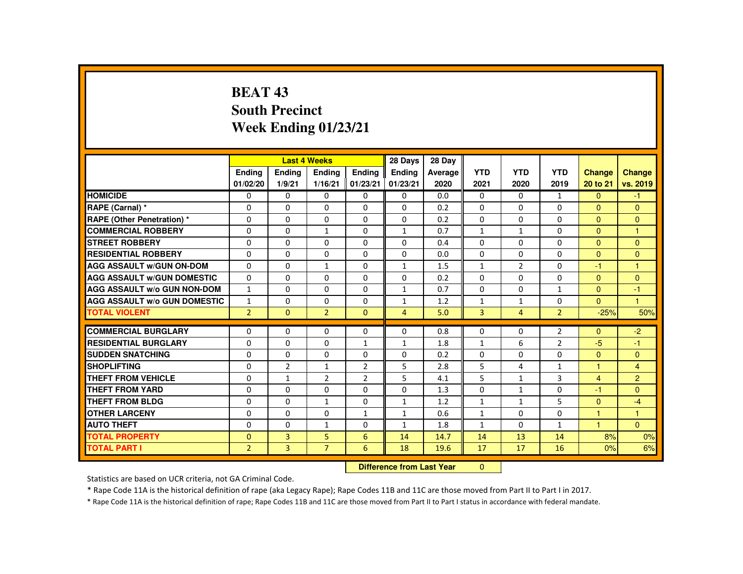# BEAT 43
## South Precinct
## Week Ending 01/23/21

| | Last 4 Weeks | | | | 28 Days | 28 Day | | | | | |
|---|---|---|---|---|---|---|---|---|---|---|---|
| | Ending 01/02/20 | Ending 1/9/21 | Ending 1/16/21 | Ending 01/23/21 | Ending 01/23/21 | Average 2020 | YTD 2021 | YTD 2020 | YTD 2019 | Change 20 to 21 | Change vs. 2019 |
| HOMICIDE | 0 | 0 | 0 | 0 | 0 | 0.0 | 0 | 0 | 1 | 0 | -1 |
| RAPE (Carnal) * | 0 | 0 | 0 | 0 | 0 | 0.2 | 0 | 0 | 0 | 0 | 0 |
| RAPE (Other Penetration) * | 0 | 0 | 0 | 0 | 0 | 0.2 | 0 | 0 | 0 | 0 | 0 |
| COMMERCIAL ROBBERY | 0 | 0 | 1 | 0 | 1 | 0.7 | 1 | 1 | 0 | 0 | 1 |
| STREET ROBBERY | 0 | 0 | 0 | 0 | 0 | 0.4 | 0 | 0 | 0 | 0 | 0 |
| RESIDENTIAL ROBBERY | 0 | 0 | 0 | 0 | 0 | 0.0 | 0 | 0 | 0 | 0 | 0 |
| AGG ASSAULT w/GUN ON-DOM | 0 | 0 | 1 | 0 | 1 | 1.5 | 1 | 2 | 0 | -1 | 1 |
| AGG ASSAULT w/GUN DOMESTIC | 0 | 0 | 0 | 0 | 0 | 0.2 | 0 | 0 | 0 | 0 | 0 |
| AGG ASSAULT w/o GUN NON-DOM | 1 | 0 | 0 | 0 | 1 | 0.7 | 0 | 0 | 1 | 0 | -1 |
| AGG ASSAULT w/o GUN DOMESTIC | 1 | 0 | 0 | 0 | 1 | 1.2 | 1 | 1 | 0 | 0 | 1 |
| TOTAL VIOLENT | 2 | 0 | 2 | 0 | 4 | 5.0 | 3 | 4 | 2 | -25% | 50% |
| COMMERCIAL BURGLARY | 0 | 0 | 0 | 0 | 0 | 0.8 | 0 | 0 | 2 | 0 | -2 |
| RESIDENTIAL BURGLARY | 0 | 0 | 0 | 1 | 1 | 1.8 | 1 | 6 | 2 | -5 | -1 |
| SUDDEN SNATCHING | 0 | 0 | 0 | 0 | 0 | 0.2 | 0 | 0 | 0 | 0 | 0 |
| SHOPLIFTING | 0 | 2 | 1 | 2 | 5 | 2.8 | 5 | 4 | 1 | 1 | 4 |
| THEFT FROM VEHICLE | 0 | 1 | 2 | 2 | 5 | 4.1 | 5 | 1 | 3 | 4 | 2 |
| THEFT FROM YARD | 0 | 0 | 0 | 0 | 0 | 1.3 | 0 | 1 | 0 | -1 | 0 |
| THEFT FROM BLDG | 0 | 0 | 1 | 0 | 1 | 1.2 | 1 | 1 | 5 | 0 | -4 |
| OTHER LARCENY | 0 | 0 | 0 | 1 | 1 | 0.6 | 1 | 0 | 0 | 1 | 1 |
| AUTO THEFT | 0 | 0 | 1 | 0 | 1 | 1.8 | 1 | 0 | 1 | 1 | 0 |
| TOTAL PROPERTY | 0 | 3 | 5 | 6 | 14 | 14.7 | 14 | 13 | 14 | 8% | 0% |
| TOTAL PART I | 2 | 3 | 7 | 6 | 18 | 19.6 | 17 | 17 | 16 | 0% | 6% |

**Difference from Last Year** 0

Statistics are based on UCR criteria, not GA Criminal Code.

* Rape Code 11A is the historical definition of rape (aka Legacy Rape); Rape Codes 11B and 11C are those moved from Part II to Part I in 2017.

* Rape Code 11A is the historical definition of rape; Rape Codes 11B and 11C are those moved from Part II to Part I status in accordance with federal mandate.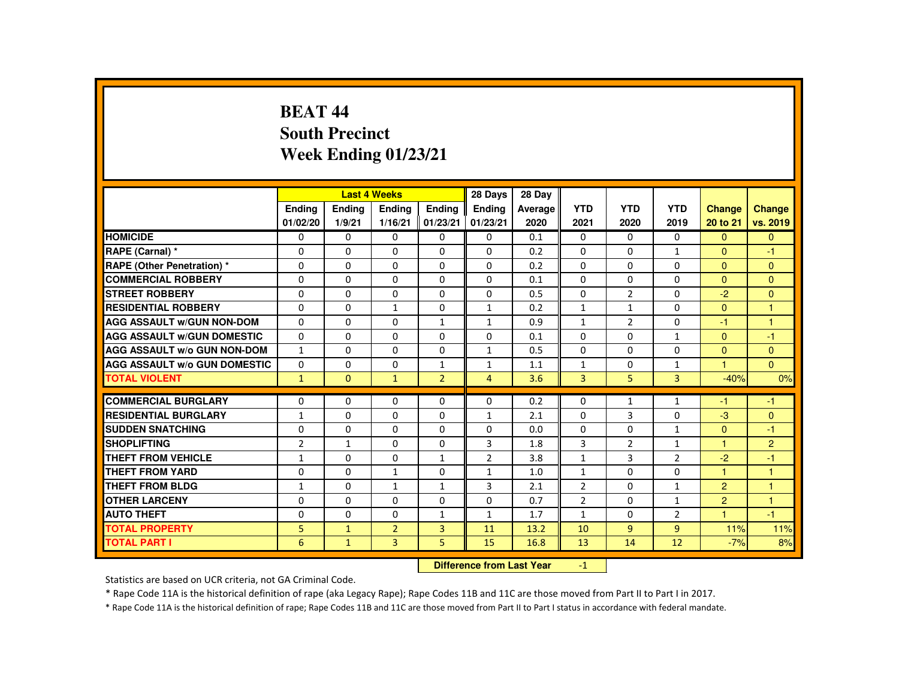# BEAT 44
## South Precinct
## Week Ending 01/23/21

| | Last 4 Weeks | | | | 28 Days | 28 Day | | | | | |
|---|---|---|---|---|---|---|---|---|---|---|---|
| | Ending 01/02/20 | Ending 1/9/21 | Ending 1/16/21 | Ending 01/23/21 | Ending 01/23/21 | Average 2020 | YTD 2021 | YTD 2020 | YTD 2019 | Change 20 to 21 | Change vs. 2019 |
| **HOMICIDE** | 0 | 0 | 0 | 0 | 0 | 0.1 | 0 | 0 | 0 | 0 | 0 |
| **RAPE (Carnal) *** | 0 | 0 | 0 | 0 | 0 | 0.2 | 0 | 0 | 1 | 0 | -1 |
| **RAPE (Other Penetration) *** | 0 | 0 | 0 | 0 | 0 | 0.2 | 0 | 0 | 0 | 0 | 0 |
| **COMMERCIAL ROBBERY** | 0 | 0 | 0 | 0 | 0 | 0.1 | 0 | 0 | 0 | 0 | 0 |
| **STREET ROBBERY** | 0 | 0 | 0 | 0 | 0 | 0.5 | 0 | 2 | 0 | -2 | 0 |
| **RESIDENTIAL ROBBERY** | 0 | 0 | 1 | 0 | 1 | 0.2 | 1 | 1 | 0 | 0 | 1 |
| **AGG ASSAULT w/GUN NON-DOM** | 0 | 0 | 0 | 1 | 1 | 0.9 | 1 | 2 | 0 | -1 | 1 |
| **AGG ASSAULT w/GUN DOMESTIC** | 0 | 0 | 0 | 0 | 0 | 0.1 | 0 | 0 | 1 | 0 | -1 |
| **AGG ASSAULT w/o GUN NON-DOM** | 1 | 0 | 0 | 0 | 1 | 0.5 | 0 | 0 | 0 | 0 | 0 |
| **AGG ASSAULT w/o GUN DOMESTIC** | 0 | 0 | 0 | 1 | 1 | 1.1 | 1 | 0 | 1 | 1 | 0 |
| **TOTAL VIOLENT** | 1 | 0 | 1 | 2 | 4 | 3.6 | 3 | 5 | 3 | -40% | 0% |
| **COMMERCIAL BURGLARY** | 0 | 0 | 0 | 0 | 0 | 0.2 | 0 | 1 | 1 | -1 | -1 |
| **RESIDENTIAL BURGLARY** | 1 | 0 | 0 | 0 | 1 | 2.1 | 0 | 3 | 0 | -3 | 0 |
| **SUDDEN SNATCHING** | 0 | 0 | 0 | 0 | 0 | 0.0 | 0 | 0 | 1 | 0 | -1 |
| **SHOPLIFTING** | 2 | 1 | 0 | 0 | 3 | 1.8 | 3 | 2 | 1 | 1 | 2 |
| **THEFT FROM VEHICLE** | 1 | 0 | 0 | 1 | 2 | 3.8 | 1 | 3 | 2 | -2 | -1 |
| **THEFT FROM YARD** | 0 | 0 | 1 | 0 | 1 | 1.0 | 1 | 0 | 0 | 1 | 1 |
| **THEFT FROM BLDG** | 1 | 0 | 1 | 1 | 3 | 2.1 | 2 | 0 | 1 | 2 | 1 |
| **OTHER LARCENY** | 0 | 0 | 0 | 0 | 0 | 0.7 | 2 | 0 | 1 | 2 | 1 |
| **AUTO THEFT** | 0 | 0 | 0 | 1 | 1 | 1.7 | 1 | 0 | 2 | 1 | -1 |
| **TOTAL PROPERTY** | 5 | 1 | 2 | 3 | 11 | 13.2 | 10 | 9 | 9 | 11% | 11% |
| **TOTAL PART I** | 6 | 1 | 3 | 5 | 15 | 16.8 | 13 | 14 | 12 | -7% | 8% |

**Difference from Last Year** -1

Statistics are based on UCR criteria, not GA Criminal Code.

* Rape Code 11A is the historical definition of rape (aka Legacy Rape); Rape Codes 11B and 11C are those moved from Part II to Part I in 2017.

* Rape Code 11A is the historical definition of rape; Rape Codes 11B and 11C are those moved from Part II to Part I status in accordance with federal mandate.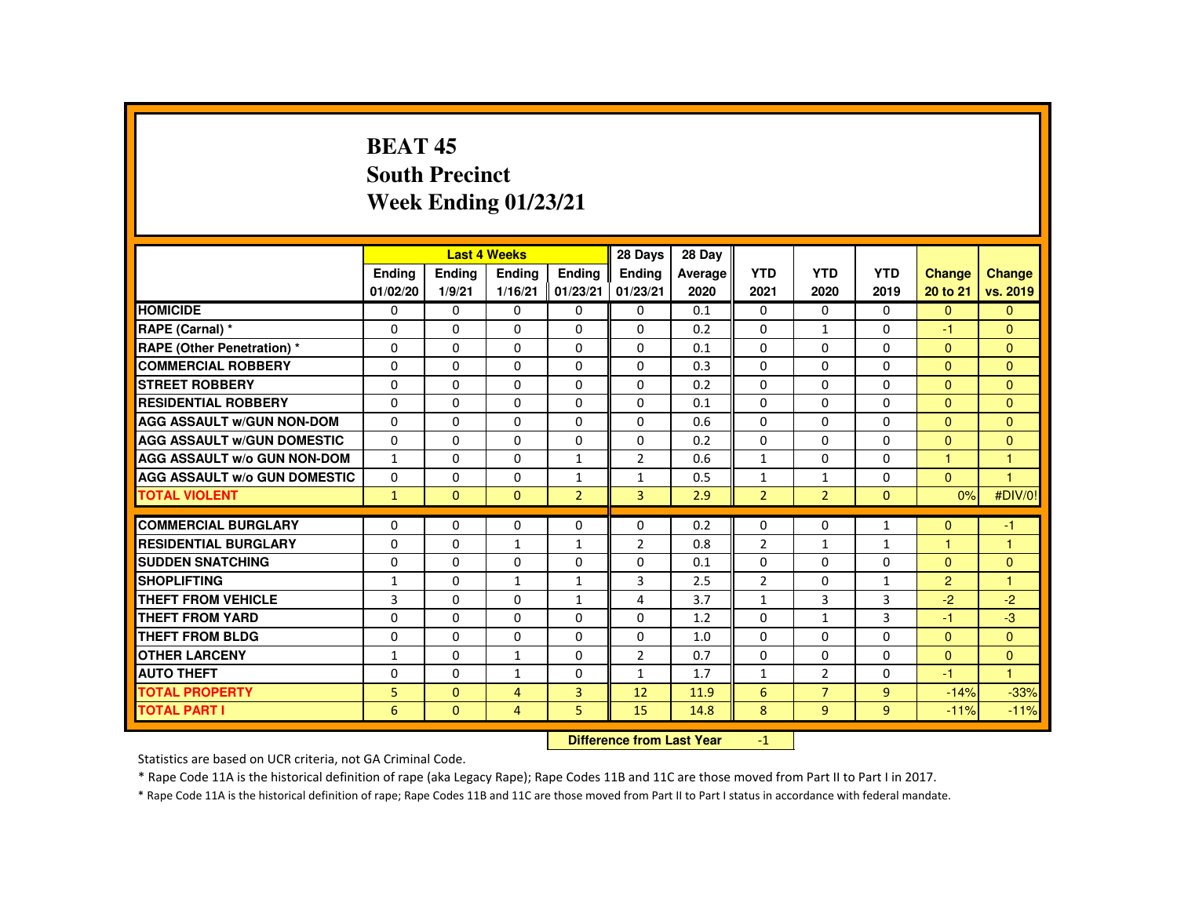# BEAT 45
## South Precinct
## Week Ending 01/23/21

| | Last 4 Weeks | | | | 28 Days | 28 Day | | | | | |
|---|---|---|---|---|---|---|---|---|---|---|---|
| | Ending 01/02/20 | Ending 1/9/21 | Ending 1/16/21 | Ending 01/23/21 | Ending 01/23/21 | Average 2020 | YTD 2021 | YTD 2020 | YTD 2019 | Change 20 to 21 | Change vs. 2019 |
| HOMICIDE | 0 | 0 | 0 | 0 | 0 | 0.1 | 0 | 0 | 0 | 0 | 0 |
| RAPE (Carnal) * | 0 | 0 | 0 | 0 | 0 | 0.2 | 0 | 1 | 0 | -1 | 0 |
| RAPE (Other Penetration) * | 0 | 0 | 0 | 0 | 0 | 0.1 | 0 | 0 | 0 | 0 | 0 |
| COMMERCIAL ROBBERY | 0 | 0 | 0 | 0 | 0 | 0.3 | 0 | 0 | 0 | 0 | 0 |
| STREET ROBBERY | 0 | 0 | 0 | 0 | 0 | 0.2 | 0 | 0 | 0 | 0 | 0 |
| RESIDENTIAL ROBBERY | 0 | 0 | 0 | 0 | 0 | 0.1 | 0 | 0 | 0 | 0 | 0 |
| AGG ASSAULT w/GUN NON-DOM | 0 | 0 | 0 | 0 | 0 | 0.6 | 0 | 0 | 0 | 0 | 0 |
| AGG ASSAULT w/GUN DOMESTIC | 0 | 0 | 0 | 0 | 0 | 0.2 | 0 | 0 | 0 | 0 | 0 |
| AGG ASSAULT w/o GUN NON-DOM | 1 | 0 | 0 | 1 | 2 | 0.6 | 1 | 0 | 0 | 1 | 1 |
| AGG ASSAULT w/o GUN DOMESTIC | 0 | 0 | 0 | 1 | 1 | 0.5 | 1 | 1 | 0 | 0 | 1 |
| TOTAL VIOLENT | 1 | 0 | 0 | 2 | 3 | 2.9 | 2 | 2 | 0 | 0% | #DIV/0! |
| COMMERCIAL BURGLARY | 0 | 0 | 0 | 0 | 0 | 0.2 | 0 | 0 | 1 | 0 | -1 |
| RESIDENTIAL BURGLARY | 0 | 0 | 1 | 1 | 2 | 0.8 | 2 | 1 | 1 | 1 | 1 |
| SUDDEN SNATCHING | 0 | 0 | 0 | 0 | 0 | 0.1 | 0 | 0 | 0 | 0 | 0 |
| SHOPLIFTING | 1 | 0 | 1 | 1 | 3 | 2.5 | 2 | 0 | 1 | 2 | 1 |
| THEFT FROM VEHICLE | 3 | 0 | 0 | 1 | 4 | 3.7 | 1 | 3 | 3 | -2 | -2 |
| THEFT FROM YARD | 0 | 0 | 0 | 0 | 0 | 1.2 | 0 | 1 | 3 | -1 | -3 |
| THEFT FROM BLDG | 0 | 0 | 0 | 0 | 0 | 1.0 | 0 | 0 | 0 | 0 | 0 |
| OTHER LARCENY | 1 | 0 | 1 | 0 | 2 | 0.7 | 0 | 0 | 0 | 0 | 0 |
| AUTO THEFT | 0 | 0 | 1 | 0 | 1 | 1.7 | 1 | 2 | 0 | -1 | 1 |
| TOTAL PROPERTY | 5 | 0 | 4 | 3 | 12 | 11.9 | 6 | 7 | 9 | -14% | -33% |
| TOTAL PART I | 6 | 0 | 4 | 5 | 15 | 14.8 | 8 | 9 | 9 | -11% | -11% |

**Difference from Last Year** -1

Statistics are based on UCR criteria, not GA Criminal Code.

* Rape Code 11A is the historical definition of rape (aka Legacy Rape); Rape Codes 11B and 11C are those moved from Part II to Part I in 2017.

* Rape Code 11A is the historical definition of rape; Rape Codes 11B and 11C are those moved from Part II to Part I status in accordance with federal mandate.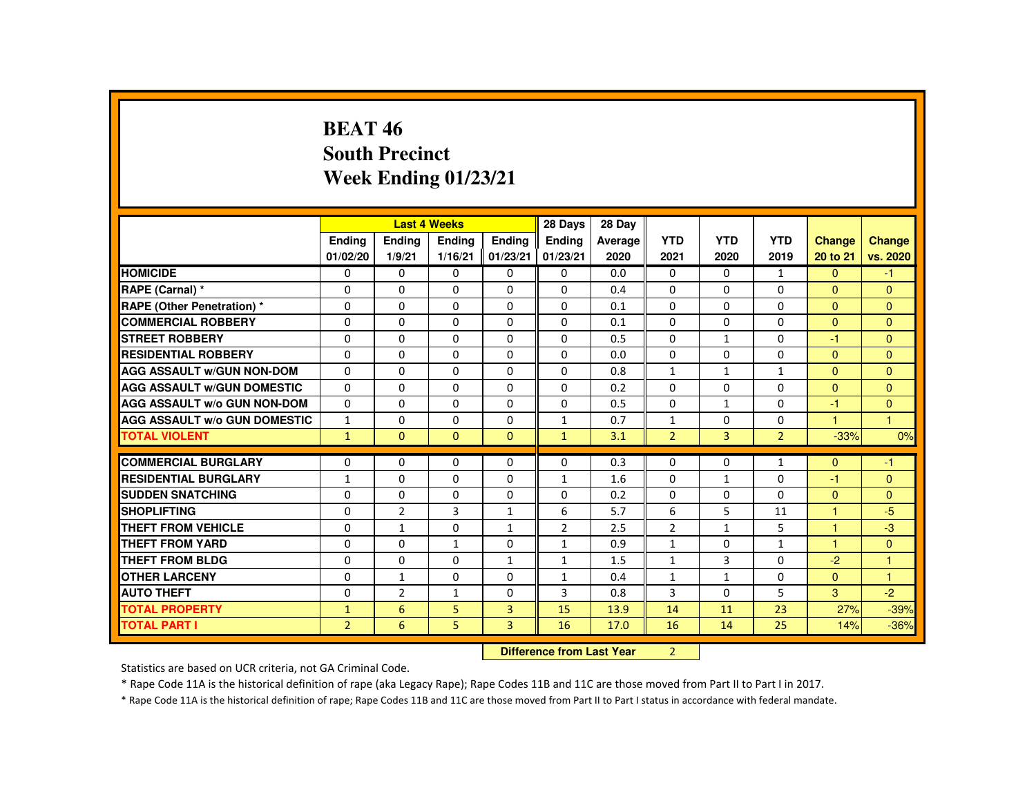# BEAT 46
## South Precinct
## Week Ending 01/23/21

| | Last 4 Weeks | | | | 28 Days | 28 Day | | | | | |
|---|---|---|---|---|---|---|---|---|---|---|---|
| | Ending 01/02/20 | Ending 1/9/21 | Ending 1/16/21 | Ending 01/23/21 | Ending 01/23/21 | Average 2020 | YTD 2021 | YTD 2020 | YTD 2019 | Change 20 to 21 | Change vs. 2020 |
| HOMICIDE | 0 | 0 | 0 | 0 | 0 | 0.0 | 0 | 0 | 1 | 0 | -1 |
| RAPE (Carnal) * | 0 | 0 | 0 | 0 | 0 | 0.4 | 0 | 0 | 0 | 0 | 0 |
| RAPE (Other Penetration) * | 0 | 0 | 0 | 0 | 0 | 0.1 | 0 | 0 | 0 | 0 | 0 |
| COMMERCIAL ROBBERY | 0 | 0 | 0 | 0 | 0 | 0.1 | 0 | 0 | 0 | 0 | 0 |
| STREET ROBBERY | 0 | 0 | 0 | 0 | 0 | 0.5 | 0 | 1 | 0 | -1 | 0 |
| RESIDENTIAL ROBBERY | 0 | 0 | 0 | 0 | 0 | 0.0 | 0 | 0 | 0 | 0 | 0 |
| AGG ASSAULT w/GUN NON-DOM | 0 | 0 | 0 | 0 | 0 | 0.8 | 1 | 1 | 1 | 0 | 0 |
| AGG ASSAULT w/GUN DOMESTIC | 0 | 0 | 0 | 0 | 0 | 0.2 | 0 | 0 | 0 | 0 | 0 |
| AGG ASSAULT w/o GUN NON-DOM | 0 | 0 | 0 | 0 | 0 | 0.5 | 0 | 1 | 0 | -1 | 0 |
| AGG ASSAULT w/o GUN DOMESTIC | 1 | 0 | 0 | 0 | 1 | 0.7 | 1 | 0 | 0 | 1 | 1 |
| TOTAL VIOLENT | 1 | 0 | 0 | 0 | 1 | 3.1 | 2 | 3 | 2 | -33% | 0% |
| COMMERCIAL BURGLARY | 0 | 0 | 0 | 0 | 0 | 0.3 | 0 | 0 | 1 | 0 | -1 |
| RESIDENTIAL BURGLARY | 1 | 0 | 0 | 0 | 1 | 1.6 | 0 | 1 | 0 | -1 | 0 |
| SUDDEN SNATCHING | 0 | 0 | 0 | 0 | 0 | 0.2 | 0 | 0 | 0 | 0 | 0 |
| SHOPLIFTING | 0 | 2 | 3 | 1 | 6 | 5.7 | 6 | 5 | 11 | 1 | -5 |
| THEFT FROM VEHICLE | 0 | 1 | 0 | 1 | 2 | 2.5 | 2 | 1 | 5 | 1 | -3 |
| THEFT FROM YARD | 0 | 0 | 1 | 0 | 1 | 0.9 | 1 | 0 | 1 | 1 | 0 |
| THEFT FROM BLDG | 0 | 0 | 0 | 1 | 1 | 1.5 | 1 | 3 | 0 | -2 | 1 |
| OTHER LARCENY | 0 | 1 | 0 | 0 | 1 | 0.4 | 1 | 1 | 0 | 0 | 1 |
| AUTO THEFT | 0 | 2 | 1 | 0 | 3 | 0.8 | 3 | 0 | 5 | 3 | -2 |
| TOTAL PROPERTY | 1 | 6 | 5 | 3 | 15 | 13.9 | 14 | 11 | 23 | 27% | -39% |
| TOTAL PART I | 2 | 6 | 5 | 3 | 16 | 17.0 | 16 | 14 | 25 | 14% | -36% |

**Difference from Last Year** 2

Statistics are based on UCR criteria, not GA Criminal Code.

* Rape Code 11A is the historical definition of rape (aka Legacy Rape); Rape Codes 11B and 11C are those moved from Part II to Part I in 2017.

* Rape Code 11A is the historical definition of rape; Rape Codes 11B and 11C are those moved from Part II to Part I status in accordance with federal mandate.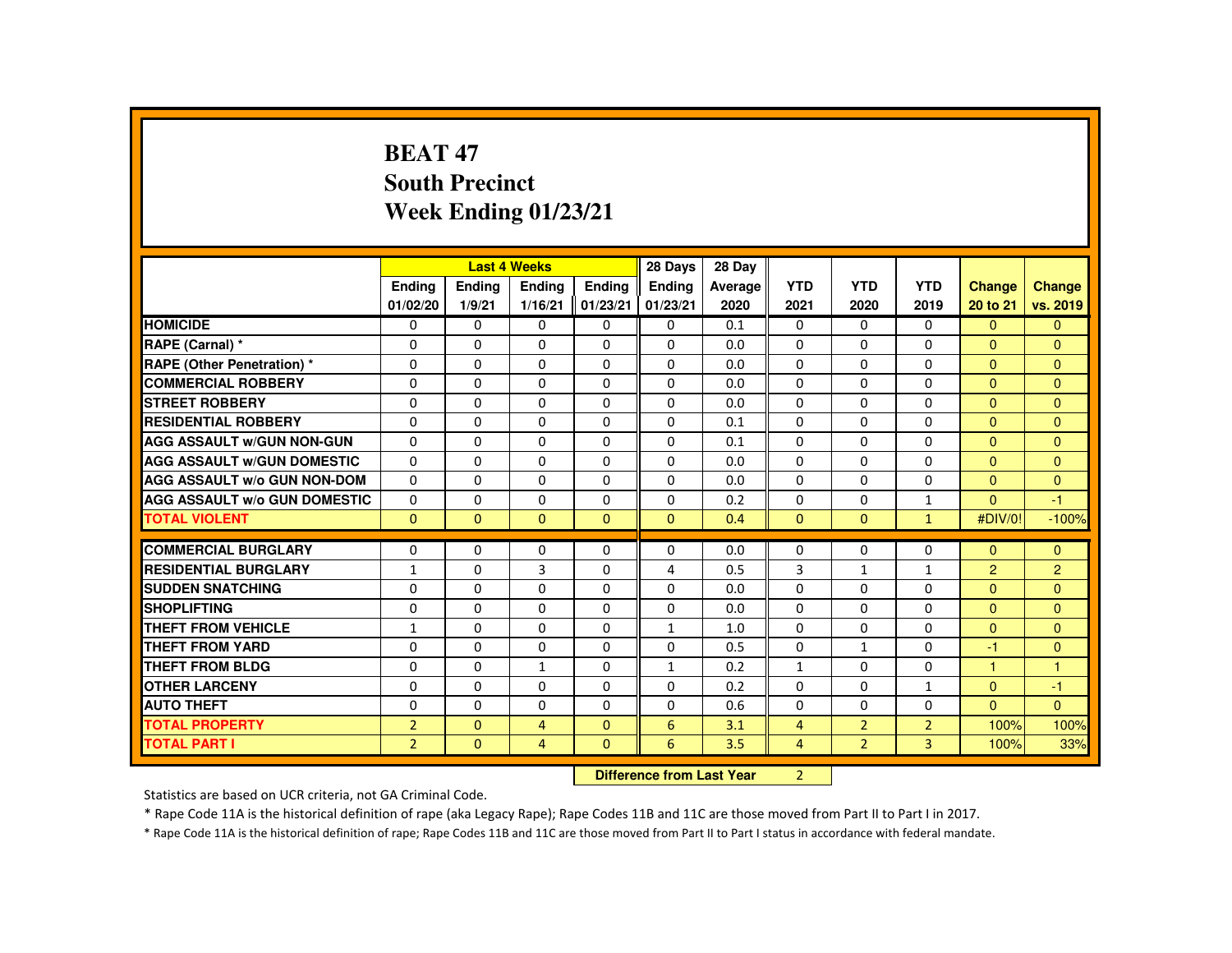# BEAT 47
## South Precinct
## Week Ending 01/23/21

| | Last 4 Weeks | | | | 28 Days | 28 Day | | | | | |
|---|---|---|---|---|---|---|---|---|---|---|---|
| | Ending 01/02/20 | Ending 1/9/21 | Ending 1/16/21 | Ending 01/23/21 | Ending 01/23/21 | Average 2020 | YTD 2021 | YTD 2020 | YTD 2019 | Change 20 to 21 | Change vs. 2019 |
| HOMICIDE | 0 | 0 | 0 | 0 | 0 | 0.1 | 0 | 0 | 0 | 0 | 0 |
| RAPE (Carnal) * | 0 | 0 | 0 | 0 | 0 | 0.0 | 0 | 0 | 0 | 0 | 0 |
| RAPE (Other Penetration) * | 0 | 0 | 0 | 0 | 0 | 0.0 | 0 | 0 | 0 | 0 | 0 |
| COMMERCIAL ROBBERY | 0 | 0 | 0 | 0 | 0 | 0.0 | 0 | 0 | 0 | 0 | 0 |
| STREET ROBBERY | 0 | 0 | 0 | 0 | 0 | 0.0 | 0 | 0 | 0 | 0 | 0 |
| RESIDENTIAL ROBBERY | 0 | 0 | 0 | 0 | 0 | 0.1 | 0 | 0 | 0 | 0 | 0 |
| AGG ASSAULT w/GUN NON-GUN | 0 | 0 | 0 | 0 | 0 | 0.1 | 0 | 0 | 0 | 0 | 0 |
| AGG ASSAULT w/GUN DOMESTIC | 0 | 0 | 0 | 0 | 0 | 0.0 | 0 | 0 | 0 | 0 | 0 |
| AGG ASSAULT w/o GUN NON-DOM | 0 | 0 | 0 | 0 | 0 | 0.0 | 0 | 0 | 0 | 0 | 0 |
| AGG ASSAULT w/o GUN DOMESTIC | 0 | 0 | 0 | 0 | 0 | 0.2 | 0 | 0 | 1 | 0 | -1 |
| TOTAL VIOLENT | 0 | 0 | 0 | 0 | 0 | 0.4 | 0 | 0 | 1 | #DIV/0! | -100% |
| COMMERCIAL BURGLARY | 0 | 0 | 0 | 0 | 0 | 0.0 | 0 | 0 | 0 | 0 | 0 |
| RESIDENTIAL BURGLARY | 1 | 0 | 3 | 0 | 4 | 0.5 | 3 | 1 | 1 | 2 | 2 |
| SUDDEN SNATCHING | 0 | 0 | 0 | 0 | 0 | 0.0 | 0 | 0 | 0 | 0 | 0 |
| SHOPLIFTING | 0 | 0 | 0 | 0 | 0 | 0.0 | 0 | 0 | 0 | 0 | 0 |
| THEFT FROM VEHICLE | 1 | 0 | 0 | 0 | 1 | 1.0 | 0 | 0 | 0 | 0 | 0 |
| THEFT FROM YARD | 0 | 0 | 0 | 0 | 0 | 0.5 | 0 | 1 | 0 | -1 | 0 |
| THEFT FROM BLDG | 0 | 0 | 1 | 0 | 1 | 0.2 | 1 | 0 | 0 | 1 | 1 |
| OTHER LARCENY | 0 | 0 | 0 | 0 | 0 | 0.2 | 0 | 0 | 1 | 0 | -1 |
| AUTO THEFT | 0 | 0 | 0 | 0 | 0 | 0.6 | 0 | 0 | 0 | 0 | 0 |
| TOTAL PROPERTY | 2 | 0 | 4 | 0 | 6 | 3.1 | 4 | 2 | 2 | 100% | 100% |
| TOTAL PART I | 2 | 0 | 4 | 0 | 6 | 3.5 | 4 | 2 | 3 | 100% | 33% |

**Difference from Last Year** 2

Statistics are based on UCR criteria, not GA Criminal Code.

* Rape Code 11A is the historical definition of rape (aka Legacy Rape); Rape Codes 11B and 11C are those moved from Part II to Part I in 2017.

* Rape Code 11A is the historical definition of rape; Rape Codes 11B and 11C are those moved from Part II to Part I status in accordance with federal mandate.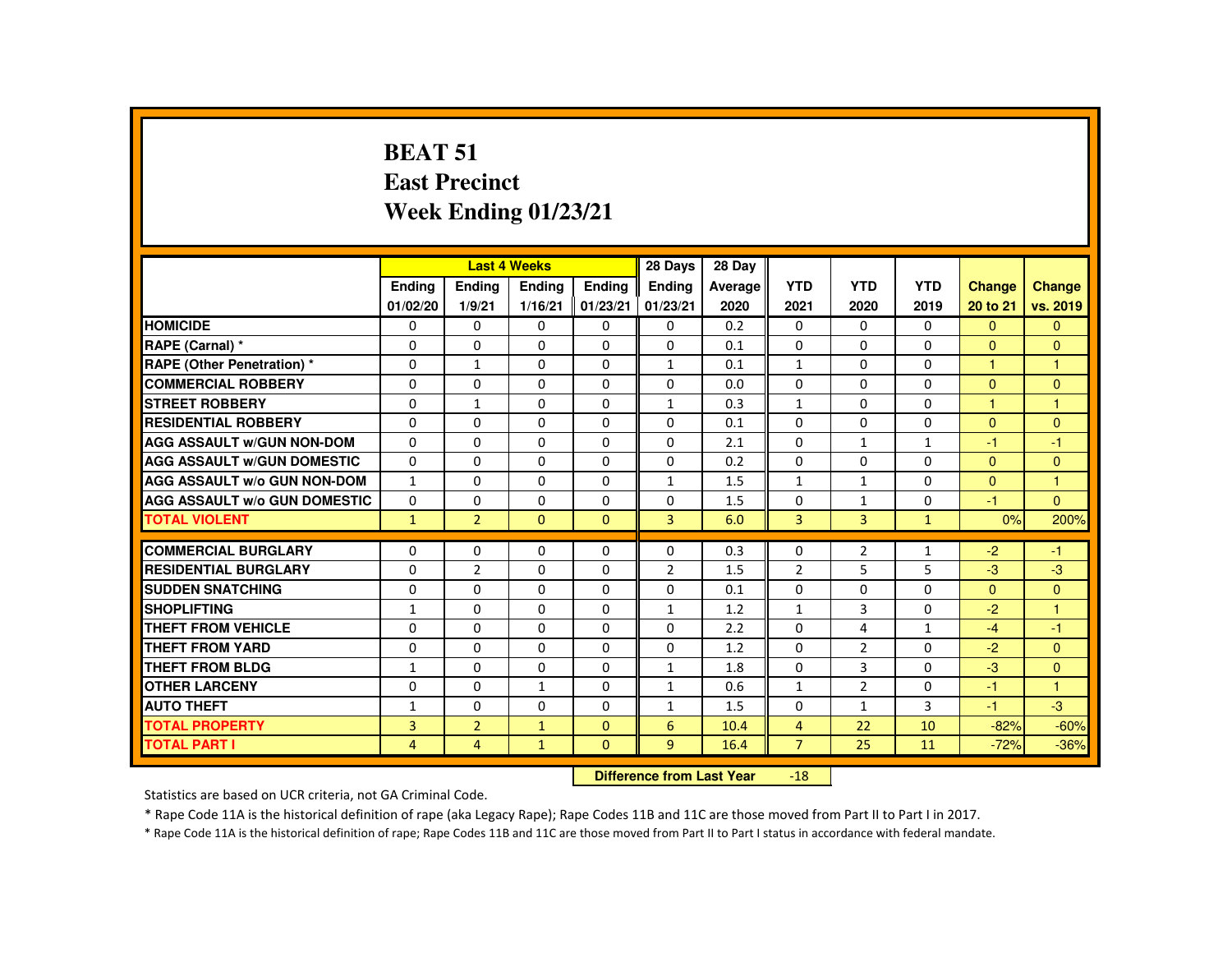# BEAT 51
# East Precinct
# Week Ending 01/23/21

| | Last 4 Weeks | | | | 28 Days | 28 Day | | | | | |
|---|---|---|---|---|---|---|---|---|---|---|---|
| | Ending 01/02/20 | Ending 1/9/21 | Ending 1/16/21 | Ending 01/23/21 | Ending 01/23/21 | Average 2020 | YTD 2021 | YTD 2020 | YTD 2019 | Change 20 to 21 | Change vs. 2019 |
| HOMICIDE | 0 | 0 | 0 | 0 | 0 | 0.2 | 0 | 0 | 0 | 0 | 0 |
| RAPE (Carnal) * | 0 | 0 | 0 | 0 | 0 | 0.1 | 0 | 0 | 0 | 0 | 0 |
| RAPE (Other Penetration) * | 0 | 1 | 0 | 0 | 1 | 0.1 | 1 | 0 | 0 | 1 | 1 |
| COMMERCIAL ROBBERY | 0 | 0 | 0 | 0 | 0 | 0.0 | 0 | 0 | 0 | 0 | 0 |
| STREET ROBBERY | 0 | 1 | 0 | 0 | 1 | 0.3 | 1 | 0 | 0 | 1 | 1 |
| RESIDENTIAL ROBBERY | 0 | 0 | 0 | 0 | 0 | 0.1 | 0 | 0 | 0 | 0 | 0 |
| AGG ASSAULT w/GUN NON-DOM | 0 | 0 | 0 | 0 | 0 | 2.1 | 0 | 1 | 1 | -1 | -1 |
| AGG ASSAULT w/GUN DOMESTIC | 0 | 0 | 0 | 0 | 0 | 0.2 | 0 | 0 | 0 | 0 | 0 |
| AGG ASSAULT w/o GUN NON-DOM | 1 | 0 | 0 | 0 | 1 | 1.5 | 1 | 1 | 0 | 0 | 1 |
| AGG ASSAULT w/o GUN DOMESTIC | 0 | 0 | 0 | 0 | 0 | 1.5 | 0 | 1 | 0 | -1 | 0 |
| TOTAL VIOLENT | 1 | 2 | 0 | 0 | 3 | 6.0 | 3 | 3 | 1 | 0% | 200% |
| COMMERCIAL BURGLARY | 0 | 0 | 0 | 0 | 0 | 0.3 | 0 | 2 | 1 | -2 | -1 |
| RESIDENTIAL BURGLARY | 0 | 2 | 0 | 0 | 2 | 1.5 | 2 | 5 | 5 | -3 | -3 |
| SUDDEN SNATCHING | 0 | 0 | 0 | 0 | 0 | 0.1 | 0 | 0 | 0 | 0 | 0 |
| SHOPLIFTING | 1 | 0 | 0 | 0 | 1 | 1.2 | 1 | 3 | 0 | -2 | 1 |
| THEFT FROM VEHICLE | 0 | 0 | 0 | 0 | 0 | 2.2 | 0 | 4 | 1 | -4 | -1 |
| THEFT FROM YARD | 0 | 0 | 0 | 0 | 0 | 1.2 | 0 | 2 | 0 | -2 | 0 |
| THEFT FROM BLDG | 1 | 0 | 0 | 0 | 1 | 1.8 | 0 | 3 | 0 | -3 | 0 |
| OTHER LARCENY | 0 | 0 | 1 | 0 | 1 | 0.6 | 1 | 2 | 0 | -1 | 1 |
| AUTO THEFT | 1 | 0 | 0 | 0 | 1 | 1.5 | 0 | 1 | 3 | -1 | -3 |
| TOTAL PROPERTY | 3 | 2 | 1 | 0 | 6 | 10.4 | 4 | 22 | 10 | -82% | -60% |
| TOTAL PART I | 4 | 4 | 1 | 0 | 9 | 16.4 | 7 | 25 | 11 | -72% | -36% |

**Difference from Last Year** -18

Statistics are based on UCR criteria, not GA Criminal Code.

* Rape Code 11A is the historical definition of rape (aka Legacy Rape); Rape Codes 11B and 11C are those moved from Part II to Part I in 2017.

* Rape Code 11A is the historical definition of rape; Rape Codes 11B and 11C are those moved from Part II to Part I status in accordance with federal mandate.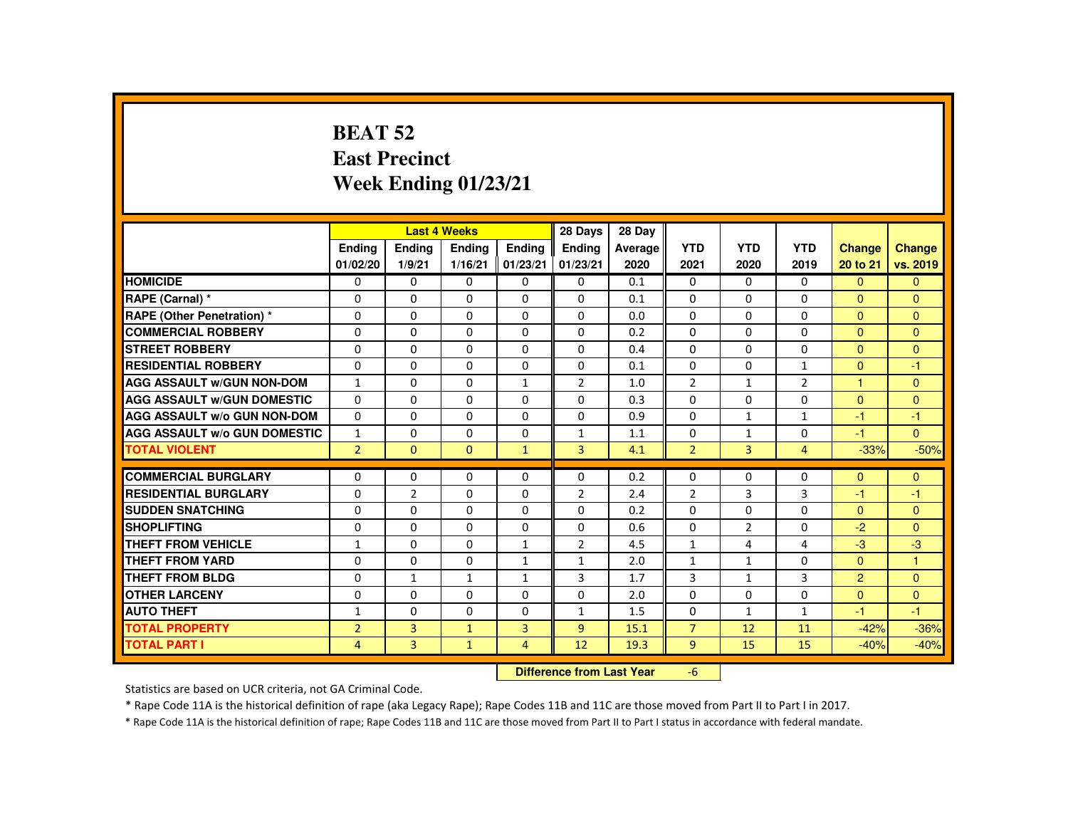# BEAT 52
# East Precinct
# Week Ending 01/23/21

| | Last 4 Weeks | | | | 28 Days | 28 Day | | | | | |
|---|---|---|---|---|---|---|---|---|---|---|---|
| | Ending 01/02/20 | Ending 1/9/21 | Ending 1/16/21 | Ending 01/23/21 | Ending 01/23/21 | Average 2020 | YTD 2021 | YTD 2020 | YTD 2019 | Change 20 to 21 | Change vs. 2019 |
| HOMICIDE | 0 | 0 | 0 | 0 | 0 | 0.1 | 0 | 0 | 0 | 0 | 0 |
| RAPE (Carnal) * | 0 | 0 | 0 | 0 | 0 | 0.1 | 0 | 0 | 0 | 0 | 0 |
| RAPE (Other Penetration) * | 0 | 0 | 0 | 0 | 0 | 0.0 | 0 | 0 | 0 | 0 | 0 |
| COMMERCIAL ROBBERY | 0 | 0 | 0 | 0 | 0 | 0.2 | 0 | 0 | 0 | 0 | 0 |
| STREET ROBBERY | 0 | 0 | 0 | 0 | 0 | 0.4 | 0 | 0 | 0 | 0 | 0 |
| RESIDENTIAL ROBBERY | 0 | 0 | 0 | 0 | 0 | 0.1 | 0 | 0 | 1 | 0 | -1 |
| AGG ASSAULT w/GUN NON-DOM | 1 | 0 | 0 | 1 | 2 | 1.0 | 2 | 1 | 2 | 1 | 0 |
| AGG ASSAULT w/GUN DOMESTIC | 0 | 0 | 0 | 0 | 0 | 0.3 | 0 | 0 | 0 | 0 | 0 |
| AGG ASSAULT w/o GUN NON-DOM | 0 | 0 | 0 | 0 | 0 | 0.9 | 0 | 1 | 1 | -1 | -1 |
| AGG ASSAULT w/o GUN DOMESTIC | 1 | 0 | 0 | 0 | 1 | 1.1 | 0 | 1 | 0 | -1 | 0 |
| TOTAL VIOLENT | 2 | 0 | 0 | 1 | 3 | 4.1 | 2 | 3 | 4 | -33% | -50% |
| COMMERCIAL BURGLARY | 0 | 0 | 0 | 0 | 0 | 0.2 | 0 | 0 | 0 | 0 | 0 |
| RESIDENTIAL BURGLARY | 0 | 2 | 0 | 0 | 2 | 2.4 | 2 | 3 | 3 | -1 | -1 |
| SUDDEN SNATCHING | 0 | 0 | 0 | 0 | 0 | 0.2 | 0 | 0 | 0 | 0 | 0 |
| SHOPLIFTING | 0 | 0 | 0 | 0 | 0 | 0.6 | 0 | 2 | 0 | -2 | 0 |
| THEFT FROM VEHICLE | 1 | 0 | 0 | 1 | 2 | 4.5 | 1 | 4 | 4 | -3 | -3 |
| THEFT FROM YARD | 0 | 0 | 0 | 1 | 1 | 2.0 | 1 | 1 | 0 | 0 | 1 |
| THEFT FROM BLDG | 0 | 1 | 1 | 1 | 3 | 1.7 | 3 | 1 | 3 | 2 | 0 |
| OTHER LARCENY | 0 | 0 | 0 | 0 | 0 | 2.0 | 0 | 0 | 0 | 0 | 0 |
| AUTO THEFT | 1 | 0 | 0 | 0 | 1 | 1.5 | 0 | 1 | 1 | -1 | -1 |
| TOTAL PROPERTY | 2 | 3 | 1 | 3 | 9 | 15.1 | 7 | 12 | 11 | -42% | -36% |
| TOTAL PART I | 4 | 3 | 1 | 4 | 12 | 19.3 | 9 | 15 | 15 | -40% | -40% |

**Difference from Last Year** -6

Statistics are based on UCR criteria, not GA Criminal Code.

* Rape Code 11A is the historical definition of rape (aka Legacy Rape); Rape Codes 11B and 11C are those moved from Part II to Part I in 2017.

* Rape Code 11A is the historical definition of rape; Rape Codes 11B and 11C are those moved from Part II to Part I status in accordance with federal mandate.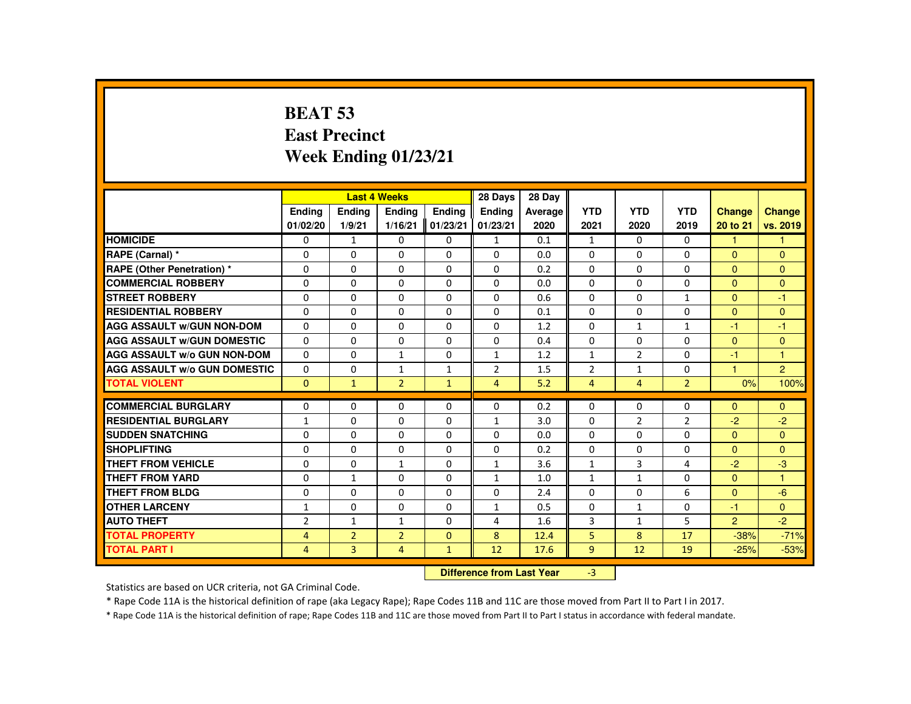# BEAT 53
# East Precinct
# Week Ending 01/23/21

| | Last 4 Weeks | | | | 28 Days | 28 Day | | | | | |
|---|---|---|---|---|---|---|---|---|---|---|---|
| | Ending 01/02/20 | Ending 1/9/21 | Ending 1/16/21 | Ending 01/23/21 | Ending 01/23/21 | Average 2020 | YTD 2021 | YTD 2020 | YTD 2019 | Change 20 to 21 | Change vs. 2019 |
| **HOMICIDE** | 0 | 1 | 0 | 0 | 1 | 0.1 | 1 | 0 | 0 | 1 | 1 |
| **RAPE (Carnal) *** | 0 | 0 | 0 | 0 | 0 | 0.0 | 0 | 0 | 0 | 0 | 0 |
| **RAPE (Other Penetration) *** | 0 | 0 | 0 | 0 | 0 | 0.2 | 0 | 0 | 0 | 0 | 0 |
| **COMMERCIAL ROBBERY** | 0 | 0 | 0 | 0 | 0 | 0.0 | 0 | 0 | 0 | 0 | 0 |
| **STREET ROBBERY** | 0 | 0 | 0 | 0 | 0 | 0.6 | 0 | 0 | 1 | 0 | -1 |
| **RESIDENTIAL ROBBERY** | 0 | 0 | 0 | 0 | 0 | 0.1 | 0 | 0 | 0 | 0 | 0 |
| **AGG ASSAULT w/GUN NON-DOM** | 0 | 0 | 0 | 0 | 0 | 1.2 | 0 | 1 | 1 | -1 | -1 |
| **AGG ASSAULT w/GUN DOMESTIC** | 0 | 0 | 0 | 0 | 0 | 0.4 | 0 | 0 | 0 | 0 | 0 |
| **AGG ASSAULT w/o GUN NON-DOM** | 0 | 0 | 1 | 0 | 1 | 1.2 | 1 | 2 | 0 | -1 | 1 |
| **AGG ASSAULT w/o GUN DOMESTIC** | 0 | 0 | 1 | 1 | 2 | 1.5 | 2 | 1 | 0 | 1 | 2 |
| **TOTAL VIOLENT** | 0 | 1 | 2 | 1 | 4 | 5.2 | 4 | 4 | 2 | 0% | 100% |
| **COMMERCIAL BURGLARY** | 0 | 0 | 0 | 0 | 0 | 0.2 | 0 | 0 | 0 | 0 | 0 |
| **RESIDENTIAL BURGLARY** | 1 | 0 | 0 | 0 | 1 | 3.0 | 0 | 2 | 2 | -2 | -2 |
| **SUDDEN SNATCHING** | 0 | 0 | 0 | 0 | 0 | 0.0 | 0 | 0 | 0 | 0 | 0 |
| **SHOPLIFTING** | 0 | 0 | 0 | 0 | 0 | 0.2 | 0 | 0 | 0 | 0 | 0 |
| **THEFT FROM VEHICLE** | 0 | 0 | 1 | 0 | 1 | 3.6 | 1 | 3 | 4 | -2 | -3 |
| **THEFT FROM YARD** | 0 | 1 | 0 | 0 | 1 | 1.0 | 1 | 1 | 0 | 0 | 1 |
| **THEFT FROM BLDG** | 0 | 0 | 0 | 0 | 0 | 2.4 | 0 | 0 | 6 | 0 | -6 |
| **OTHER LARCENY** | 1 | 0 | 0 | 0 | 1 | 0.5 | 0 | 1 | 0 | -1 | 0 |
| **AUTO THEFT** | 2 | 1 | 1 | 0 | 4 | 1.6 | 3 | 1 | 5 | 2 | -2 |
| **TOTAL PROPERTY** | 4 | 2 | 2 | 0 | 8 | 12.4 | 5 | 8 | 17 | -38% | -71% |
| **TOTAL PART I** | 4 | 3 | 4 | 1 | 12 | 17.6 | 9 | 12 | 19 | -25% | -53% |

**Difference from Last Year** -3

Statistics are based on UCR criteria, not GA Criminal Code.

* Rape Code 11A is the historical definition of rape (aka Legacy Rape); Rape Codes 11B and 11C are those moved from Part II to Part I in 2017.

* Rape Code 11A is the historical definition of rape; Rape Codes 11B and 11C are those moved from Part II to Part I status in accordance with federal mandate.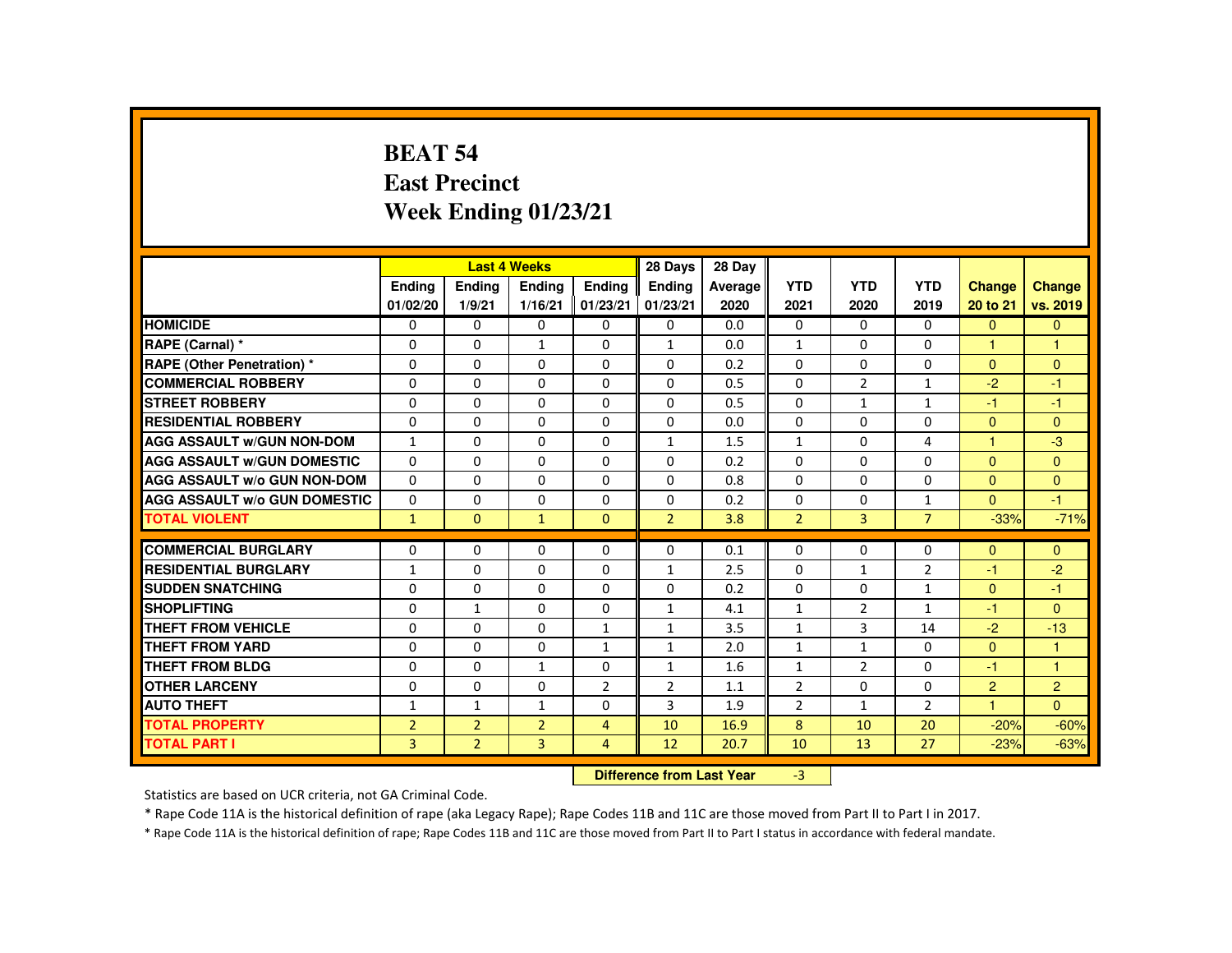# BEAT 54
# East Precinct
# Week Ending 01/23/21

| | Last 4 Weeks | | | | 28 Days | 28 Day | | | | | |
|---|---|---|---|---|---|---|---|---|---|---|---|
| | Ending 01/02/20 | Ending 1/9/21 | Ending 1/16/21 | Ending 01/23/21 | Ending 01/23/21 | Average 2020 | YTD 2021 | YTD 2020 | YTD 2019 | Change 20 to 21 | Change vs. 2019 |
| **HOMICIDE** | 0 | 0 | 0 | 0 | 0 | 0.0 | 0 | 0 | 0 | 0 | 0 |
| **RAPE (Carnal) *** | 0 | 0 | 1 | 0 | 1 | 0.0 | 1 | 0 | 0 | 1 | 1 |
| **RAPE (Other Penetration) *** | 0 | 0 | 0 | 0 | 0 | 0.2 | 0 | 0 | 0 | 0 | 0 |
| **COMMERCIAL ROBBERY** | 0 | 0 | 0 | 0 | 0 | 0.5 | 0 | 2 | 1 | -2 | -1 |
| **STREET ROBBERY** | 0 | 0 | 0 | 0 | 0 | 0.5 | 0 | 1 | 1 | -1 | -1 |
| **RESIDENTIAL ROBBERY** | 0 | 0 | 0 | 0 | 0 | 0.0 | 0 | 0 | 0 | 0 | 0 |
| **AGG ASSAULT w/GUN NON-DOM** | 1 | 0 | 0 | 0 | 1 | 1.5 | 1 | 0 | 4 | 1 | -3 |
| **AGG ASSAULT w/GUN DOMESTIC** | 0 | 0 | 0 | 0 | 0 | 0.2 | 0 | 0 | 0 | 0 | 0 |
| **AGG ASSAULT w/o GUN NON-DOM** | 0 | 0 | 0 | 0 | 0 | 0.8 | 0 | 0 | 0 | 0 | 0 |
| **AGG ASSAULT w/o GUN DOMESTIC** | 0 | 0 | 0 | 0 | 0 | 0.2 | 0 | 0 | 1 | 0 | -1 |
| **TOTAL VIOLENT** | 1 | 0 | 1 | 0 | 2 | 3.8 | 2 | 3 | 7 | -33% | -71% |
| **COMMERCIAL BURGLARY** | 0 | 0 | 0 | 0 | 0 | 0.1 | 0 | 0 | 0 | 0 | 0 |
| **RESIDENTIAL BURGLARY** | 1 | 0 | 0 | 0 | 1 | 2.5 | 0 | 1 | 2 | -1 | -2 |
| **SUDDEN SNATCHING** | 0 | 0 | 0 | 0 | 0 | 0.2 | 0 | 0 | 1 | 0 | -1 |
| **SHOPLIFTING** | 0 | 1 | 0 | 0 | 1 | 4.1 | 1 | 2 | 1 | -1 | 0 |
| **THEFT FROM VEHICLE** | 0 | 0 | 0 | 1 | 1 | 3.5 | 1 | 3 | 14 | -2 | -13 |
| **THEFT FROM YARD** | 0 | 0 | 0 | 1 | 1 | 2.0 | 1 | 1 | 0 | 0 | 1 |
| **THEFT FROM BLDG** | 0 | 0 | 1 | 0 | 1 | 1.6 | 1 | 2 | 0 | -1 | 1 |
| **OTHER LARCENY** | 0 | 0 | 0 | 2 | 2 | 1.1 | 2 | 0 | 0 | 2 | 2 |
| **AUTO THEFT** | 1 | 1 | 1 | 0 | 3 | 1.9 | 2 | 1 | 2 | 1 | 0 |
| **TOTAL PROPERTY** | 2 | 2 | 2 | 4 | 10 | 16.9 | 8 | 10 | 20 | -20% | -60% |
| **TOTAL PART I** | 3 | 2 | 3 | 4 | 12 | 20.7 | 10 | 13 | 27 | -23% | -63% |

**Difference from Last Year** -3

Statistics are based on UCR criteria, not GA Criminal Code.

* Rape Code 11A is the historical definition of rape (aka Legacy Rape); Rape Codes 11B and 11C are those moved from Part II to Part I in 2017.

* Rape Code 11A is the historical definition of rape; Rape Codes 11B and 11C are those moved from Part II to Part I status in accordance with federal mandate.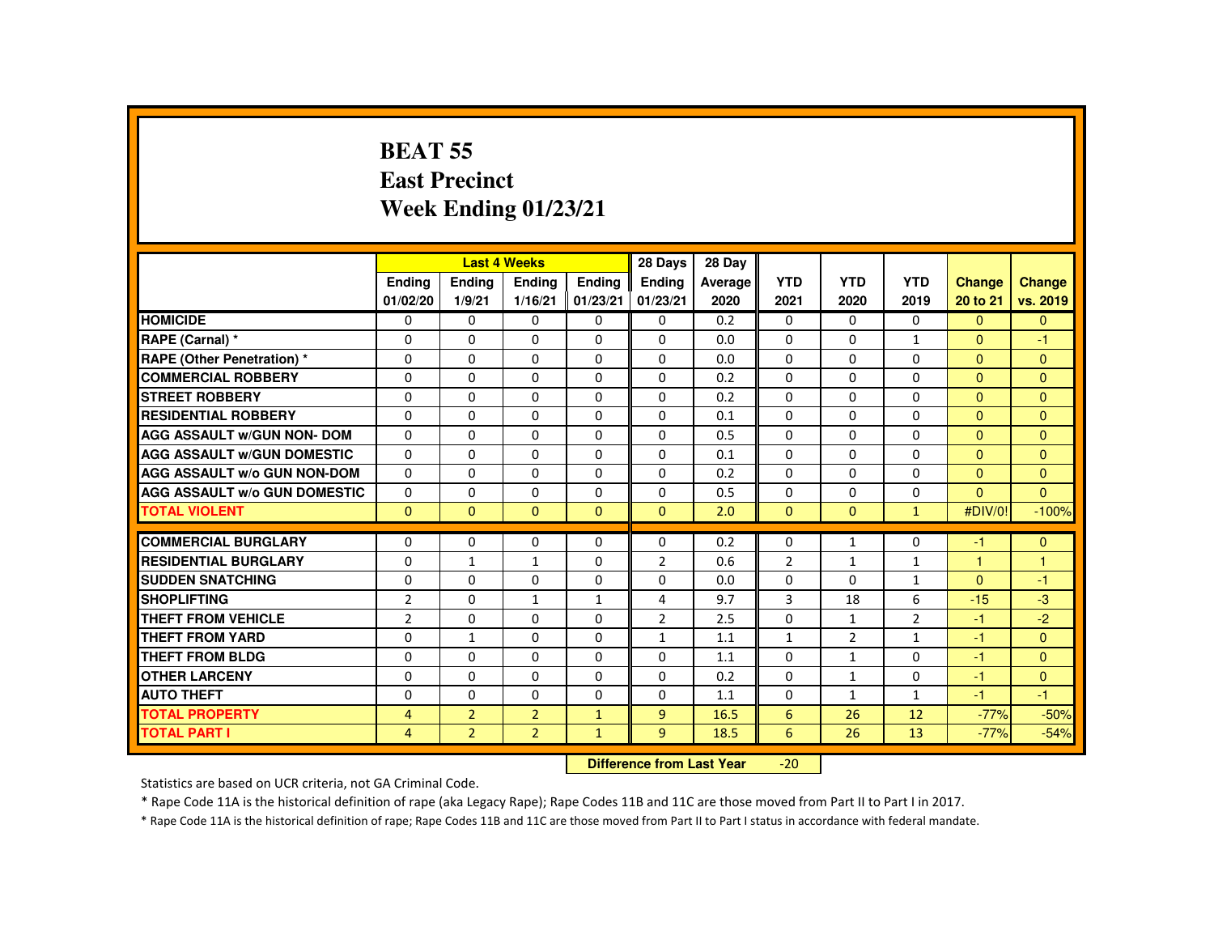# BEAT 55
## East Precinct
## Week Ending 01/23/21

| | Last 4 Weeks | | | | 28 Days | 28 Day | | | | | |
|---|---|---|---|---|---|---|---|---|---|---|---|
| | Ending 01/02/20 | Ending 1/9/21 | Ending 1/16/21 | Ending 01/23/21 | Ending 01/23/21 | Average 2020 | YTD 2021 | YTD 2020 | YTD 2019 | Change 20 to 21 | Change vs. 2019 |
| HOMICIDE | 0 | 0 | 0 | 0 | 0 | 0.2 | 0 | 0 | 0 | 0 | 0 |
| RAPE (Carnal) * | 0 | 0 | 0 | 0 | 0 | 0.0 | 0 | 0 | 1 | 0 | -1 |
| RAPE (Other Penetration) * | 0 | 0 | 0 | 0 | 0 | 0.0 | 0 | 0 | 0 | 0 | 0 |
| COMMERCIAL ROBBERY | 0 | 0 | 0 | 0 | 0 | 0.2 | 0 | 0 | 0 | 0 | 0 |
| STREET ROBBERY | 0 | 0 | 0 | 0 | 0 | 0.2 | 0 | 0 | 0 | 0 | 0 |
| RESIDENTIAL ROBBERY | 0 | 0 | 0 | 0 | 0 | 0.1 | 0 | 0 | 0 | 0 | 0 |
| AGG ASSAULT w/GUN NON- DOM | 0 | 0 | 0 | 0 | 0 | 0.5 | 0 | 0 | 0 | 0 | 0 |
| AGG ASSAULT w/GUN DOMESTIC | 0 | 0 | 0 | 0 | 0 | 0.1 | 0 | 0 | 0 | 0 | 0 |
| AGG ASSAULT w/o GUN NON-DOM | 0 | 0 | 0 | 0 | 0 | 0.2 | 0 | 0 | 0 | 0 | 0 |
| AGG ASSAULT w/o GUN DOMESTIC | 0 | 0 | 0 | 0 | 0 | 0.5 | 0 | 0 | 0 | 0 | 0 |
| TOTAL VIOLENT | 0 | 0 | 0 | 0 | 0 | 2.0 | 0 | 0 | 1 | #DIV/0! | -100% |
| COMMERCIAL BURGLARY | 0 | 0 | 0 | 0 | 0 | 0.2 | 0 | 1 | 0 | -1 | 0 |
| RESIDENTIAL BURGLARY | 0 | 1 | 1 | 0 | 2 | 0.6 | 2 | 1 | 1 | 1 | 1 |
| SUDDEN SNATCHING | 0 | 0 | 0 | 0 | 0 | 0.0 | 0 | 0 | 1 | 0 | -1 |
| SHOPLIFTING | 2 | 0 | 1 | 1 | 4 | 9.7 | 3 | 18 | 6 | -15 | -3 |
| THEFT FROM VEHICLE | 2 | 0 | 0 | 0 | 2 | 2.5 | 0 | 1 | 2 | -1 | -2 |
| THEFT FROM YARD | 0 | 1 | 0 | 0 | 1 | 1.1 | 1 | 2 | 1 | -1 | 0 |
| THEFT FROM BLDG | 0 | 0 | 0 | 0 | 0 | 1.1 | 0 | 1 | 0 | -1 | 0 |
| OTHER LARCENY | 0 | 0 | 0 | 0 | 0 | 0.2 | 0 | 1 | 0 | -1 | 0 |
| AUTO THEFT | 0 | 0 | 0 | 0 | 0 | 1.1 | 0 | 1 | 1 | -1 | -1 |
| TOTAL PROPERTY | 4 | 2 | 2 | 1 | 9 | 16.5 | 6 | 26 | 12 | -77% | -50% |
| TOTAL PART I | 4 | 2 | 2 | 1 | 9 | 18.5 | 6 | 26 | 13 | -77% | -54% |

**Difference from Last Year** -20

Statistics are based on UCR criteria, not GA Criminal Code.

* Rape Code 11A is the historical definition of rape (aka Legacy Rape); Rape Codes 11B and 11C are those moved from Part II to Part I in 2017.

* Rape Code 11A is the historical definition of rape; Rape Codes 11B and 11C are those moved from Part II to Part I status in accordance with federal mandate.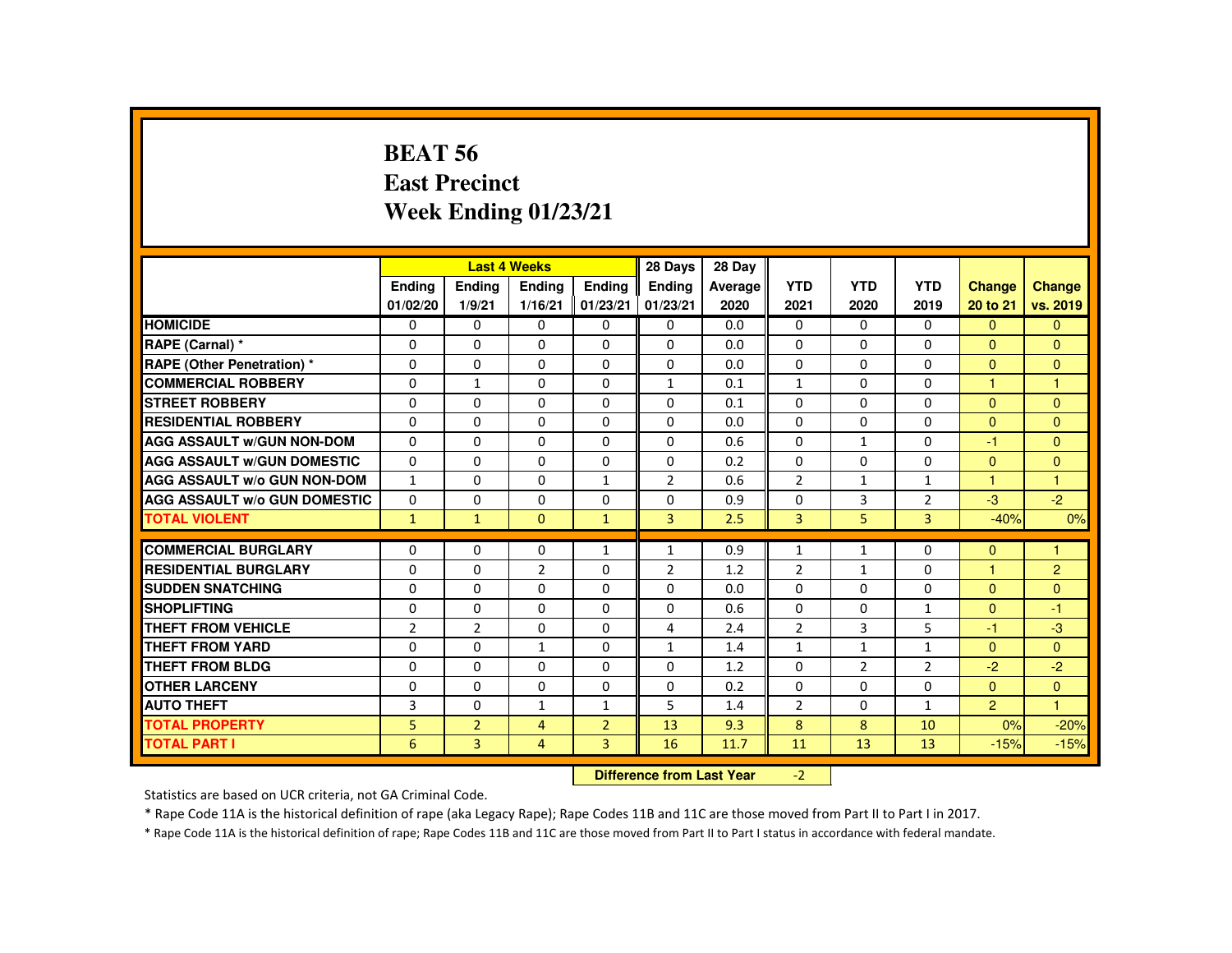# BEAT 56
## East Precinct
## Week Ending 01/23/21

| | Last 4 Weeks | | | | 28 Days | 28 Day | | | | | |
|---|---|---|---|---|---|---|---|---|---|---|---|
| | Ending 01/02/20 | Ending 1/9/21 | Ending 1/16/21 | Ending 01/23/21 | Ending 01/23/21 | Average 2020 | YTD 2021 | YTD 2020 | YTD 2019 | Change 20 to 21 | Change vs. 2019 |
| HOMICIDE | 0 | 0 | 0 | 0 | 0 | 0.0 | 0 | 0 | 0 | 0 | 0 |
| RAPE (Carnal) * | 0 | 0 | 0 | 0 | 0 | 0.0 | 0 | 0 | 0 | 0 | 0 |
| RAPE (Other Penetration) * | 0 | 0 | 0 | 0 | 0 | 0.0 | 0 | 0 | 0 | 0 | 0 |
| COMMERCIAL ROBBERY | 0 | 1 | 0 | 0 | 1 | 0.1 | 1 | 0 | 0 | 1 | 1 |
| STREET ROBBERY | 0 | 0 | 0 | 0 | 0 | 0.1 | 0 | 0 | 0 | 0 | 0 |
| RESIDENTIAL ROBBERY | 0 | 0 | 0 | 0 | 0 | 0.0 | 0 | 0 | 0 | 0 | 0 |
| AGG ASSAULT w/GUN NON-DOM | 0 | 0 | 0 | 0 | 0 | 0.6 | 0 | 1 | 0 | -1 | 0 |
| AGG ASSAULT w/GUN DOMESTIC | 0 | 0 | 0 | 0 | 0 | 0.2 | 0 | 0 | 0 | 0 | 0 |
| AGG ASSAULT w/o GUN NON-DOM | 1 | 0 | 0 | 1 | 2 | 0.6 | 2 | 1 | 1 | 1 | 1 |
| AGG ASSAULT w/o GUN DOMESTIC | 0 | 0 | 0 | 0 | 0 | 0.9 | 0 | 3 | 2 | -3 | -2 |
| TOTAL VIOLENT | 1 | 1 | 0 | 1 | 3 | 2.5 | 3 | 5 | 3 | -40% | 0% |
| COMMERCIAL BURGLARY | 0 | 0 | 0 | 1 | 1 | 0.9 | 1 | 1 | 0 | 0 | 1 |
| RESIDENTIAL BURGLARY | 0 | 0 | 2 | 0 | 2 | 1.2 | 2 | 1 | 0 | 1 | 2 |
| SUDDEN SNATCHING | 0 | 0 | 0 | 0 | 0 | 0.0 | 0 | 0 | 0 | 0 | 0 |
| SHOPLIFTING | 0 | 0 | 0 | 0 | 0 | 0.6 | 0 | 0 | 1 | 0 | -1 |
| THEFT FROM VEHICLE | 2 | 2 | 0 | 0 | 4 | 2.4 | 2 | 3 | 5 | -1 | -3 |
| THEFT FROM YARD | 0 | 0 | 1 | 0 | 1 | 1.4 | 1 | 1 | 1 | 0 | 0 |
| THEFT FROM BLDG | 0 | 0 | 0 | 0 | 0 | 1.2 | 0 | 2 | 2 | -2 | -2 |
| OTHER LARCENY | 0 | 0 | 0 | 0 | 0 | 0.2 | 0 | 0 | 0 | 0 | 0 |
| AUTO THEFT | 3 | 0 | 1 | 1 | 5 | 1.4 | 2 | 0 | 1 | 2 | 1 |
| TOTAL PROPERTY | 5 | 2 | 4 | 2 | 13 | 9.3 | 8 | 8 | 10 | 0% | -20% |
| TOTAL PART I | 6 | 3 | 4 | 3 | 16 | 11.7 | 11 | 13 | 13 | -15% | -15% |

**Difference from Last Year** -2

Statistics are based on UCR criteria, not GA Criminal Code.

* Rape Code 11A is the historical definition of rape (aka Legacy Rape); Rape Codes 11B and 11C are those moved from Part II to Part I in 2017.

* Rape Code 11A is the historical definition of rape; Rape Codes 11B and 11C are those moved from Part II to Part I status in accordance with federal mandate.